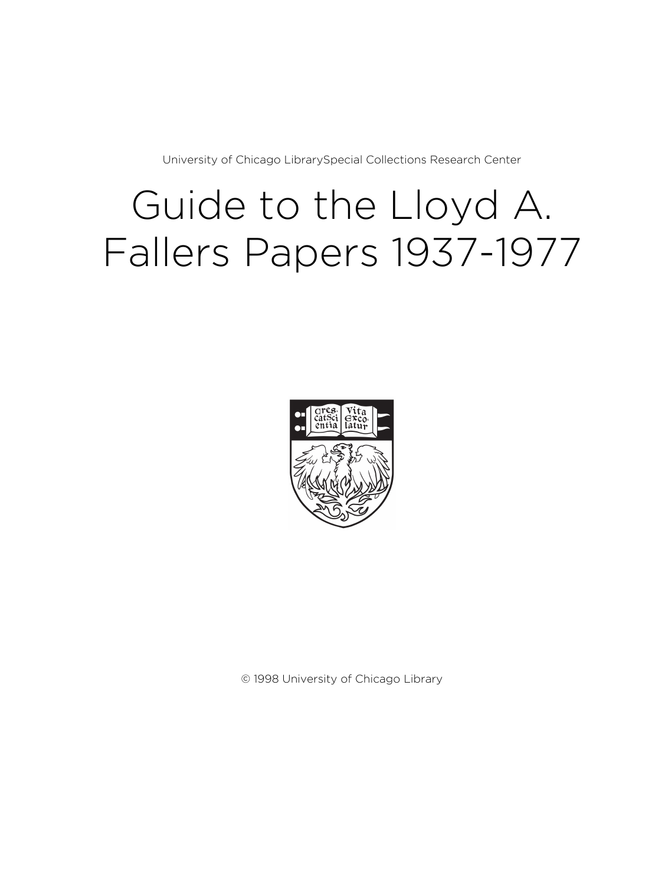University of Chicago LibrarySpecial Collections Research Center

# Guide to the Lloyd A. Fallers Papers 1937-1977

© 1998 University of Chicago Library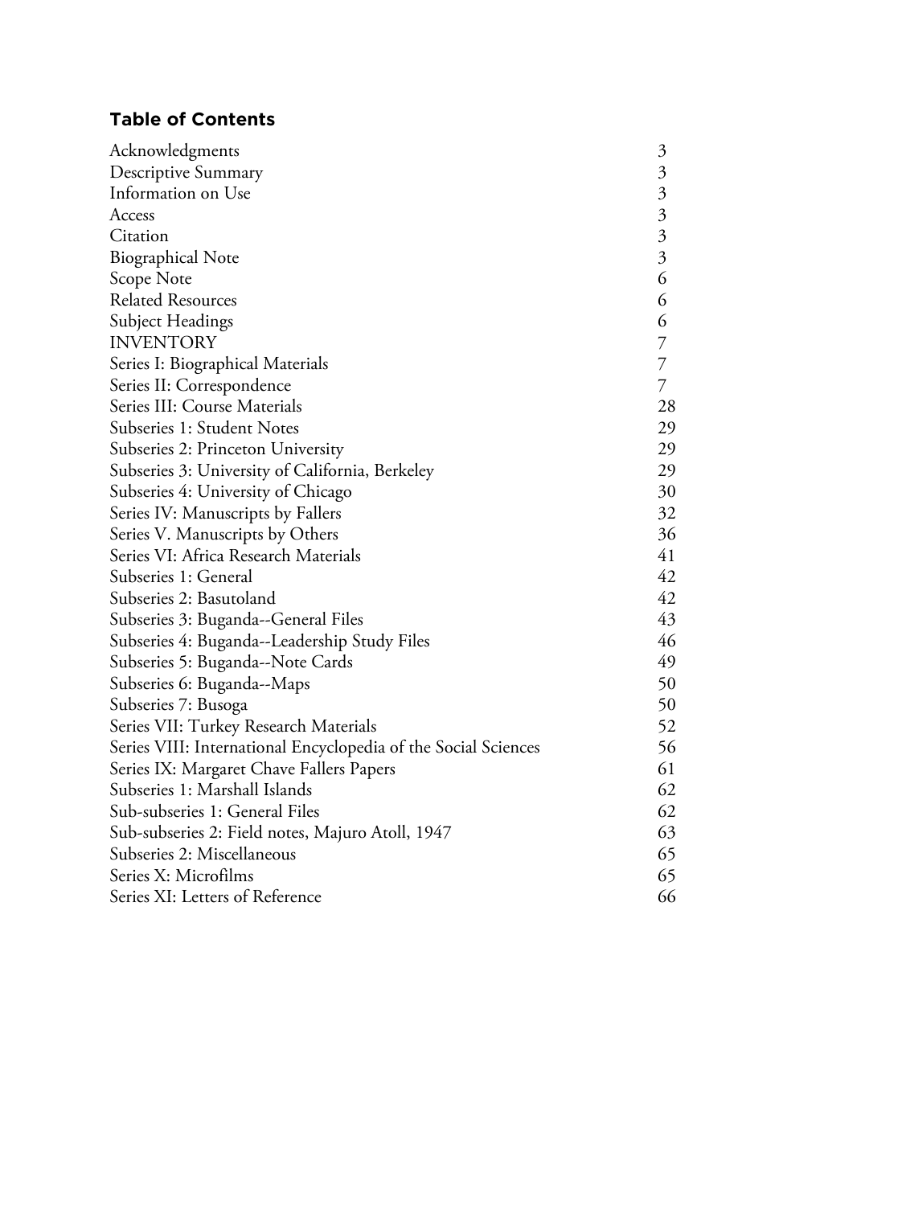## Table of Contents

| | |
|---|---|
| Acknowledgments | 3 |
| Descriptive Summary | 3 |
| Information on Use | 3 |
| Access | 3 |
| Citation | 3 |
| Biographical Note | 3 |
| Scope Note | 6 |
| Related Resources | 6 |
| Subject Headings | 6 |
| INVENTORY | 7 |
| Series I: Biographical Materials | 7 |
| Series II: Correspondence | 7 |
| Series III: Course Materials | 28 |
| Subseries 1: Student Notes | 29 |
| Subseries 2: Princeton University | 29 |
| Subseries 3: University of California, Berkeley | 29 |
| Subseries 4: University of Chicago | 30 |
| Series IV: Manuscripts by Fallers | 32 |
| Series V. Manuscripts by Others | 36 |
| Series VI: Africa Research Materials | 41 |
| Subseries 1: General | 42 |
| Subseries 2: Basutoland | 42 |
| Subseries 3: Buganda--General Files | 43 |
| Subseries 4: Buganda--Leadership Study Files | 46 |
| Subseries 5: Buganda--Note Cards | 49 |
| Subseries 6: Buganda--Maps | 50 |
| Subseries 7: Busoga | 50 |
| Series VII: Turkey Research Materials | 52 |
| Series VIII: International Encyclopedia of the Social Sciences | 56 |
| Series IX: Margaret Chave Fallers Papers | 61 |
| Subseries 1: Marshall Islands | 62 |
| Sub-subseries 1: General Files | 62 |
| Sub-subseries 2: Field notes, Majuro Atoll, 1947 | 63 |
| Subseries 2: Miscellaneous | 65 |
| Series X: Microfilms | 65 |
| Series XI: Letters of Reference | 66 |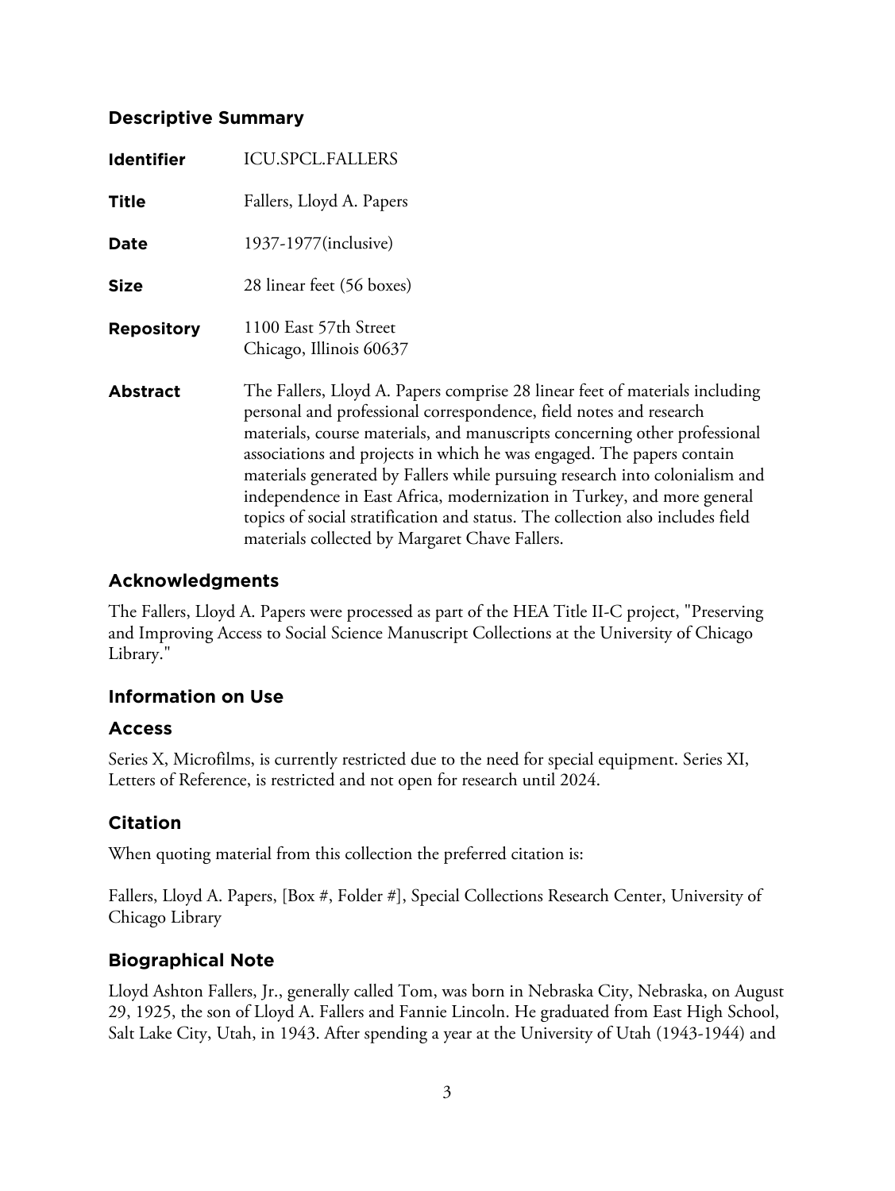## Descriptive Summary

| | |
|---|---|
| **Identifier** | ICU.SPCL.FALLERS |
| **Title** | Fallers, Lloyd A. Papers |
| **Date** | 1937-1977(inclusive) |
| **Size** | 28 linear feet (56 boxes) |
| **Repository** | 1100 East 57th Street<br>Chicago, Illinois 60637 |
| **Abstract** | The Fallers, Lloyd A. Papers comprise 28 linear feet of materials including personal and professional correspondence, field notes and research materials, course materials, and manuscripts concerning other professional associations and projects in which he was engaged. The papers contain materials generated by Fallers while pursuing research into colonialism and independence in East Africa, modernization in Turkey, and more general topics of social stratification and status. The collection also includes field materials collected by Margaret Chave Fallers. |

## Acknowledgments

The Fallers, Lloyd A. Papers were processed as part of the HEA Title II-C project, "Preserving and Improving Access to Social Science Manuscript Collections at the University of Chicago Library."

## Information on Use

## Access

Series X, Microfilms, is currently restricted due to the need for special equipment. Series XI, Letters of Reference, is restricted and not open for research until 2024.

## Citation

When quoting material from this collection the preferred citation is:

Fallers, Lloyd A. Papers, [Box #, Folder #], Special Collections Research Center, University of Chicago Library

## Biographical Note

Lloyd Ashton Fallers, Jr., generally called Tom, was born in Nebraska City, Nebraska, on August 29, 1925, the son of Lloyd A. Fallers and Fannie Lincoln. He graduated from East High School, Salt Lake City, Utah, in 1943. After spending a year at the University of Utah (1943-1944) and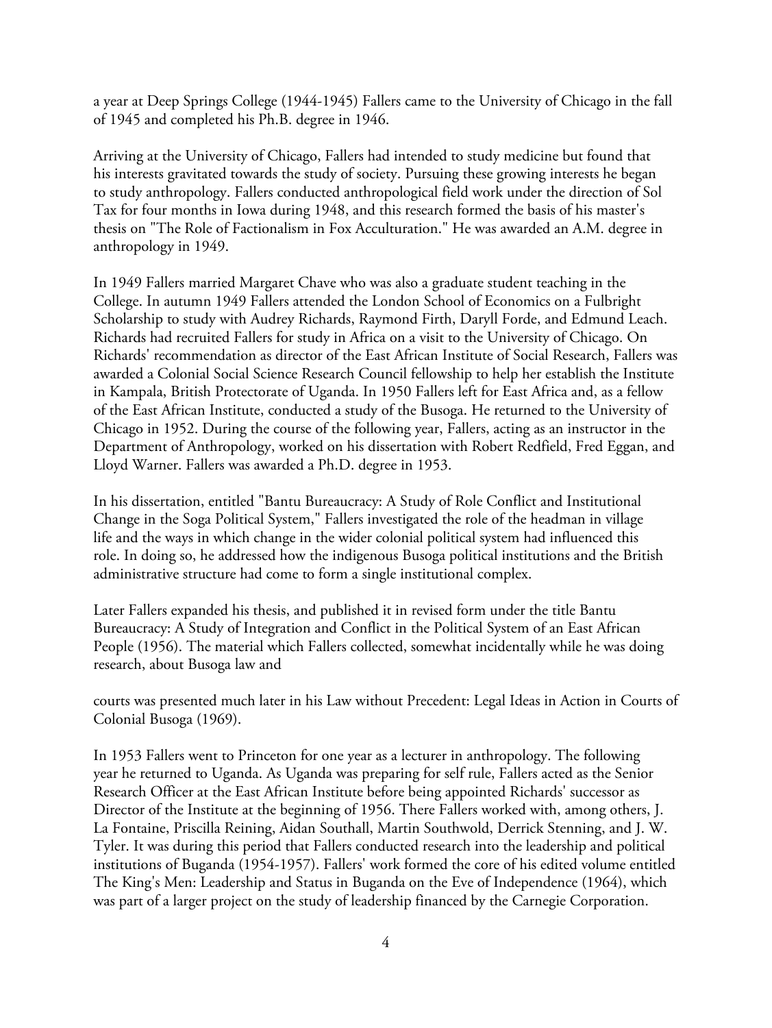a year at Deep Springs College (1944-1945) Fallers came to the University of Chicago in the fall of 1945 and completed his Ph.B. degree in 1946.

Arriving at the University of Chicago, Fallers had intended to study medicine but found that his interests gravitated towards the study of society. Pursuing these growing interests he began to study anthropology. Fallers conducted anthropological field work under the direction of Sol Tax for four months in Iowa during 1948, and this research formed the basis of his master's thesis on "The Role of Factionalism in Fox Acculturation." He was awarded an A.M. degree in anthropology in 1949.

In 1949 Fallers married Margaret Chave who was also a graduate student teaching in the College. In autumn 1949 Fallers attended the London School of Economics on a Fulbright Scholarship to study with Audrey Richards, Raymond Firth, Daryll Forde, and Edmund Leach. Richards had recruited Fallers for study in Africa on a visit to the University of Chicago. On Richards' recommendation as director of the East African Institute of Social Research, Fallers was awarded a Colonial Social Science Research Council fellowship to help her establish the Institute in Kampala, British Protectorate of Uganda. In 1950 Fallers left for East Africa and, as a fellow of the East African Institute, conducted a study of the Busoga. He returned to the University of Chicago in 1952. During the course of the following year, Fallers, acting as an instructor in the Department of Anthropology, worked on his dissertation with Robert Redfield, Fred Eggan, and Lloyd Warner. Fallers was awarded a Ph.D. degree in 1953.

In his dissertation, entitled "Bantu Bureaucracy: A Study of Role Conflict and Institutional Change in the Soga Political System," Fallers investigated the role of the headman in village life and the ways in which change in the wider colonial political system had influenced this role. In doing so, he addressed how the indigenous Busoga political institutions and the British administrative structure had come to form a single institutional complex.

Later Fallers expanded his thesis, and published it in revised form under the title Bantu Bureaucracy: A Study of Integration and Conflict in the Political System of an East African People (1956). The material which Fallers collected, somewhat incidentally while he was doing research, about Busoga law and courts was presented much later in his Law without Precedent: Legal Ideas in Action in Courts of Colonial Busoga (1969).

In 1953 Fallers went to Princeton for one year as a lecturer in anthropology. The following year he returned to Uganda. As Uganda was preparing for self rule, Fallers acted as the Senior Research Officer at the East African Institute before being appointed Richards' successor as Director of the Institute at the beginning of 1956. There Fallers worked with, among others, J. La Fontaine, Priscilla Reining, Aidan Southall, Martin Southwold, Derrick Stenning, and J. W. Tyler. It was during this period that Fallers conducted research into the leadership and political institutions of Buganda (1954-1957). Fallers' work formed the core of his edited volume entitled The King's Men: Leadership and Status in Buganda on the Eve of Independence (1964), which was part of a larger project on the study of leadership financed by the Carnegie Corporation.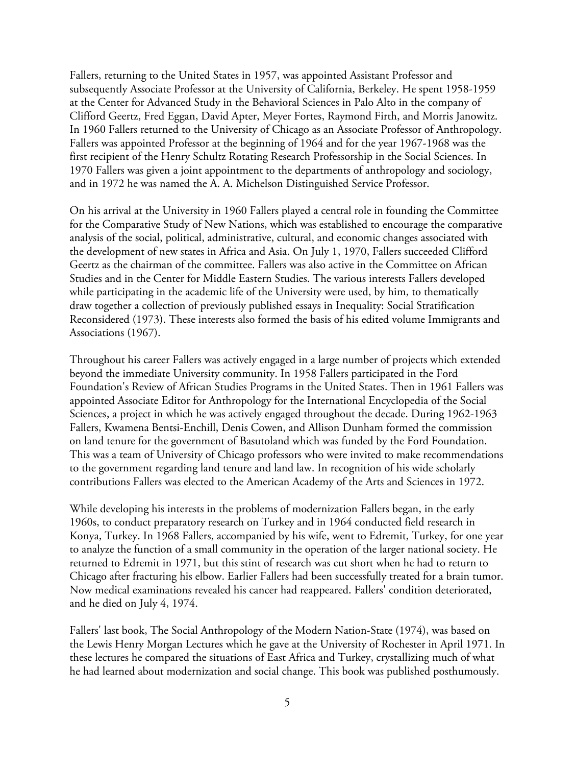Fallers, returning to the United States in 1957, was appointed Assistant Professor and subsequently Associate Professor at the University of California, Berkeley. He spent 1958-1959 at the Center for Advanced Study in the Behavioral Sciences in Palo Alto in the company of Clifford Geertz, Fred Eggan, David Apter, Meyer Fortes, Raymond Firth, and Morris Janowitz. In 1960 Fallers returned to the University of Chicago as an Associate Professor of Anthropology. Fallers was appointed Professor at the beginning of 1964 and for the year 1967-1968 was the first recipient of the Henry Schultz Rotating Research Professorship in the Social Sciences. In 1970 Fallers was given a joint appointment to the departments of anthropology and sociology, and in 1972 he was named the A. A. Michelson Distinguished Service Professor.

On his arrival at the University in 1960 Fallers played a central role in founding the Committee for the Comparative Study of New Nations, which was established to encourage the comparative analysis of the social, political, administrative, cultural, and economic changes associated with the development of new states in Africa and Asia. On July 1, 1970, Fallers succeeded Clifford Geertz as the chairman of the committee. Fallers was also active in the Committee on African Studies and in the Center for Middle Eastern Studies. The various interests Fallers developed while participating in the academic life of the University were used, by him, to thematically draw together a collection of previously published essays in Inequality: Social Stratification Reconsidered (1973). These interests also formed the basis of his edited volume Immigrants and Associations (1967).

Throughout his career Fallers was actively engaged in a large number of projects which extended beyond the immediate University community. In 1958 Fallers participated in the Ford Foundation's Review of African Studies Programs in the United States. Then in 1961 Fallers was appointed Associate Editor for Anthropology for the International Encyclopedia of the Social Sciences, a project in which he was actively engaged throughout the decade. During 1962-1963 Fallers, Kwamena Bentsi-Enchill, Denis Cowen, and Allison Dunham formed the commission on land tenure for the government of Basutoland which was funded by the Ford Foundation. This was a team of University of Chicago professors who were invited to make recommendations to the government regarding land tenure and land law. In recognition of his wide scholarly contributions Fallers was elected to the American Academy of the Arts and Sciences in 1972.

While developing his interests in the problems of modernization Fallers began, in the early 1960s, to conduct preparatory research on Turkey and in 1964 conducted field research in Konya, Turkey. In 1968 Fallers, accompanied by his wife, went to Edremit, Turkey, for one year to analyze the function of a small community in the operation of the larger national society. He returned to Edremit in 1971, but this stint of research was cut short when he had to return to Chicago after fracturing his elbow. Earlier Fallers had been successfully treated for a brain tumor. Now medical examinations revealed his cancer had reappeared. Fallers' condition deteriorated, and he died on July 4, 1974.

Fallers' last book, The Social Anthropology of the Modern Nation-State (1974), was based on the Lewis Henry Morgan Lectures which he gave at the University of Rochester in April 1971. In these lectures he compared the situations of East Africa and Turkey, crystallizing much of what he had learned about modernization and social change. This book was published posthumously.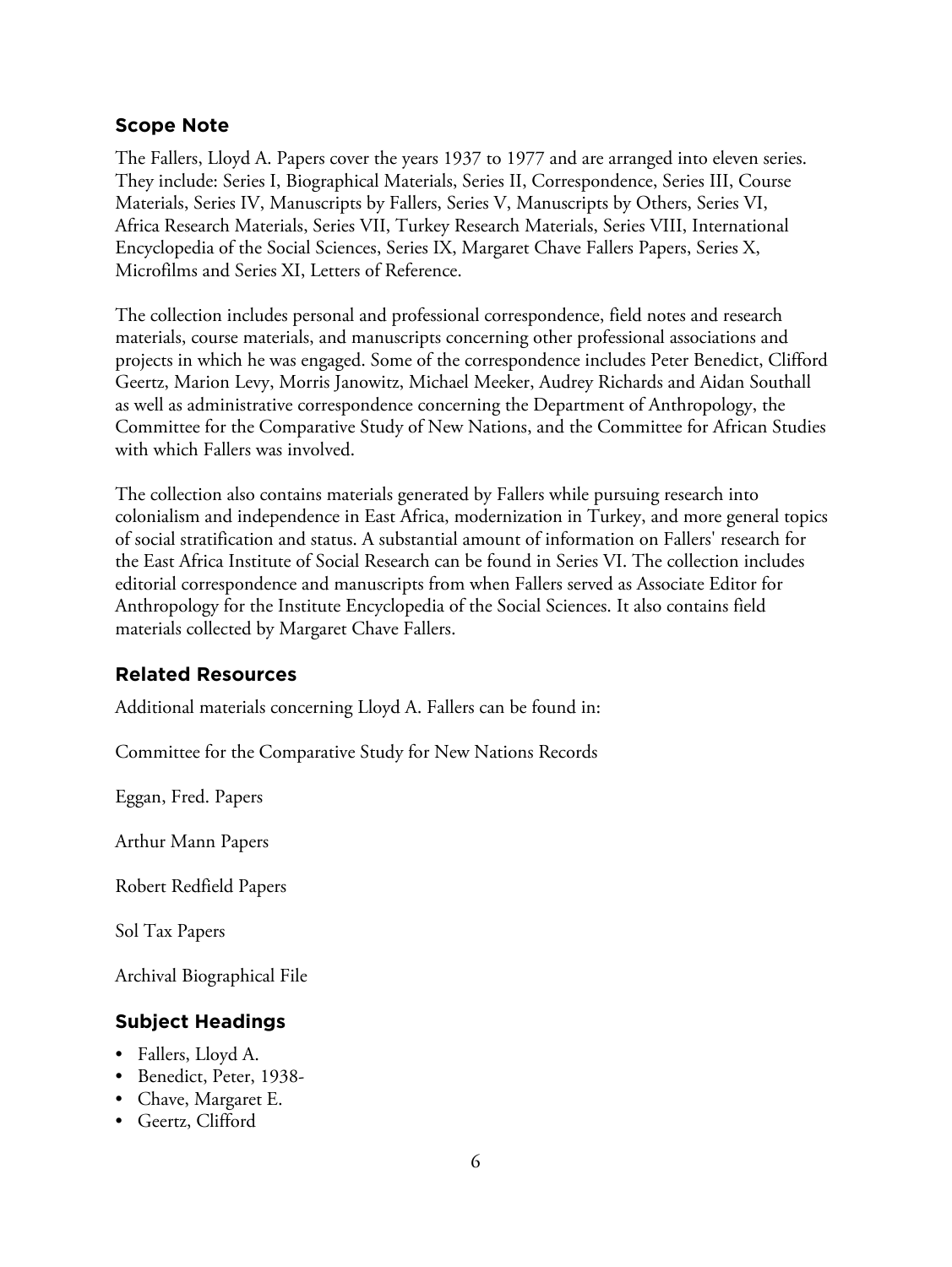## Scope Note

The Fallers, Lloyd A. Papers cover the years 1937 to 1977 and are arranged into eleven series. They include: Series I, Biographical Materials, Series II, Correspondence, Series III, Course Materials, Series IV, Manuscripts by Fallers, Series V, Manuscripts by Others, Series VI, Africa Research Materials, Series VII, Turkey Research Materials, Series VIII, International Encyclopedia of the Social Sciences, Series IX, Margaret Chave Fallers Papers, Series X, Microfilms and Series XI, Letters of Reference.

The collection includes personal and professional correspondence, field notes and research materials, course materials, and manuscripts concerning other professional associations and projects in which he was engaged. Some of the correspondence includes Peter Benedict, Clifford Geertz, Marion Levy, Morris Janowitz, Michael Meeker, Audrey Richards and Aidan Southall as well as administrative correspondence concerning the Department of Anthropology, the Committee for the Comparative Study of New Nations, and the Committee for African Studies with which Fallers was involved.

The collection also contains materials generated by Fallers while pursuing research into colonialism and independence in East Africa, modernization in Turkey, and more general topics of social stratification and status. A substantial amount of information on Fallers' research for the East Africa Institute of Social Research can be found in Series VI. The collection includes editorial correspondence and manuscripts from when Fallers served as Associate Editor for Anthropology for the Institute Encyclopedia of the Social Sciences. It also contains field materials collected by Margaret Chave Fallers.

## Related Resources

Additional materials concerning Lloyd A. Fallers can be found in:

Committee for the Comparative Study for New Nations Records

Eggan, Fred. Papers

Arthur Mann Papers

Robert Redfield Papers

Sol Tax Papers

Archival Biographical File

## Subject Headings

- Fallers, Lloyd A.
- Benedict, Peter, 1938-
- Chave, Margaret E.
- Geertz, Clifford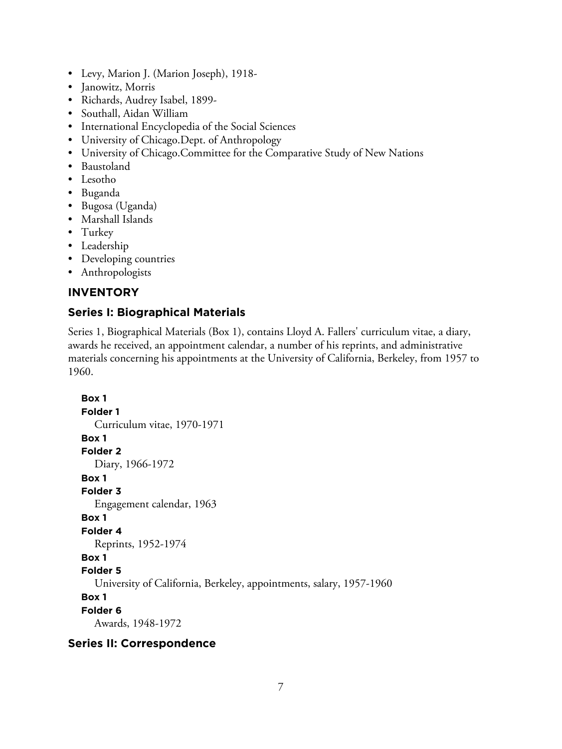- Levy, Marion J. (Marion Joseph), 1918-
- Janowitz, Morris
- Richards, Audrey Isabel, 1899-
- Southall, Aidan William
- International Encyclopedia of the Social Sciences
- University of Chicago.Dept. of Anthropology
- University of Chicago.Committee for the Comparative Study of New Nations
- Baustoland
- Lesotho
- Buganda
- Bugosa (Uganda)
- Marshall Islands
- Turkey
- Leadership
- Developing countries
- Anthropologists

## INVENTORY

### Series I: Biographical Materials

Series 1, Biographical Materials (Box 1), contains Lloyd A. Fallers' curriculum vitae, a diary, awards he received, an appointment calendar, a number of his reprints, and administrative materials concerning his appointments at the University of California, Berkeley, from 1957 to 1960.

**Box 1**
**Folder 1**
Curriculum vitae, 1970-1971

**Box 1**
**Folder 2**
Diary, 1966-1972

**Box 1**
**Folder 3**
Engagement calendar, 1963

**Box 1**
**Folder 4**
Reprints, 1952-1974

**Box 1**
**Folder 5**
University of California, Berkeley, appointments, salary, 1957-1960

**Box 1**
**Folder 6**
Awards, 1948-1972

### Series II: Correspondence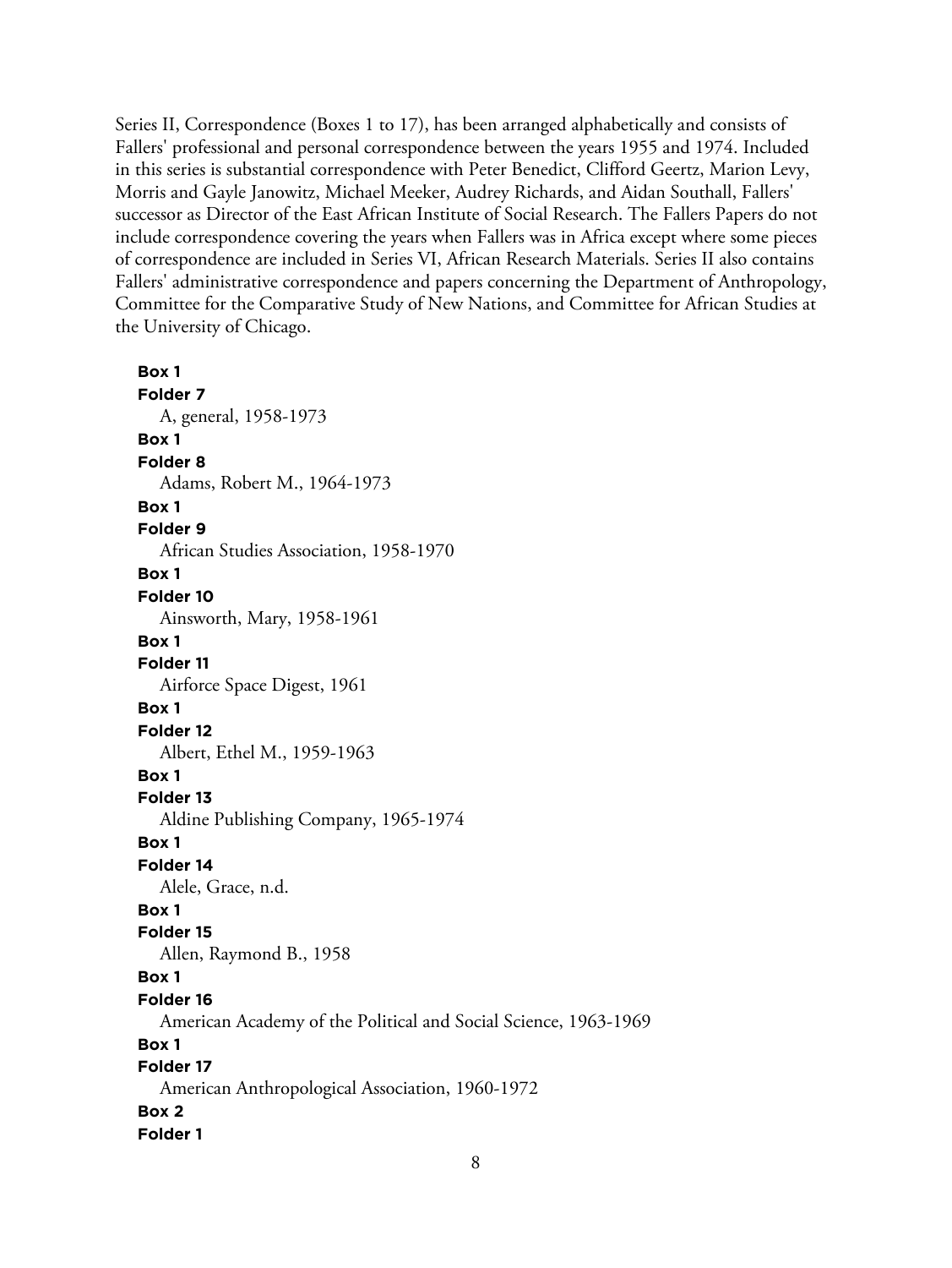Series II, Correspondence (Boxes 1 to 17), has been arranged alphabetically and consists of Fallers' professional and personal correspondence between the years 1955 and 1974. Included in this series is substantial correspondence with Peter Benedict, Clifford Geertz, Marion Levy, Morris and Gayle Janowitz, Michael Meeker, Audrey Richards, and Aidan Southall, Fallers' successor as Director of the East African Institute of Social Research. The Fallers Papers do not include correspondence covering the years when Fallers was in Africa except where some pieces of correspondence are included in Series VI, African Research Materials. Series II also contains Fallers' administrative correspondence and papers concerning the Department of Anthropology, Committee for the Comparative Study of New Nations, and Committee for African Studies at the University of Chicago.

**Box 1**
**Folder 7**
A, general, 1958-1973

**Box 1**
**Folder 8**
Adams, Robert M., 1964-1973

**Box 1**
**Folder 9**
African Studies Association, 1958-1970

**Box 1**
**Folder 10**
Ainsworth, Mary, 1958-1961

**Box 1**
**Folder 11**
Airforce Space Digest, 1961

**Box 1**
**Folder 12**
Albert, Ethel M., 1959-1963

**Box 1**
**Folder 13**
Aldine Publishing Company, 1965-1974

**Box 1**
**Folder 14**
Alele, Grace, n.d.

**Box 1**
**Folder 15**
Allen, Raymond B., 1958

**Box 1**
**Folder 16**
American Academy of the Political and Social Science, 1963-1969

**Box 1**
**Folder 17**
American Anthropological Association, 1960-1972

**Box 2**
**Folder 1**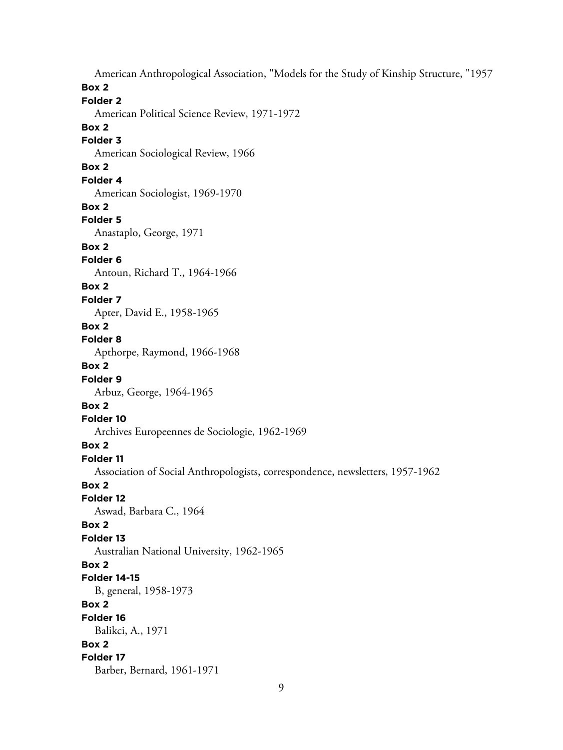American Anthropological Association, "Models for the Study of Kinship Structure, "1957

**Box 2**

**Folder 2**

American Political Science Review, 1971-1972

**Box 2**

**Folder 3**

American Sociological Review, 1966

**Box 2**

**Folder 4**

American Sociologist, 1969-1970

**Box 2**

**Folder 5**

Anastaplo, George, 1971

**Box 2**

**Folder 6**

Antoun, Richard T., 1964-1966

**Box 2**

**Folder 7**

Apter, David E., 1958-1965

**Box 2**

**Folder 8**

Apthorpe, Raymond, 1966-1968

**Box 2**

**Folder 9**

Arbuz, George, 1964-1965

**Box 2**

**Folder 10**

Archives Europeennes de Sociologie, 1962-1969

**Box 2**

**Folder 11**

Association of Social Anthropologists, correspondence, newsletters, 1957-1962

**Box 2**

**Folder 12**

Aswad, Barbara C., 1964

**Box 2**

**Folder 13**

Australian National University, 1962-1965

**Box 2**

**Folder 14-15**

B, general, 1958-1973

**Box 2**

**Folder 16**

Balikci, A., 1971

**Box 2**

**Folder 17**

Barber, Bernard, 1961-1971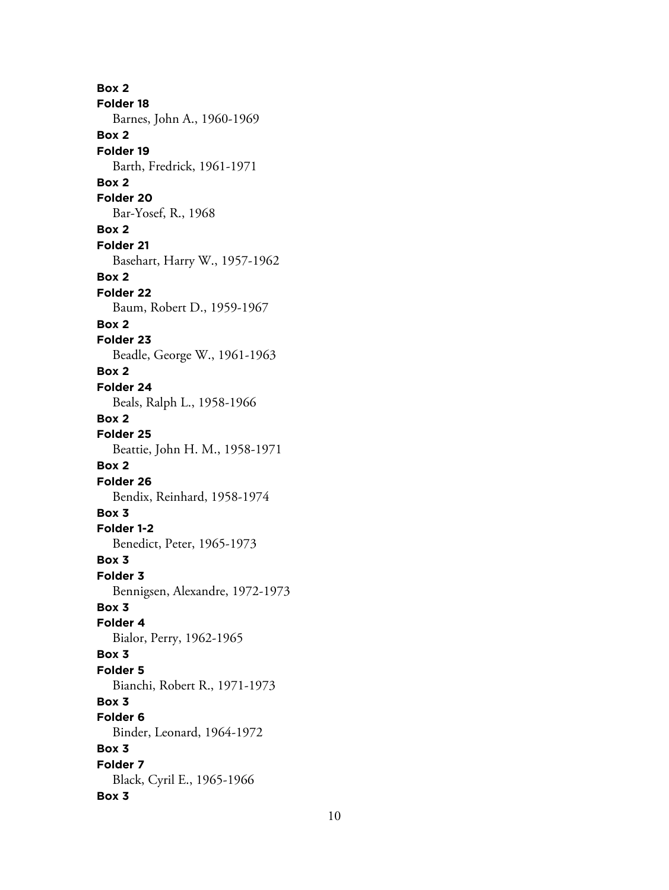**Box 2**
**Folder 18**
Barnes, John A., 1960-1969
**Box 2**
**Folder 19**
Barth, Fredrick, 1961-1971
**Box 2**
**Folder 20**
Bar-Yosef, R., 1968
**Box 2**
**Folder 21**
Basehart, Harry W., 1957-1962
**Box 2**
**Folder 22**
Baum, Robert D., 1959-1967
**Box 2**
**Folder 23**
Beadle, George W., 1961-1963
**Box 2**
**Folder 24**
Beals, Ralph L., 1958-1966
**Box 2**
**Folder 25**
Beattie, John H. M., 1958-1971
**Box 2**
**Folder 26**
Bendix, Reinhard, 1958-1974
**Box 3**
**Folder 1-2**
Benedict, Peter, 1965-1973
**Box 3**
**Folder 3**
Bennigsen, Alexandre, 1972-1973
**Box 3**
**Folder 4**
Bialor, Perry, 1962-1965
**Box 3**
**Folder 5**
Bianchi, Robert R., 1971-1973
**Box 3**
**Folder 6**
Binder, Leonard, 1964-1972
**Box 3**
**Folder 7**
Black, Cyril E., 1965-1966
**Box 3**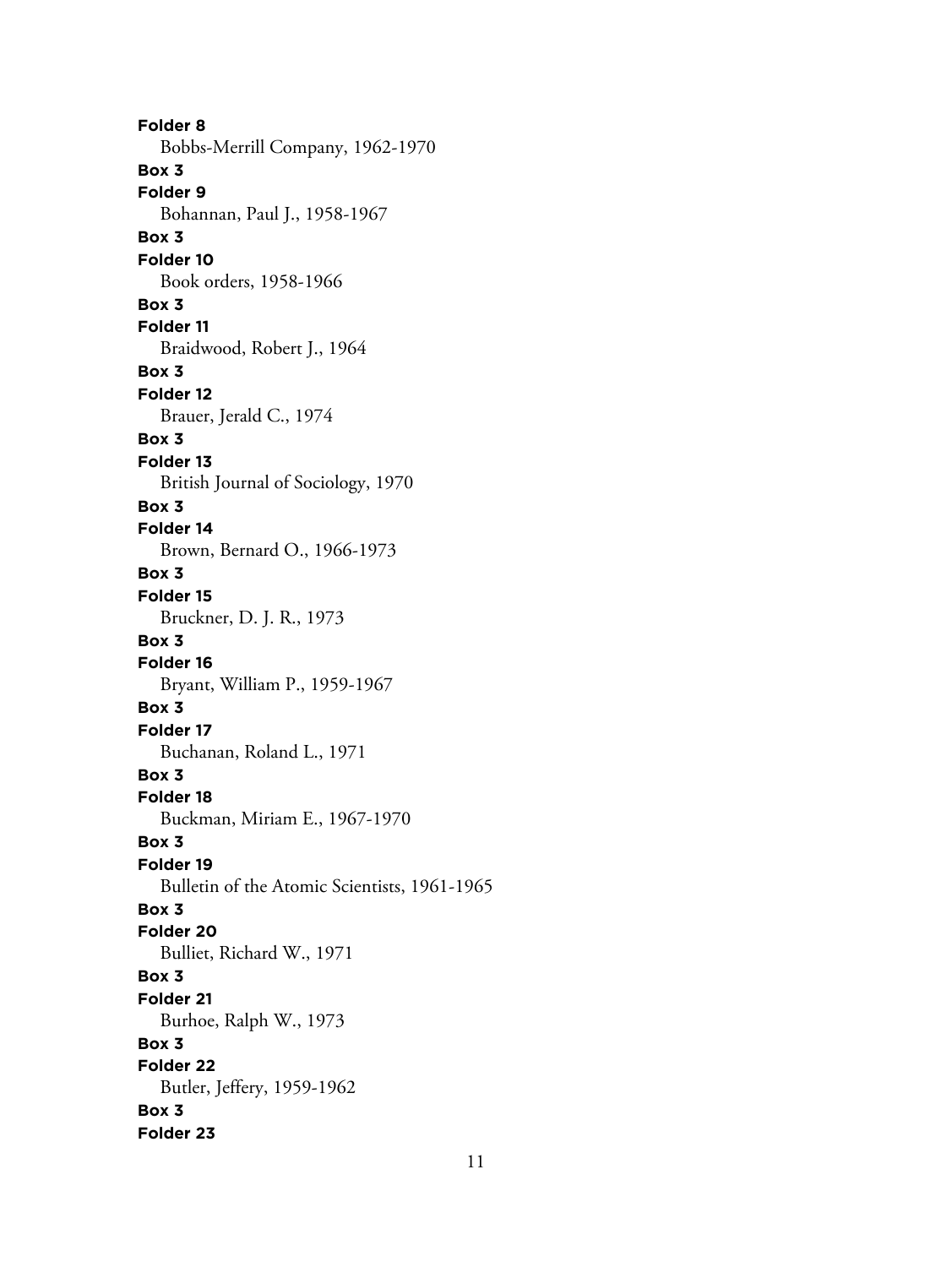**Folder 8**
Bobbs-Merrill Company, 1962-1970

**Box 3**
**Folder 9**
Bohannan, Paul J., 1958-1967

**Box 3**
**Folder 10**
Book orders, 1958-1966

**Box 3**
**Folder 11**
Braidwood, Robert J., 1964

**Box 3**
**Folder 12**
Brauer, Jerald C., 1974

**Box 3**
**Folder 13**
British Journal of Sociology, 1970

**Box 3**
**Folder 14**
Brown, Bernard O., 1966-1973

**Box 3**
**Folder 15**
Bruckner, D. J. R., 1973

**Box 3**
**Folder 16**
Bryant, William P., 1959-1967

**Box 3**
**Folder 17**
Buchanan, Roland L., 1971

**Box 3**
**Folder 18**
Buckman, Miriam E., 1967-1970

**Box 3**
**Folder 19**
Bulletin of the Atomic Scientists, 1961-1965

**Box 3**
**Folder 20**
Bulliet, Richard W., 1971

**Box 3**
**Folder 21**
Burhoe, Ralph W., 1973

**Box 3**
**Folder 22**
Butler, Jeffery, 1959-1962

**Box 3**
**Folder 23**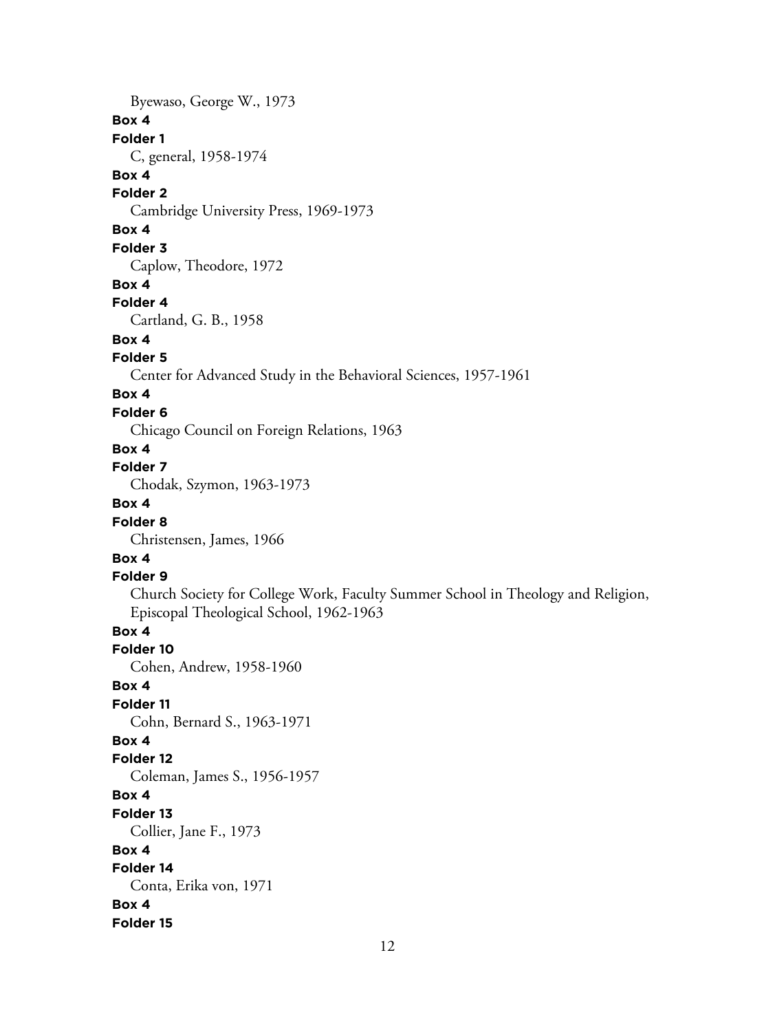Byewaso, George W., 1973

**Box 4**

**Folder 1**

C, general, 1958-1974

**Box 4**

**Folder 2**

Cambridge University Press, 1969-1973

**Box 4**

**Folder 3**

Caplow, Theodore, 1972

**Box 4**

**Folder 4**

Cartland, G. B., 1958

**Box 4**

**Folder 5**

Center for Advanced Study in the Behavioral Sciences, 1957-1961

**Box 4**

**Folder 6**

Chicago Council on Foreign Relations, 1963

**Box 4**

**Folder 7**

Chodak, Szymon, 1963-1973

**Box 4**

**Folder 8**

Christensen, James, 1966

**Box 4**

**Folder 9**

Church Society for College Work, Faculty Summer School in Theology and Religion, Episcopal Theological School, 1962-1963

**Box 4**

**Folder 10**

Cohen, Andrew, 1958-1960

**Box 4**

**Folder 11**

Cohn, Bernard S., 1963-1971

**Box 4**

**Folder 12**

Coleman, James S., 1956-1957

**Box 4**

**Folder 13**

Collier, Jane F., 1973

**Box 4**

**Folder 14**

Conta, Erika von, 1971

**Box 4**

**Folder 15**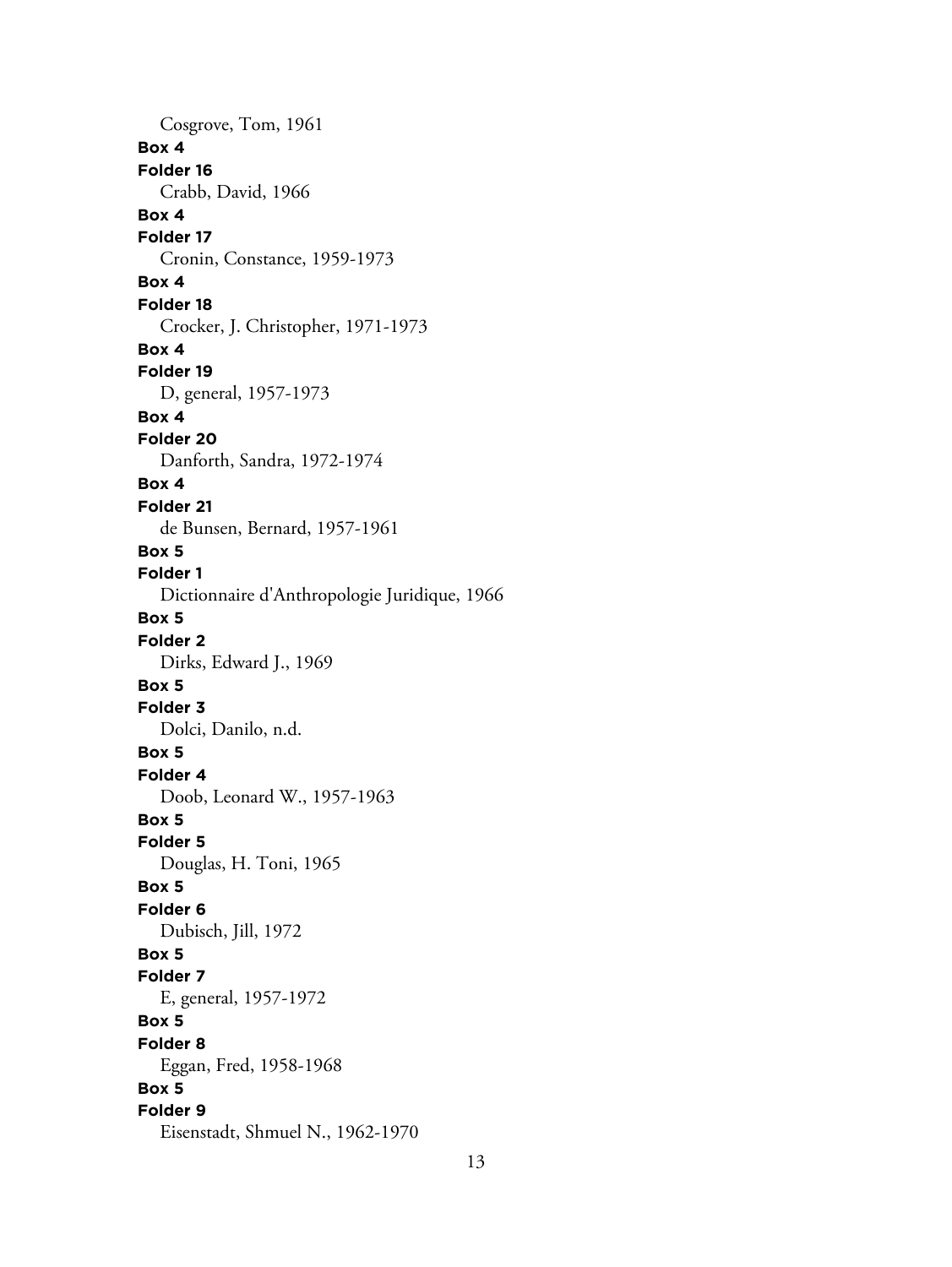Cosgrove, Tom, 1961

**Box 4**

**Folder 16**

Crabb, David, 1966

**Box 4**

**Folder 17**

Cronin, Constance, 1959-1973

**Box 4**

**Folder 18**

Crocker, J. Christopher, 1971-1973

**Box 4**

**Folder 19**

D, general, 1957-1973

**Box 4**

**Folder 20**

Danforth, Sandra, 1972-1974

**Box 4**

**Folder 21**

de Bunsen, Bernard, 1957-1961

**Box 5**

**Folder 1**

Dictionnaire d'Anthropologie Juridique, 1966

**Box 5**

**Folder 2**

Dirks, Edward J., 1969

**Box 5**

**Folder 3**

Dolci, Danilo, n.d.

**Box 5**

**Folder 4**

Doob, Leonard W., 1957-1963

**Box 5**

**Folder 5**

Douglas, H. Toni, 1965

**Box 5**

**Folder 6**

Dubisch, Jill, 1972

**Box 5**

**Folder 7**

E, general, 1957-1972

**Box 5**

**Folder 8**

Eggan, Fred, 1958-1968

**Box 5**

**Folder 9**

Eisenstadt, Shmuel N., 1962-1970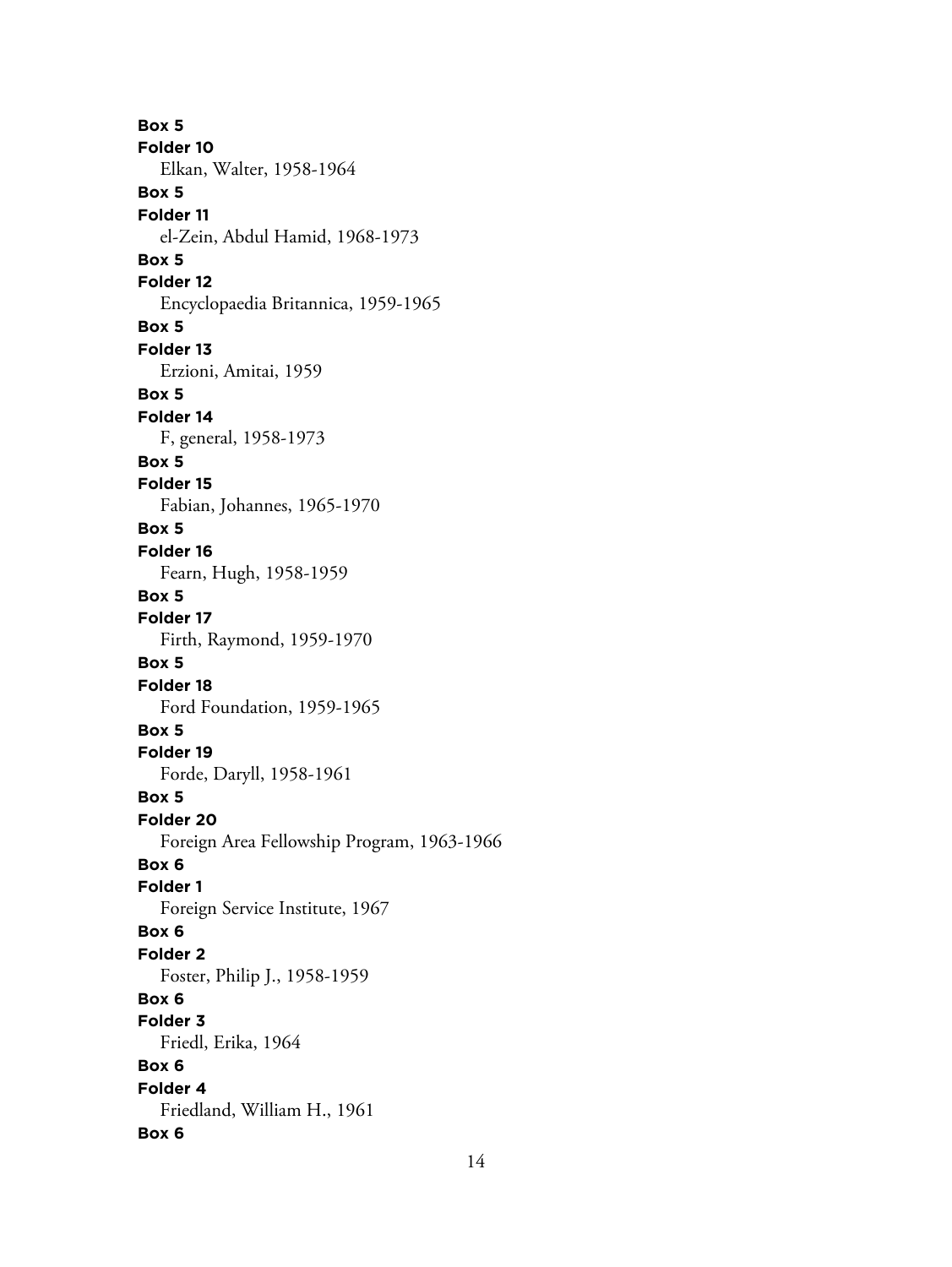**Box 5**
**Folder 10**
Elkan, Walter, 1958-1964
**Box 5**
**Folder 11**
el-Zein, Abdul Hamid, 1968-1973
**Box 5**
**Folder 12**
Encyclopaedia Britannica, 1959-1965
**Box 5**
**Folder 13**
Erzioni, Amitai, 1959
**Box 5**
**Folder 14**
F, general, 1958-1973
**Box 5**
**Folder 15**
Fabian, Johannes, 1965-1970
**Box 5**
**Folder 16**
Fearn, Hugh, 1958-1959
**Box 5**
**Folder 17**
Firth, Raymond, 1959-1970
**Box 5**
**Folder 18**
Ford Foundation, 1959-1965
**Box 5**
**Folder 19**
Forde, Daryll, 1958-1961
**Box 5**
**Folder 20**
Foreign Area Fellowship Program, 1963-1966
**Box 6**
**Folder 1**
Foreign Service Institute, 1967
**Box 6**
**Folder 2**
Foster, Philip J., 1958-1959
**Box 6**
**Folder 3**
Friedl, Erika, 1964
**Box 6**
**Folder 4**
Friedland, William H., 1961
**Box 6**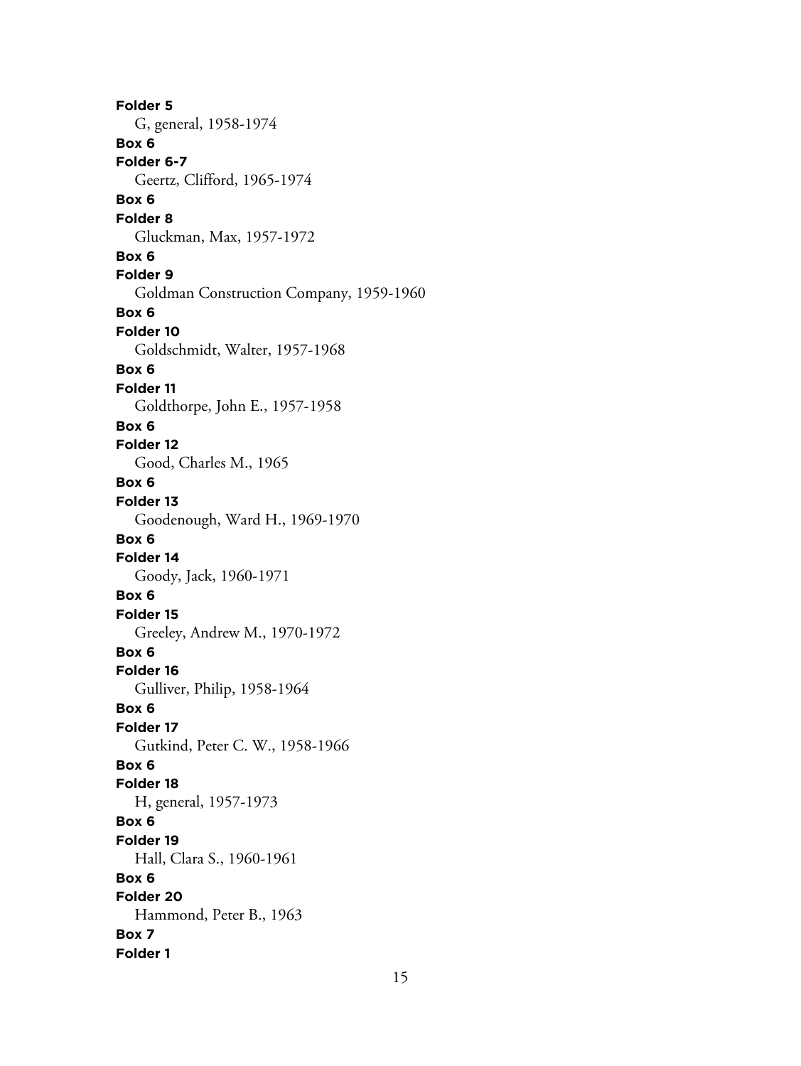**Folder 5**

G, general, 1958-1974

**Box 6**

**Folder 6-7**

Geertz, Clifford, 1965-1974

**Box 6**

**Folder 8**

Gluckman, Max, 1957-1972

**Box 6**

**Folder 9**

Goldman Construction Company, 1959-1960

**Box 6**

**Folder 10**

Goldschmidt, Walter, 1957-1968

**Box 6**

**Folder 11**

Goldthorpe, John E., 1957-1958

**Box 6**

**Folder 12**

Good, Charles M., 1965

**Box 6**

**Folder 13**

Goodenough, Ward H., 1969-1970

**Box 6**

**Folder 14**

Goody, Jack, 1960-1971

**Box 6**

**Folder 15**

Greeley, Andrew M., 1970-1972

**Box 6**

**Folder 16**

Gulliver, Philip, 1958-1964

**Box 6**

**Folder 17**

Gutkind, Peter C. W., 1958-1966

**Box 6**

**Folder 18**

H, general, 1957-1973

**Box 6**

**Folder 19**

Hall, Clara S., 1960-1961

**Box 6**

**Folder 20**

Hammond, Peter B., 1963

**Box 7**

**Folder 1**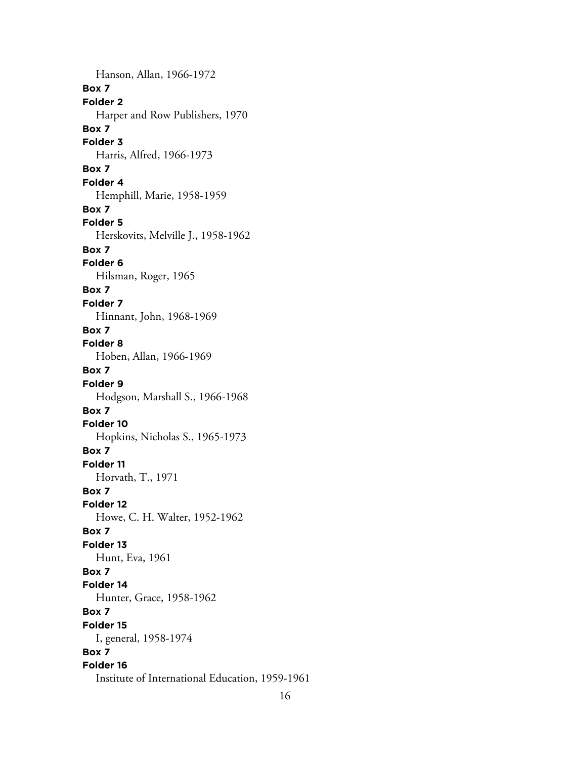Hanson, Allan, 1966-1972

**Box 7**
**Folder 2**
Harper and Row Publishers, 1970

**Box 7**
**Folder 3**
Harris, Alfred, 1966-1973

**Box 7**
**Folder 4**
Hemphill, Marie, 1958-1959

**Box 7**
**Folder 5**
Herskovits, Melville J., 1958-1962

**Box 7**
**Folder 6**
Hilsman, Roger, 1965

**Box 7**
**Folder 7**
Hinnant, John, 1968-1969

**Box 7**
**Folder 8**
Hoben, Allan, 1966-1969

**Box 7**
**Folder 9**
Hodgson, Marshall S., 1966-1968

**Box 7**
**Folder 10**
Hopkins, Nicholas S., 1965-1973

**Box 7**
**Folder 11**
Horvath, T., 1971

**Box 7**
**Folder 12**
Howe, C. H. Walter, 1952-1962

**Box 7**
**Folder 13**
Hunt, Eva, 1961

**Box 7**
**Folder 14**
Hunter, Grace, 1958-1962

**Box 7**
**Folder 15**
I, general, 1958-1974

**Box 7**
**Folder 16**
Institute of International Education, 1959-1961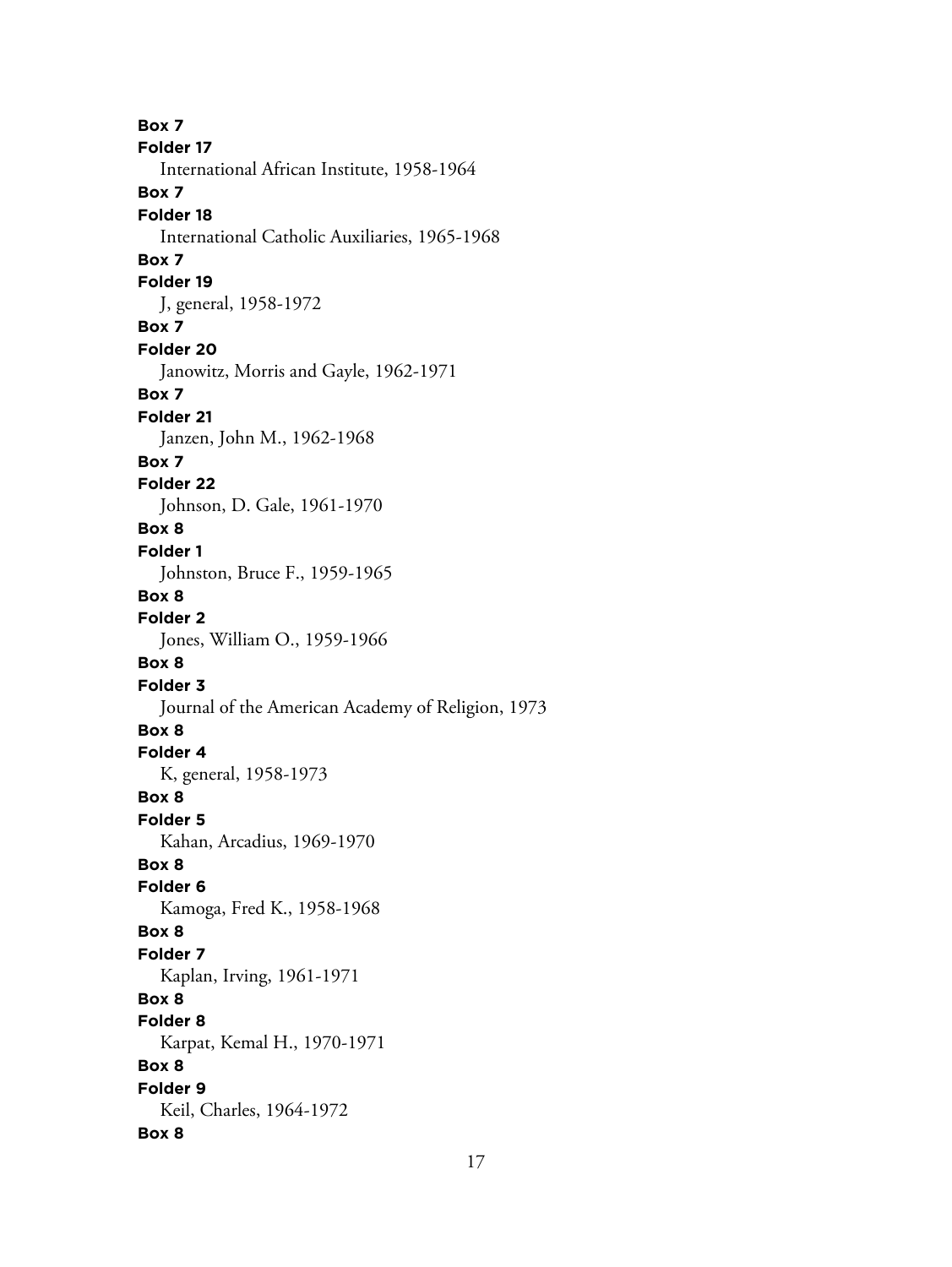**Box 7**
**Folder 17**
International African Institute, 1958-1964
**Box 7**
**Folder 18**
International Catholic Auxiliaries, 1965-1968
**Box 7**
**Folder 19**
J, general, 1958-1972
**Box 7**
**Folder 20**
Janowitz, Morris and Gayle, 1962-1971
**Box 7**
**Folder 21**
Janzen, John M., 1962-1968
**Box 7**
**Folder 22**
Johnson, D. Gale, 1961-1970
**Box 8**
**Folder 1**
Johnston, Bruce F., 1959-1965
**Box 8**
**Folder 2**
Jones, William O., 1959-1966
**Box 8**
**Folder 3**
Journal of the American Academy of Religion, 1973
**Box 8**
**Folder 4**
K, general, 1958-1973
**Box 8**
**Folder 5**
Kahan, Arcadius, 1969-1970
**Box 8**
**Folder 6**
Kamoga, Fred K., 1958-1968
**Box 8**
**Folder 7**
Kaplan, Irving, 1961-1971
**Box 8**
**Folder 8**
Karpat, Kemal H., 1970-1971
**Box 8**
**Folder 9**
Keil, Charles, 1964-1972
**Box 8**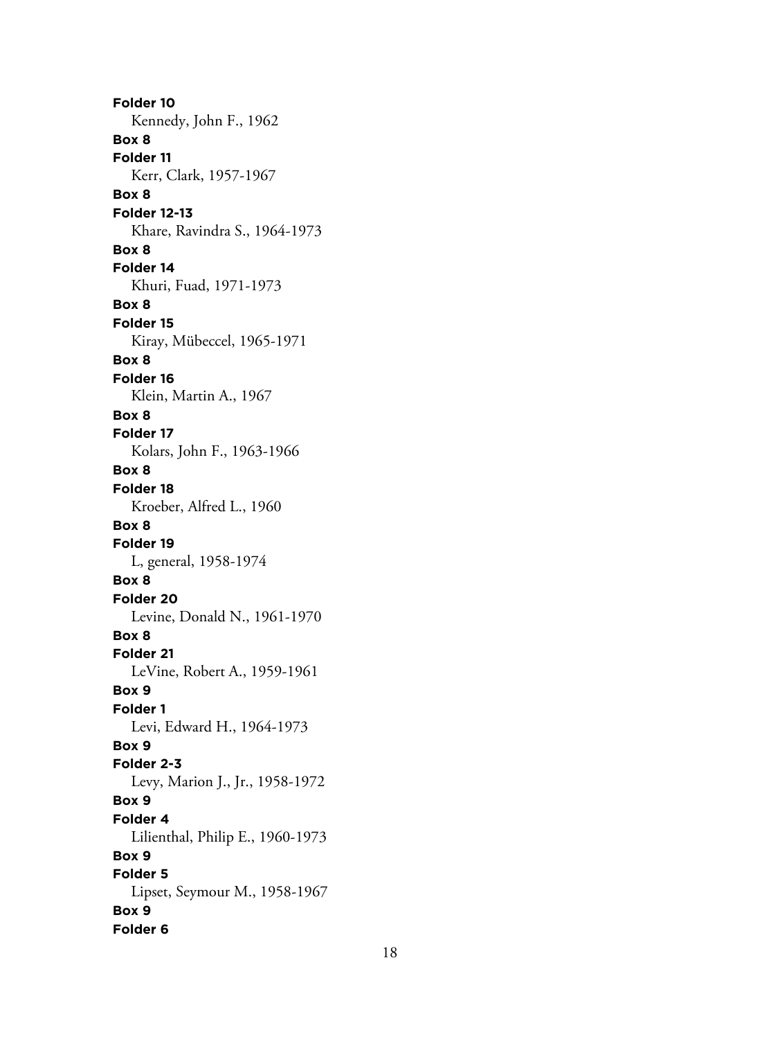**Folder 10**
Kennedy, John F., 1962

**Box 8**
**Folder 11**
Kerr, Clark, 1957-1967

**Box 8**
**Folder 12-13**
Khare, Ravindra S., 1964-1973

**Box 8**
**Folder 14**
Khuri, Fuad, 1971-1973

**Box 8**
**Folder 15**
Kiray, Mübeccel, 1965-1971

**Box 8**
**Folder 16**
Klein, Martin A., 1967

**Box 8**
**Folder 17**
Kolars, John F., 1963-1966

**Box 8**
**Folder 18**
Kroeber, Alfred L., 1960

**Box 8**
**Folder 19**
L, general, 1958-1974

**Box 8**
**Folder 20**
Levine, Donald N., 1961-1970

**Box 8**
**Folder 21**
LeVine, Robert A., 1959-1961

**Box 9**
**Folder 1**
Levi, Edward H., 1964-1973

**Box 9**
**Folder 2-3**
Levy, Marion J., Jr., 1958-1972

**Box 9**
**Folder 4**
Lilienthal, Philip E., 1960-1973

**Box 9**
**Folder 5**
Lipset, Seymour M., 1958-1967

**Box 9**
**Folder 6**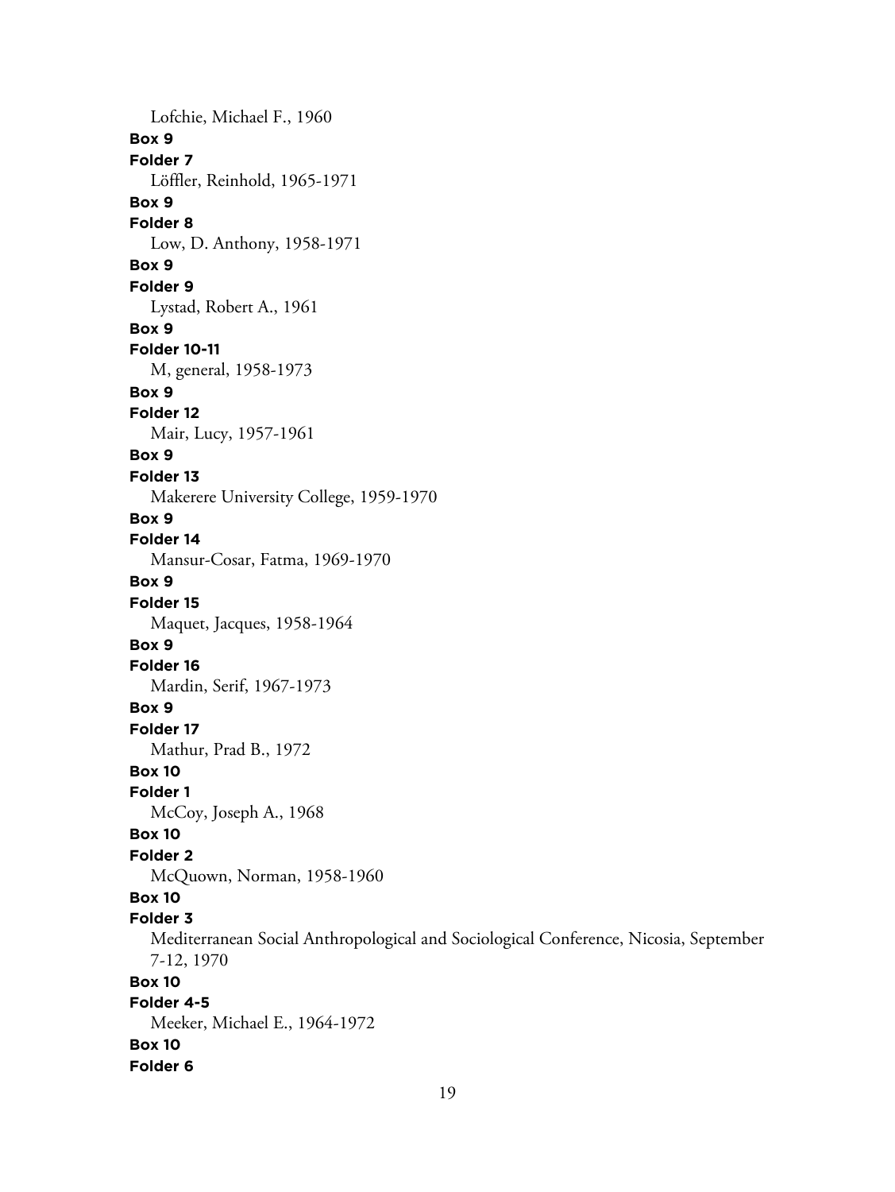Lofchie, Michael F., 1960

**Box 9**

**Folder 7**

Löffler, Reinhold, 1965-1971

**Box 9**

**Folder 8**

Low, D. Anthony, 1958-1971

**Box 9**

**Folder 9**

Lystad, Robert A., 1961

**Box 9**

**Folder 10-11**

M, general, 1958-1973

**Box 9**

**Folder 12**

Mair, Lucy, 1957-1961

**Box 9**

**Folder 13**

Makerere University College, 1959-1970

**Box 9**

**Folder 14**

Mansur-Cosar, Fatma, 1969-1970

**Box 9**

**Folder 15**

Maquet, Jacques, 1958-1964

**Box 9**

**Folder 16**

Mardin, Serif, 1967-1973

**Box 9**

**Folder 17**

Mathur, Prad B., 1972

**Box 10**

**Folder 1**

McCoy, Joseph A., 1968

**Box 10**

**Folder 2**

McQuown, Norman, 1958-1960

**Box 10**

**Folder 3**

Mediterranean Social Anthropological and Sociological Conference, Nicosia, September 7-12, 1970

**Box 10**

**Folder 4-5**

Meeker, Michael E., 1964-1972

**Box 10**

**Folder 6**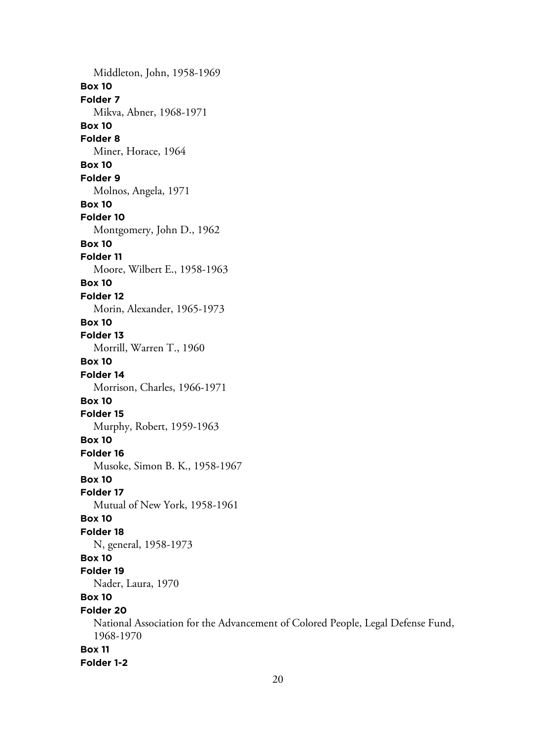Middleton, John, 1958-1969

**Box 10**

**Folder 7**

Mikva, Abner, 1968-1971

**Box 10**

**Folder 8**

Miner, Horace, 1964

**Box 10**

**Folder 9**

Molnos, Angela, 1971

**Box 10**

**Folder 10**

Montgomery, John D., 1962

**Box 10**

**Folder 11**

Moore, Wilbert E., 1958-1963

**Box 10**

**Folder 12**

Morin, Alexander, 1965-1973

**Box 10**

**Folder 13**

Morrill, Warren T., 1960

**Box 10**

**Folder 14**

Morrison, Charles, 1966-1971

**Box 10**

**Folder 15**

Murphy, Robert, 1959-1963

**Box 10**

**Folder 16**

Musoke, Simon B. K., 1958-1967

**Box 10**

**Folder 17**

Mutual of New York, 1958-1961

**Box 10**

**Folder 18**

N, general, 1958-1973

**Box 10**

**Folder 19**

Nader, Laura, 1970

**Box 10**

**Folder 20**

National Association for the Advancement of Colored People, Legal Defense Fund, 1968-1970

**Box 11**

**Folder 1-2**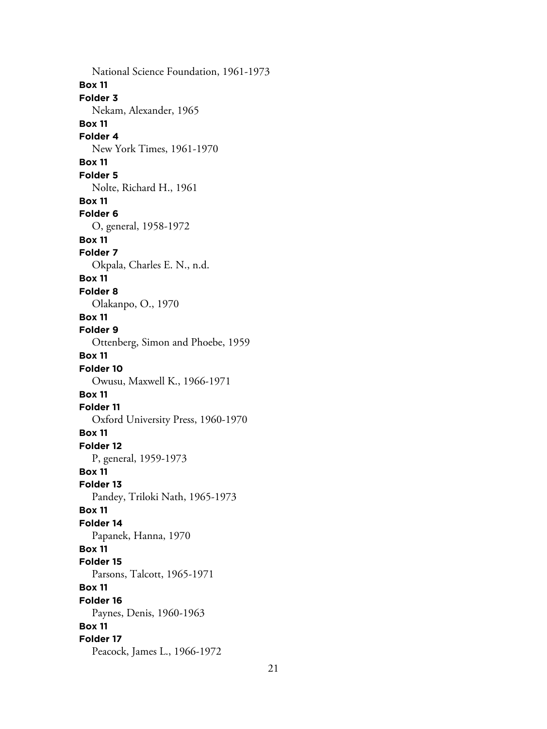National Science Foundation, 1961-1973

**Box 11**
**Folder 3**
Nekam, Alexander, 1965

**Box 11**
**Folder 4**
New York Times, 1961-1970

**Box 11**
**Folder 5**
Nolte, Richard H., 1961

**Box 11**
**Folder 6**
O, general, 1958-1972

**Box 11**
**Folder 7**
Okpala, Charles E. N., n.d.

**Box 11**
**Folder 8**
Olakanpo, O., 1970

**Box 11**
**Folder 9**
Ottenberg, Simon and Phoebe, 1959

**Box 11**
**Folder 10**
Owusu, Maxwell K., 1966-1971

**Box 11**
**Folder 11**
Oxford University Press, 1960-1970

**Box 11**
**Folder 12**
P, general, 1959-1973

**Box 11**
**Folder 13**
Pandey, Triloki Nath, 1965-1973

**Box 11**
**Folder 14**
Papanek, Hanna, 1970

**Box 11**
**Folder 15**
Parsons, Talcott, 1965-1971

**Box 11**
**Folder 16**
Paynes, Denis, 1960-1963

**Box 11**
**Folder 17**
Peacock, James L., 1966-1972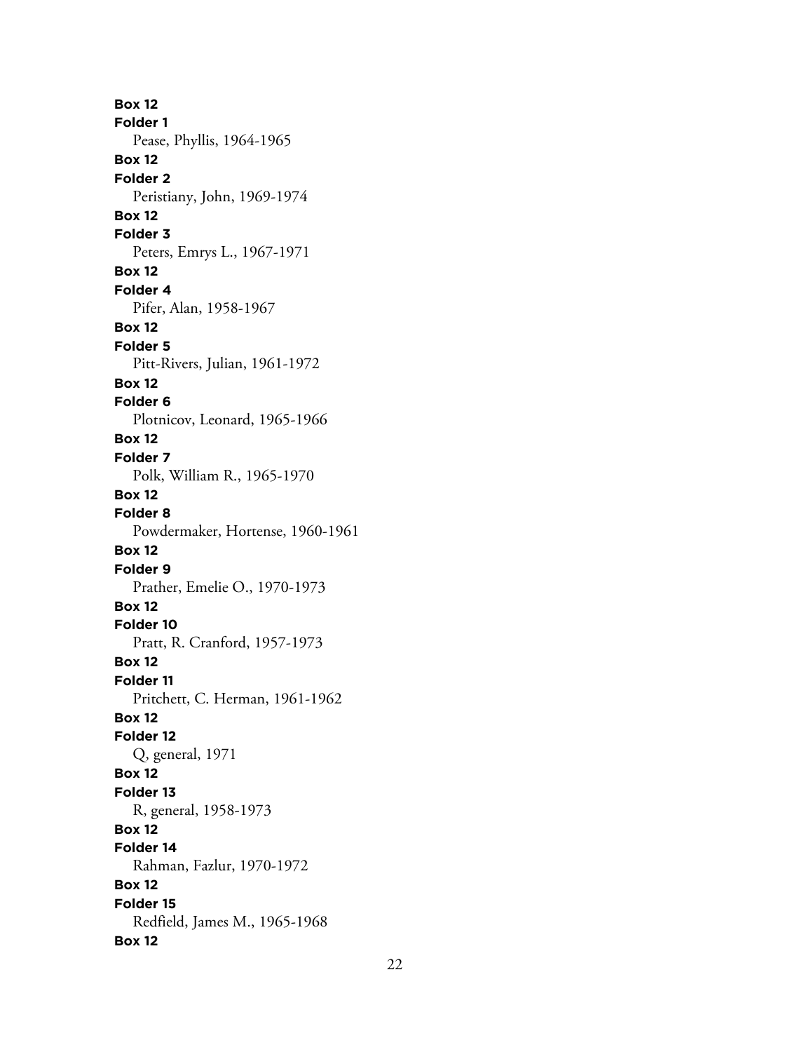**Box 12**
**Folder 1**
Pease, Phyllis, 1964-1965
**Box 12**
**Folder 2**
Peristiany, John, 1969-1974
**Box 12**
**Folder 3**
Peters, Emrys L., 1967-1971
**Box 12**
**Folder 4**
Pifer, Alan, 1958-1967
**Box 12**
**Folder 5**
Pitt-Rivers, Julian, 1961-1972
**Box 12**
**Folder 6**
Plotnicov, Leonard, 1965-1966
**Box 12**
**Folder 7**
Polk, William R., 1965-1970
**Box 12**
**Folder 8**
Powdermaker, Hortense, 1960-1961
**Box 12**
**Folder 9**
Prather, Emelie O., 1970-1973
**Box 12**
**Folder 10**
Pratt, R. Cranford, 1957-1973
**Box 12**
**Folder 11**
Pritchett, C. Herman, 1961-1962
**Box 12**
**Folder 12**
Q, general, 1971
**Box 12**
**Folder 13**
R, general, 1958-1973
**Box 12**
**Folder 14**
Rahman, Fazlur, 1970-1972
**Box 12**
**Folder 15**
Redfield, James M., 1965-1968
**Box 12**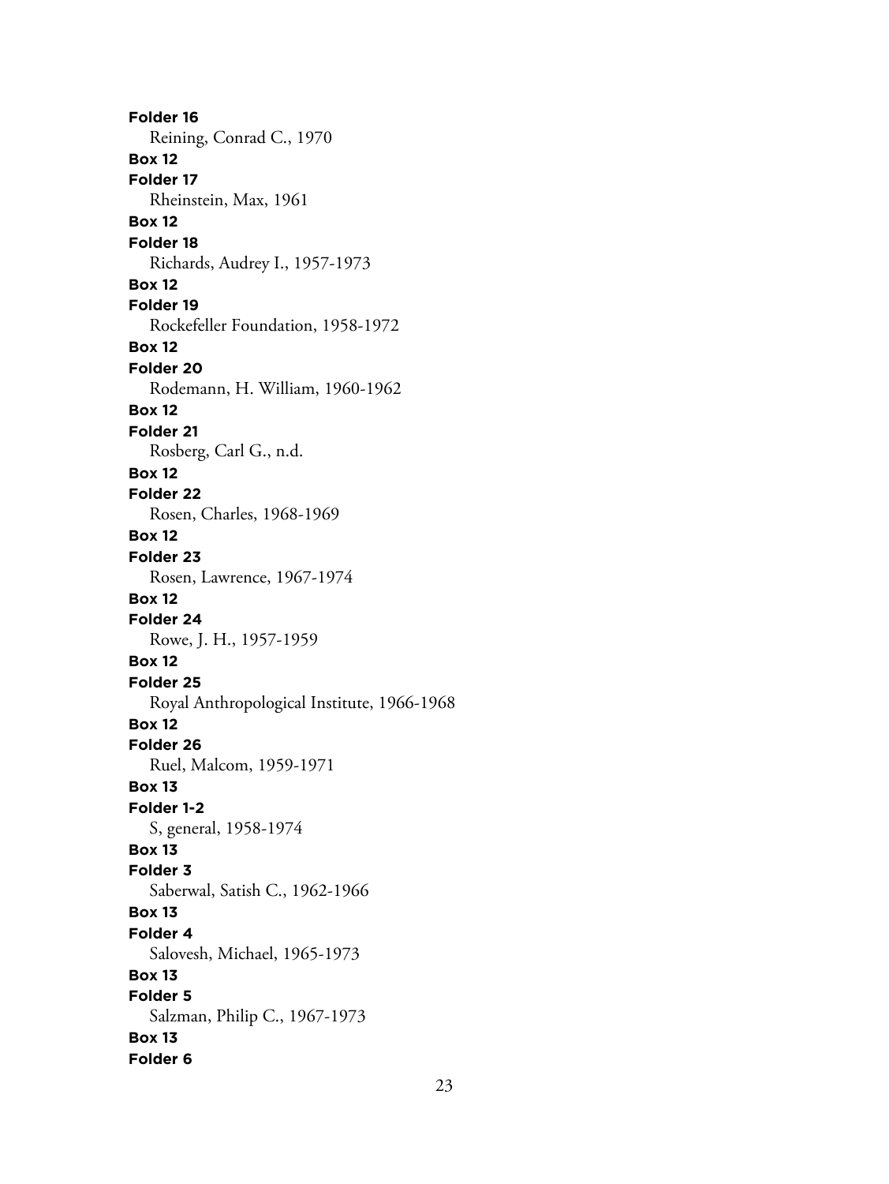**Folder 16**
Reining, Conrad C., 1970

**Box 12**
**Folder 17**
Rheinstein, Max, 1961

**Box 12**
**Folder 18**
Richards, Audrey I., 1957-1973

**Box 12**
**Folder 19**
Rockefeller Foundation, 1958-1972

**Box 12**
**Folder 20**
Rodemann, H. William, 1960-1962

**Box 12**
**Folder 21**
Rosberg, Carl G., n.d.

**Box 12**
**Folder 22**
Rosen, Charles, 1968-1969

**Box 12**
**Folder 23**
Rosen, Lawrence, 1967-1974

**Box 12**
**Folder 24**
Rowe, J. H., 1957-1959

**Box 12**
**Folder 25**
Royal Anthropological Institute, 1966-1968

**Box 12**
**Folder 26**
Ruel, Malcom, 1959-1971

**Box 13**
**Folder 1-2**
S, general, 1958-1974

**Box 13**
**Folder 3**
Saberwal, Satish C., 1962-1966

**Box 13**
**Folder 4**
Salovesh, Michael, 1965-1973

**Box 13**
**Folder 5**
Salzman, Philip C., 1967-1973

**Box 13**
**Folder 6**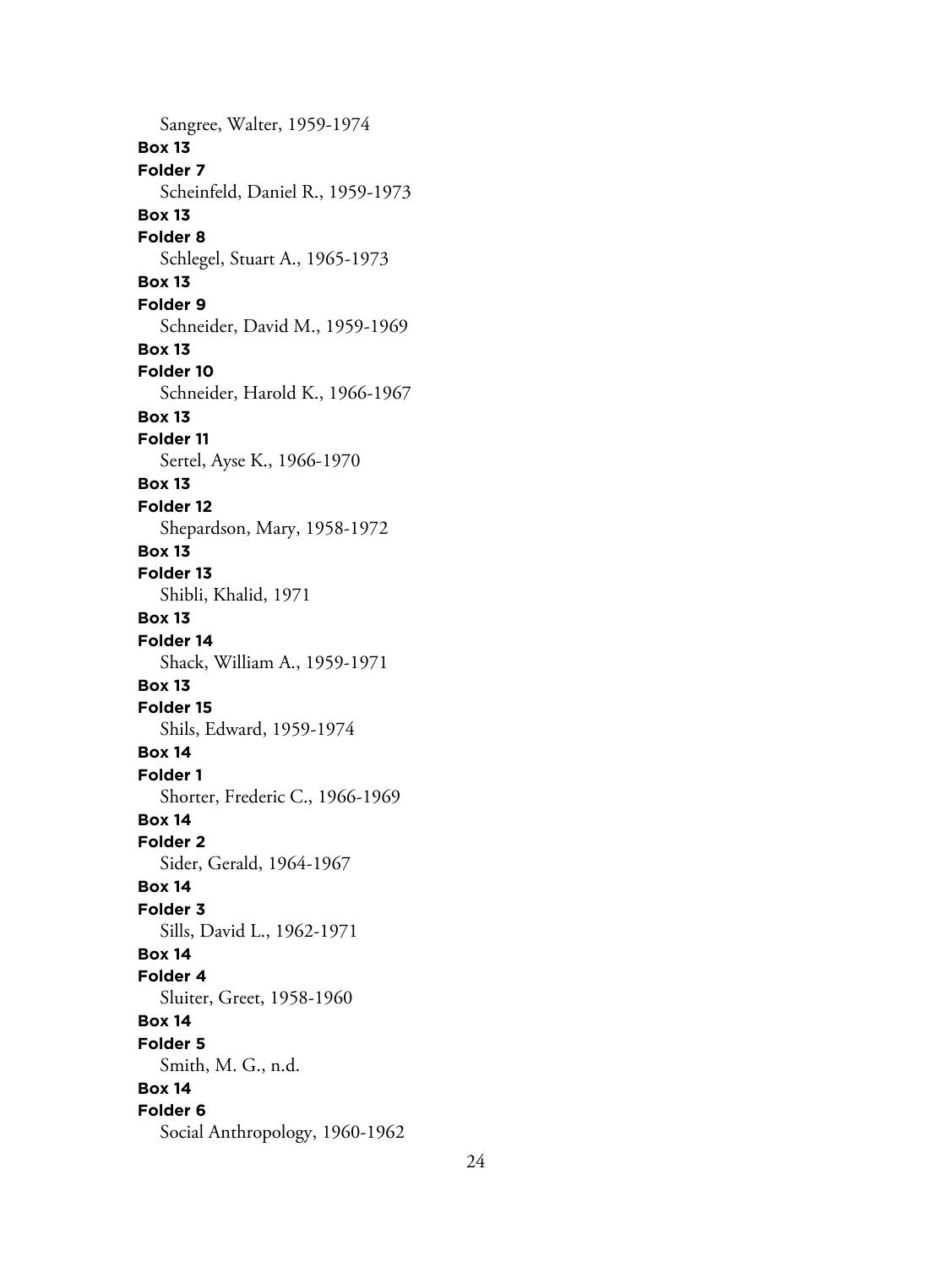Sangree, Walter, 1959-1974

**Box 13**
**Folder 7**
Scheinfeld, Daniel R., 1959-1973

**Box 13**
**Folder 8**
Schlegel, Stuart A., 1965-1973

**Box 13**
**Folder 9**
Schneider, David M., 1959-1969

**Box 13**
**Folder 10**
Schneider, Harold K., 1966-1967

**Box 13**
**Folder 11**
Sertel, Ayse K., 1966-1970

**Box 13**
**Folder 12**
Shepardson, Mary, 1958-1972

**Box 13**
**Folder 13**
Shibli, Khalid, 1971

**Box 13**
**Folder 14**
Shack, William A., 1959-1971

**Box 13**
**Folder 15**
Shils, Edward, 1959-1974

**Box 14**
**Folder 1**
Shorter, Frederic C., 1966-1969

**Box 14**
**Folder 2**
Sider, Gerald, 1964-1967

**Box 14**
**Folder 3**
Sills, David L., 1962-1971

**Box 14**
**Folder 4**
Sluiter, Greet, 1958-1960

**Box 14**
**Folder 5**
Smith, M. G., n.d.

**Box 14**
**Folder 6**
Social Anthropology, 1960-1962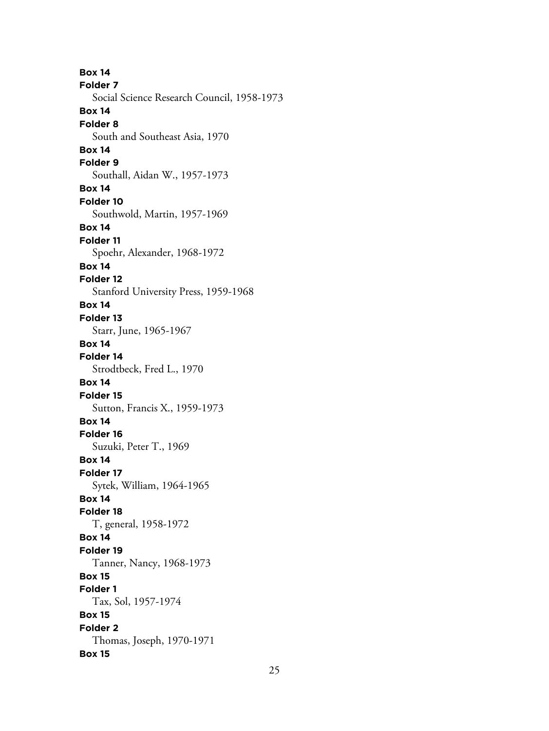**Box 14**
**Folder 7**
Social Science Research Council, 1958-1973
**Box 14**
**Folder 8**
South and Southeast Asia, 1970
**Box 14**
**Folder 9**
Southall, Aidan W., 1957-1973
**Box 14**
**Folder 10**
Southwold, Martin, 1957-1969
**Box 14**
**Folder 11**
Spoehr, Alexander, 1968-1972
**Box 14**
**Folder 12**
Stanford University Press, 1959-1968
**Box 14**
**Folder 13**
Starr, June, 1965-1967
**Box 14**
**Folder 14**
Strodtbeck, Fred L., 1970
**Box 14**
**Folder 15**
Sutton, Francis X., 1959-1973
**Box 14**
**Folder 16**
Suzuki, Peter T., 1969
**Box 14**
**Folder 17**
Sytek, William, 1964-1965
**Box 14**
**Folder 18**
T, general, 1958-1972
**Box 14**
**Folder 19**
Tanner, Nancy, 1968-1973
**Box 15**
**Folder 1**
Tax, Sol, 1957-1974
**Box 15**
**Folder 2**
Thomas, Joseph, 1970-1971
**Box 15**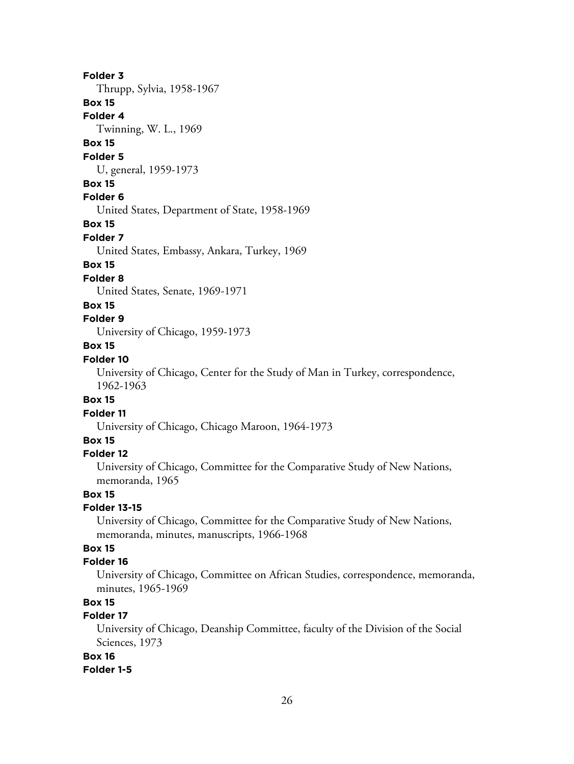**Folder 3**

Thrupp, Sylvia, 1958-1967

**Box 15**

**Folder 4**

Twinning, W. L., 1969

**Box 15**

**Folder 5**

U, general, 1959-1973

**Box 15**

**Folder 6**

United States, Department of State, 1958-1969

**Box 15**

**Folder 7**

United States, Embassy, Ankara, Turkey, 1969

**Box 15**

**Folder 8**

United States, Senate, 1969-1971

**Box 15**

**Folder 9**

University of Chicago, 1959-1973

**Box 15**

**Folder 10**

University of Chicago, Center for the Study of Man in Turkey, correspondence, 1962-1963

**Box 15**

**Folder 11**

University of Chicago, Chicago Maroon, 1964-1973

**Box 15**

**Folder 12**

University of Chicago, Committee for the Comparative Study of New Nations, memoranda, 1965

**Box 15**

**Folder 13-15**

University of Chicago, Committee for the Comparative Study of New Nations, memoranda, minutes, manuscripts, 1966-1968

**Box 15**

**Folder 16**

University of Chicago, Committee on African Studies, correspondence, memoranda, minutes, 1965-1969

**Box 15**

**Folder 17**

University of Chicago, Deanship Committee, faculty of the Division of the Social Sciences, 1973

**Box 16**

**Folder 1-5**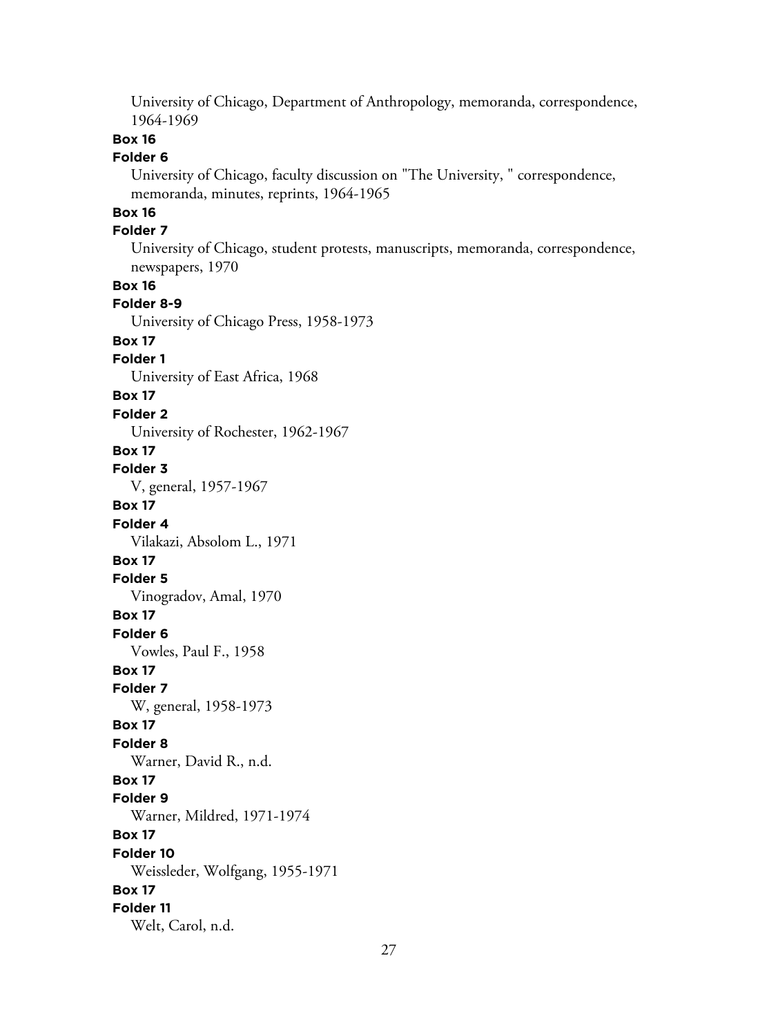University of Chicago, Department of Anthropology, memoranda, correspondence, 1964-1969

**Box 16**

**Folder 6**

University of Chicago, faculty discussion on "The University, " correspondence, memoranda, minutes, reprints, 1964-1965

**Box 16**

**Folder 7**

University of Chicago, student protests, manuscripts, memoranda, correspondence, newspapers, 1970

**Box 16**

**Folder 8-9**

University of Chicago Press, 1958-1973

**Box 17**

**Folder 1**

University of East Africa, 1968

**Box 17**

**Folder 2**

University of Rochester, 1962-1967

**Box 17**

**Folder 3**

V, general, 1957-1967

**Box 17**

**Folder 4**

Vilakazi, Absolom L., 1971

**Box 17**

**Folder 5**

Vinogradov, Amal, 1970

**Box 17**

**Folder 6**

Vowles, Paul F., 1958

**Box 17**

**Folder 7**

W, general, 1958-1973

**Box 17**

**Folder 8**

Warner, David R., n.d.

**Box 17**

**Folder 9**

Warner, Mildred, 1971-1974

**Box 17**

**Folder 10**

Weissleder, Wolfgang, 1955-1971

**Box 17**

**Folder 11**

Welt, Carol, n.d.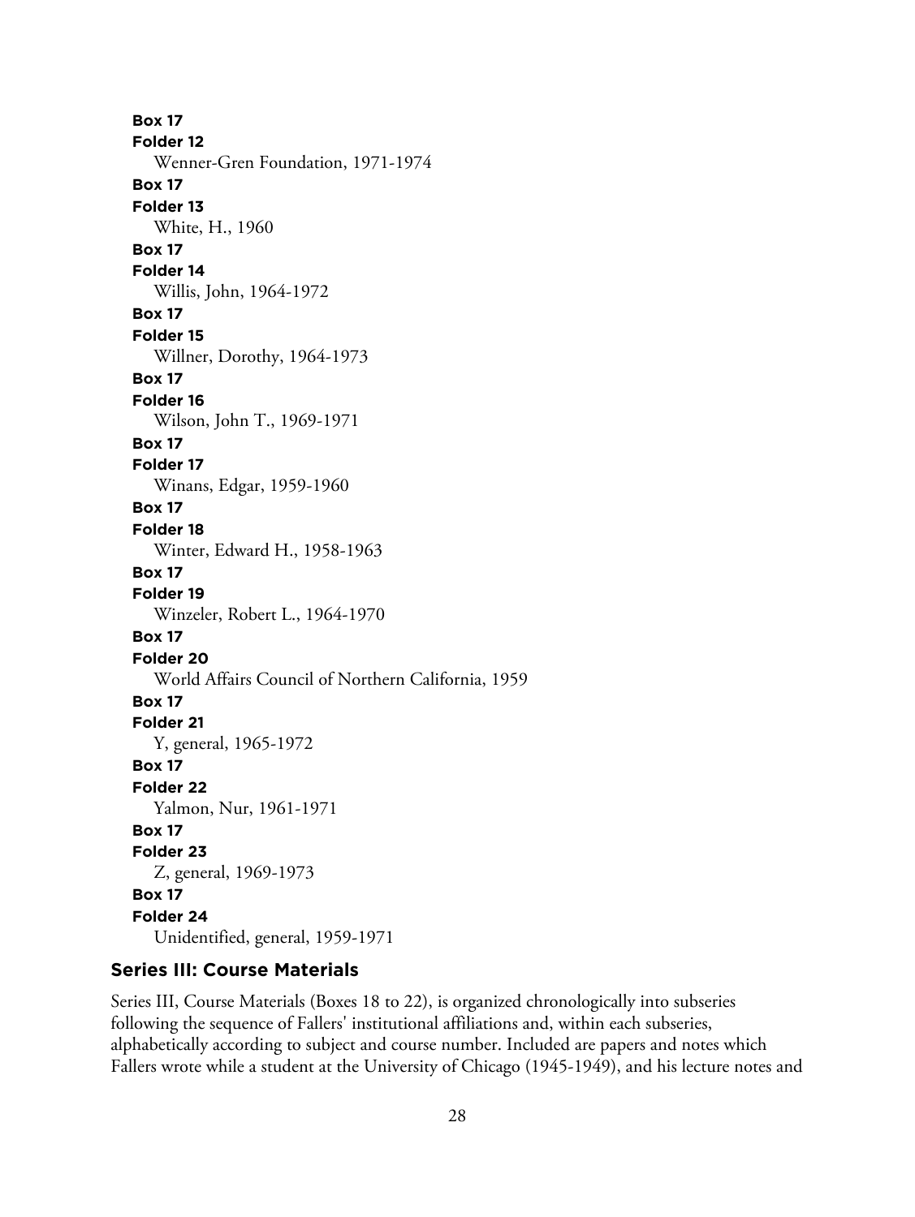**Box 17**
**Folder 12**
Wenner-Gren Foundation, 1971-1974

**Box 17**
**Folder 13**
White, H., 1960

**Box 17**
**Folder 14**
Willis, John, 1964-1972

**Box 17**
**Folder 15**
Willner, Dorothy, 1964-1973

**Box 17**
**Folder 16**
Wilson, John T., 1969-1971

**Box 17**
**Folder 17**
Winans, Edgar, 1959-1960

**Box 17**
**Folder 18**
Winter, Edward H., 1958-1963

**Box 17**
**Folder 19**
Winzeler, Robert L., 1964-1970

**Box 17**
**Folder 20**
World Affairs Council of Northern California, 1959

**Box 17**
**Folder 21**
Y, general, 1965-1972

**Box 17**
**Folder 22**
Yalmon, Nur, 1961-1971

**Box 17**
**Folder 23**
Z, general, 1969-1973

**Box 17**
**Folder 24**
Unidentified, general, 1959-1971

## Series III: Course Materials

Series III, Course Materials (Boxes 18 to 22), is organized chronologically into subseries following the sequence of Fallers' institutional affiliations and, within each subseries, alphabetically according to subject and course number. Included are papers and notes which Fallers wrote while a student at the University of Chicago (1945-1949), and his lecture notes and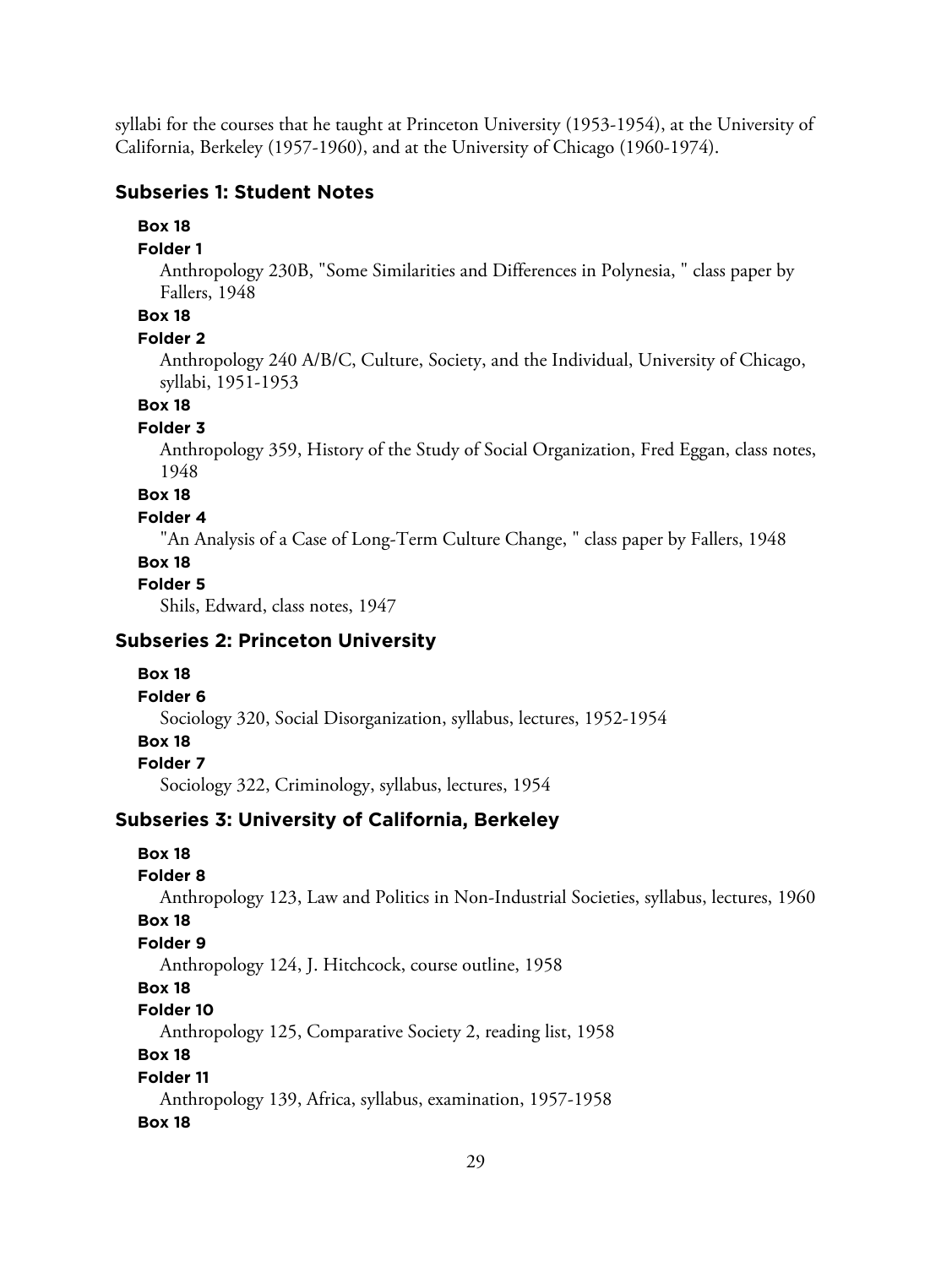syllabi for the courses that he taught at Princeton University (1953-1954), at the University of California, Berkeley (1957-1960), and at the University of Chicago (1960-1974).

### Subseries 1: Student Notes

**Box 18**

**Folder 1**

Anthropology 230B, "Some Similarities and Differences in Polynesia, " class paper by Fallers, 1948

**Box 18**

**Folder 2**

Anthropology 240 A/B/C, Culture, Society, and the Individual, University of Chicago, syllabi, 1951-1953

**Box 18**

**Folder 3**

Anthropology 359, History of the Study of Social Organization, Fred Eggan, class notes, 1948

**Box 18**

**Folder 4**

"An Analysis of a Case of Long-Term Culture Change, " class paper by Fallers, 1948

**Box 18**

**Folder 5**

Shils, Edward, class notes, 1947

### Subseries 2: Princeton University

**Box 18**

**Folder 6**

Sociology 320, Social Disorganization, syllabus, lectures, 1952-1954

**Box 18**

**Folder 7**

Sociology 322, Criminology, syllabus, lectures, 1954

### Subseries 3: University of California, Berkeley

**Box 18**

**Folder 8**

Anthropology 123, Law and Politics in Non-Industrial Societies, syllabus, lectures, 1960

**Box 18**

**Folder 9**

Anthropology 124, J. Hitchcock, course outline, 1958

**Box 18**

**Folder 10**

Anthropology 125, Comparative Society 2, reading list, 1958

**Box 18**

**Folder 11**

Anthropology 139, Africa, syllabus, examination, 1957-1958

**Box 18**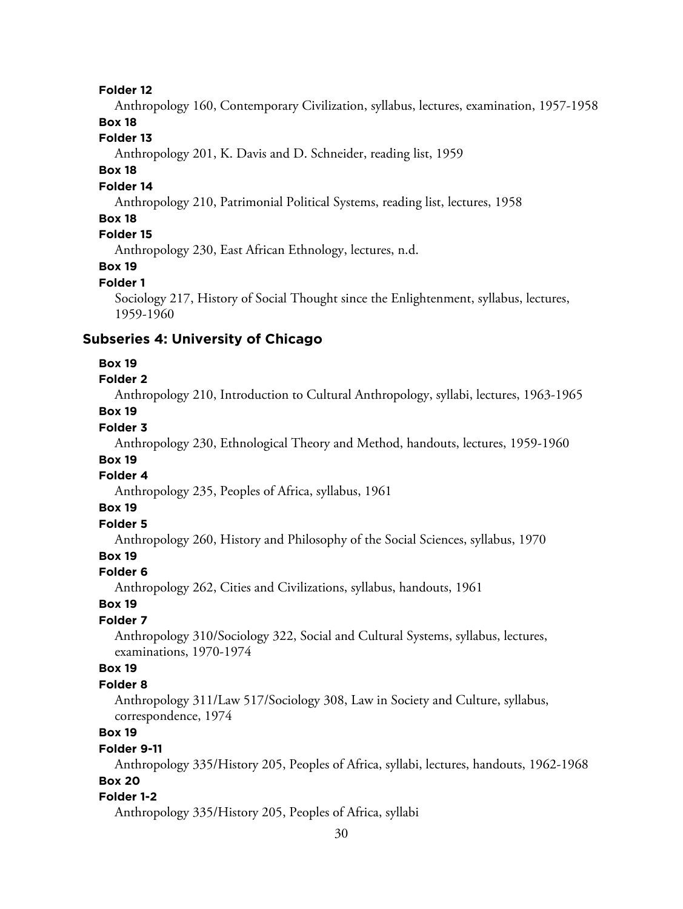**Folder 12**

Anthropology 160, Contemporary Civilization, syllabus, lectures, examination, 1957-1958

**Box 18**

**Folder 13**

Anthropology 201, K. Davis and D. Schneider, reading list, 1959

**Box 18**

**Folder 14**

Anthropology 210, Patrimonial Political Systems, reading list, lectures, 1958

**Box 18**

**Folder 15**

Anthropology 230, East African Ethnology, lectures, n.d.

**Box 19**

**Folder 1**

Sociology 217, History of Social Thought since the Enlightenment, syllabus, lectures, 1959-1960

### Subseries 4: University of Chicago

**Box 19**

**Folder 2**

Anthropology 210, Introduction to Cultural Anthropology, syllabi, lectures, 1963-1965

**Box 19**

**Folder 3**

Anthropology 230, Ethnological Theory and Method, handouts, lectures, 1959-1960

**Box 19**

**Folder 4**

Anthropology 235, Peoples of Africa, syllabus, 1961

**Box 19**

**Folder 5**

Anthropology 260, History and Philosophy of the Social Sciences, syllabus, 1970

**Box 19**

**Folder 6**

Anthropology 262, Cities and Civilizations, syllabus, handouts, 1961

**Box 19**

**Folder 7**

Anthropology 310/Sociology 322, Social and Cultural Systems, syllabus, lectures, examinations, 1970-1974

**Box 19**

**Folder 8**

Anthropology 311/Law 517/Sociology 308, Law in Society and Culture, syllabus, correspondence, 1974

**Box 19**

**Folder 9-11**

Anthropology 335/History 205, Peoples of Africa, syllabi, lectures, handouts, 1962-1968

**Box 20**

**Folder 1-2**

Anthropology 335/History 205, Peoples of Africa, syllabi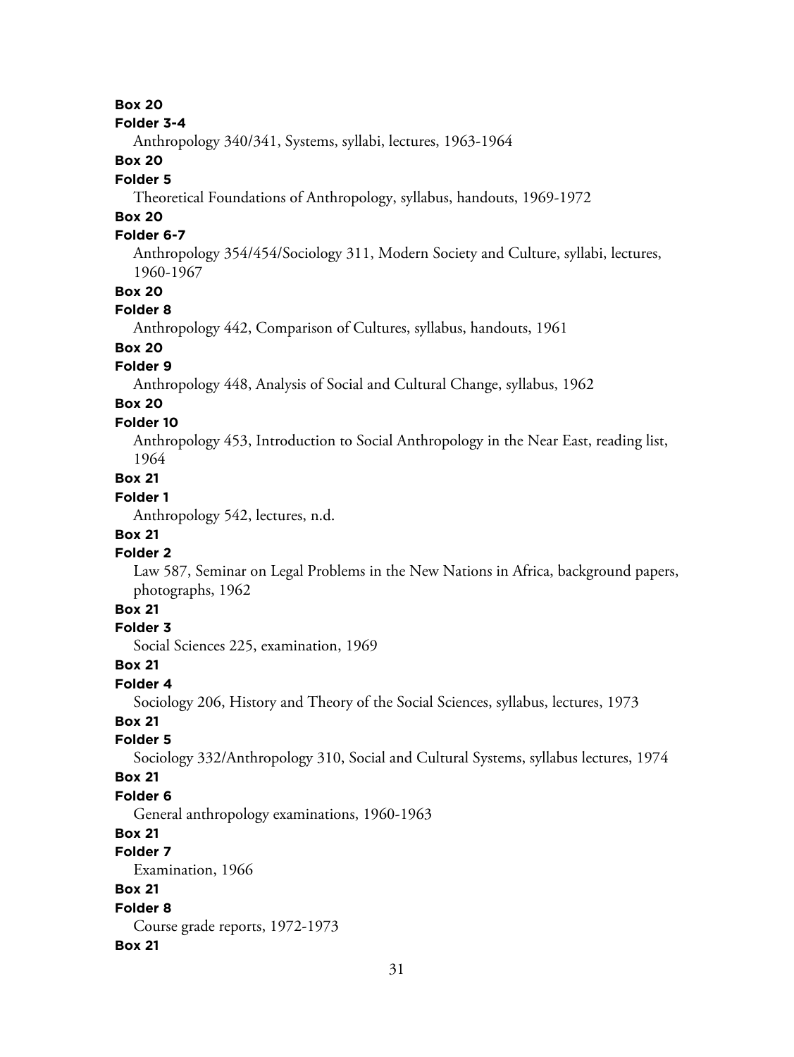**Box 20**

**Folder 3-4**

Anthropology 340/341, Systems, syllabi, lectures, 1963-1964

**Box 20**

**Folder 5**

Theoretical Foundations of Anthropology, syllabus, handouts, 1969-1972

**Box 20**

**Folder 6-7**

Anthropology 354/454/Sociology 311, Modern Society and Culture, syllabi, lectures, 1960-1967

**Box 20**

**Folder 8**

Anthropology 442, Comparison of Cultures, syllabus, handouts, 1961

**Box 20**

**Folder 9**

Anthropology 448, Analysis of Social and Cultural Change, syllabus, 1962

**Box 20**

**Folder 10**

Anthropology 453, Introduction to Social Anthropology in the Near East, reading list, 1964

**Box 21**

**Folder 1**

Anthropology 542, lectures, n.d.

**Box 21**

**Folder 2**

Law 587, Seminar on Legal Problems in the New Nations in Africa, background papers, photographs, 1962

**Box 21**

**Folder 3**

Social Sciences 225, examination, 1969

**Box 21**

**Folder 4**

Sociology 206, History and Theory of the Social Sciences, syllabus, lectures, 1973

**Box 21**

**Folder 5**

Sociology 332/Anthropology 310, Social and Cultural Systems, syllabus lectures, 1974

**Box 21**

**Folder 6**

General anthropology examinations, 1960-1963

**Box 21**

**Folder 7**

Examination, 1966

**Box 21**

**Folder 8**

Course grade reports, 1972-1973

**Box 21**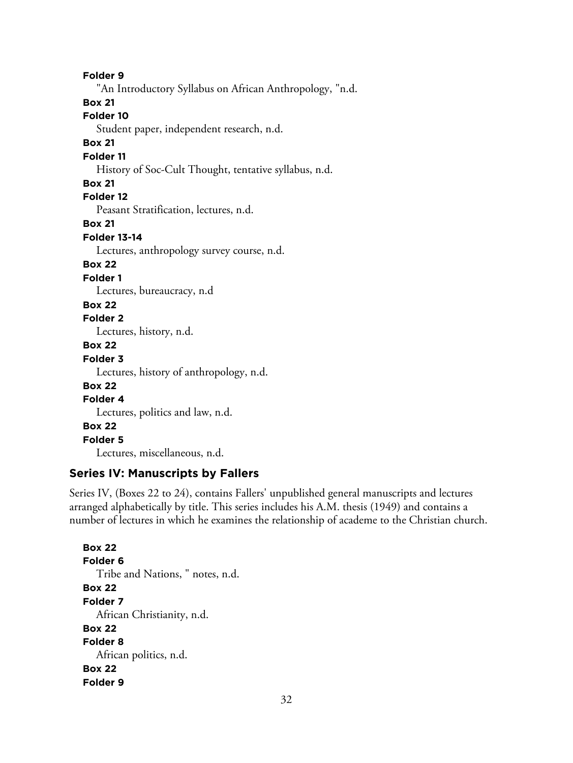**Folder 9**

"An Introductory Syllabus on African Anthropology, "n.d.

**Box 21**

**Folder 10**

Student paper, independent research, n.d.

**Box 21**

**Folder 11**

History of Soc-Cult Thought, tentative syllabus, n.d.

**Box 21**

**Folder 12**

Peasant Stratification, lectures, n.d.

**Box 21**

**Folder 13-14**

Lectures, anthropology survey course, n.d.

**Box 22**

**Folder 1**

Lectures, bureaucracy, n.d

**Box 22**

**Folder 2**

Lectures, history, n.d.

**Box 22**

**Folder 3**

Lectures, history of anthropology, n.d.

**Box 22**

**Folder 4**

Lectures, politics and law, n.d.

**Box 22**

**Folder 5**

Lectures, miscellaneous, n.d.

### Series IV: Manuscripts by Fallers

Series IV, (Boxes 22 to 24), contains Fallers' unpublished general manuscripts and lectures arranged alphabetically by title. This series includes his A.M. thesis (1949) and contains a number of lectures in which he examines the relationship of academe to the Christian church.

**Box 22**

**Folder 6**

Tribe and Nations, " notes, n.d.

**Box 22**

**Folder 7**

African Christianity, n.d.

**Box 22**

**Folder 8**

African politics, n.d.

**Box 22**

**Folder 9**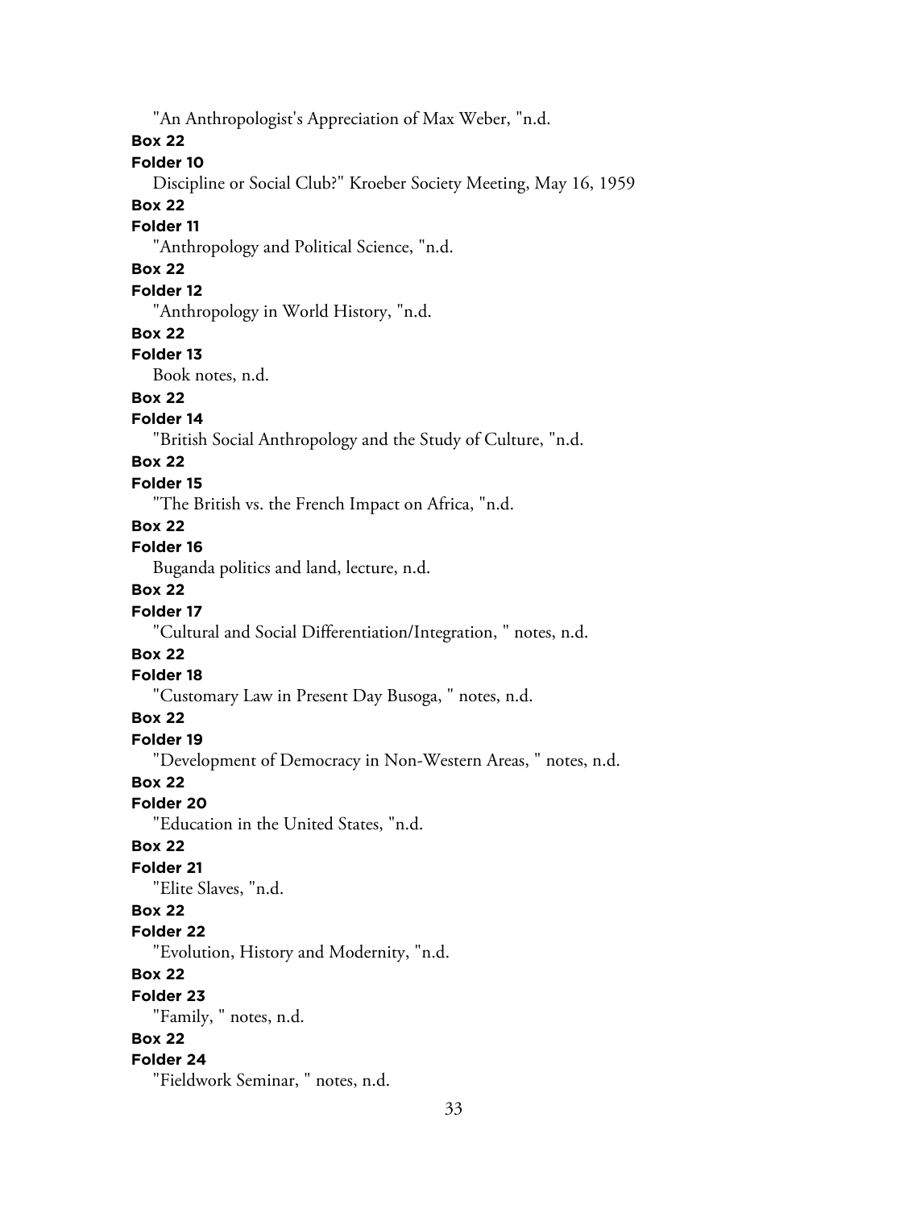"An Anthropologist's Appreciation of Max Weber, "n.d.

**Box 22**

**Folder 10**

Discipline or Social Club?" Kroeber Society Meeting, May 16, 1959

**Box 22**

**Folder 11**

"Anthropology and Political Science, "n.d.

**Box 22**

**Folder 12**

"Anthropology in World History, "n.d.

**Box 22**

**Folder 13**

Book notes, n.d.

**Box 22**

**Folder 14**

"British Social Anthropology and the Study of Culture, "n.d.

**Box 22**

**Folder 15**

"The British vs. the French Impact on Africa, "n.d.

**Box 22**

**Folder 16**

Buganda politics and land, lecture, n.d.

**Box 22**

**Folder 17**

"Cultural and Social Differentiation/Integration, " notes, n.d.

**Box 22**

**Folder 18**

"Customary Law in Present Day Busoga, " notes, n.d.

**Box 22**

**Folder 19**

"Development of Democracy in Non-Western Areas, " notes, n.d.

**Box 22**

**Folder 20**

"Education in the United States, "n.d.

**Box 22**

**Folder 21**

"Elite Slaves, "n.d.

**Box 22**

**Folder 22**

"Evolution, History and Modernity, "n.d.

**Box 22**

**Folder 23**

"Family, " notes, n.d.

**Box 22**

**Folder 24**

"Fieldwork Seminar, " notes, n.d.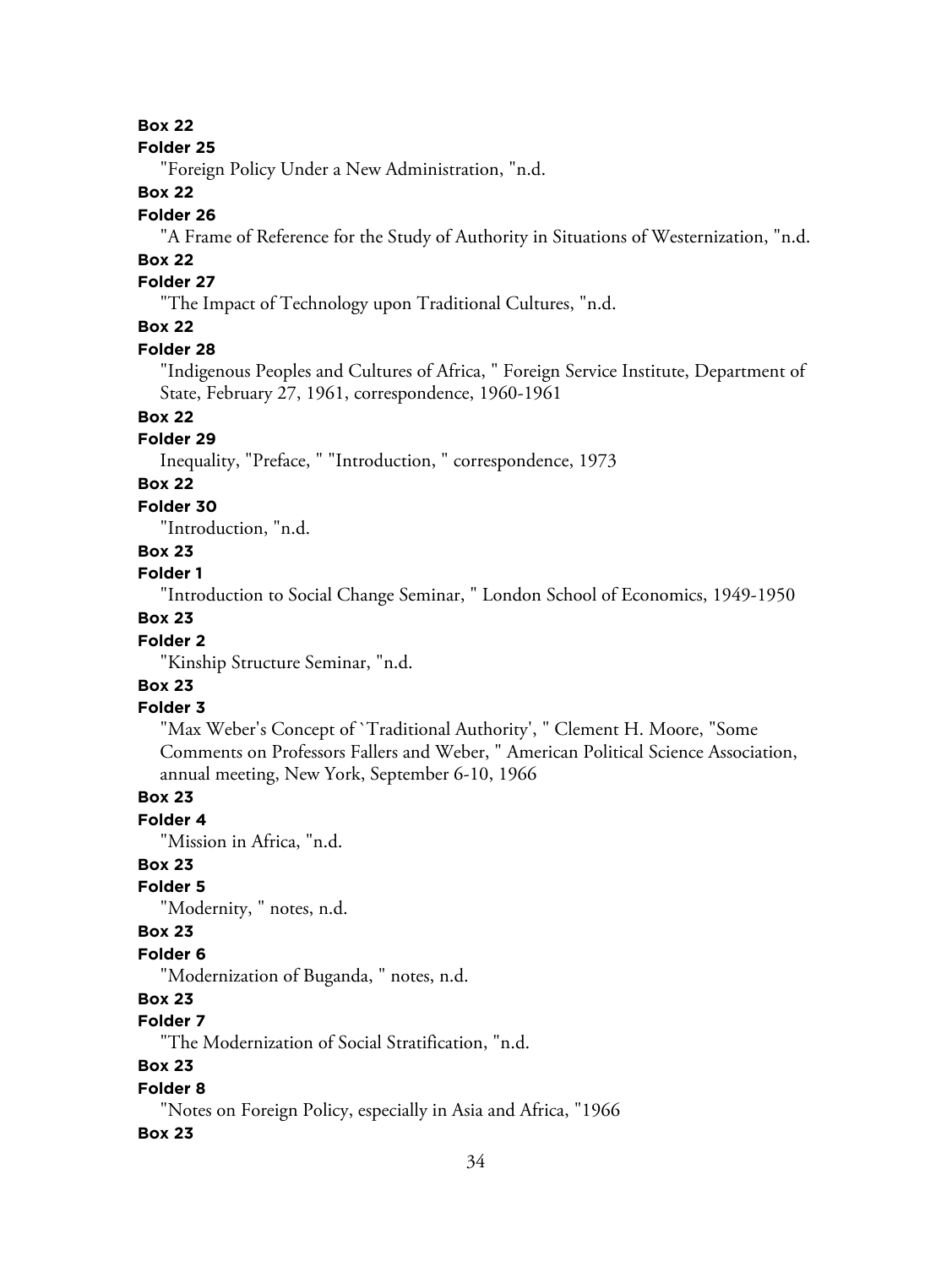**Box 22**

**Folder 25**

"Foreign Policy Under a New Administration, "n.d.

**Box 22**

**Folder 26**

"A Frame of Reference for the Study of Authority in Situations of Westernization, "n.d.

**Box 22**

**Folder 27**

"The Impact of Technology upon Traditional Cultures, "n.d.

**Box 22**

**Folder 28**

"Indigenous Peoples and Cultures of Africa, " Foreign Service Institute, Department of State, February 27, 1961, correspondence, 1960-1961

**Box 22**

**Folder 29**

Inequality, "Preface, " "Introduction, " correspondence, 1973

**Box 22**

**Folder 30**

"Introduction, "n.d.

**Box 23**

**Folder 1**

"Introduction to Social Change Seminar, " London School of Economics, 1949-1950

**Box 23**

**Folder 2**

"Kinship Structure Seminar, "n.d.

**Box 23**

**Folder 3**

"Max Weber's Concept of `Traditional Authority', " Clement H. Moore, "Some Comments on Professors Fallers and Weber, " American Political Science Association, annual meeting, New York, September 6-10, 1966

**Box 23**

**Folder 4**

"Mission in Africa, "n.d.

**Box 23**

**Folder 5**

"Modernity, " notes, n.d.

**Box 23**

**Folder 6**

"Modernization of Buganda, " notes, n.d.

**Box 23**

**Folder 7**

"The Modernization of Social Stratification, "n.d.

**Box 23**

**Folder 8**

"Notes on Foreign Policy, especially in Asia and Africa, "1966

**Box 23**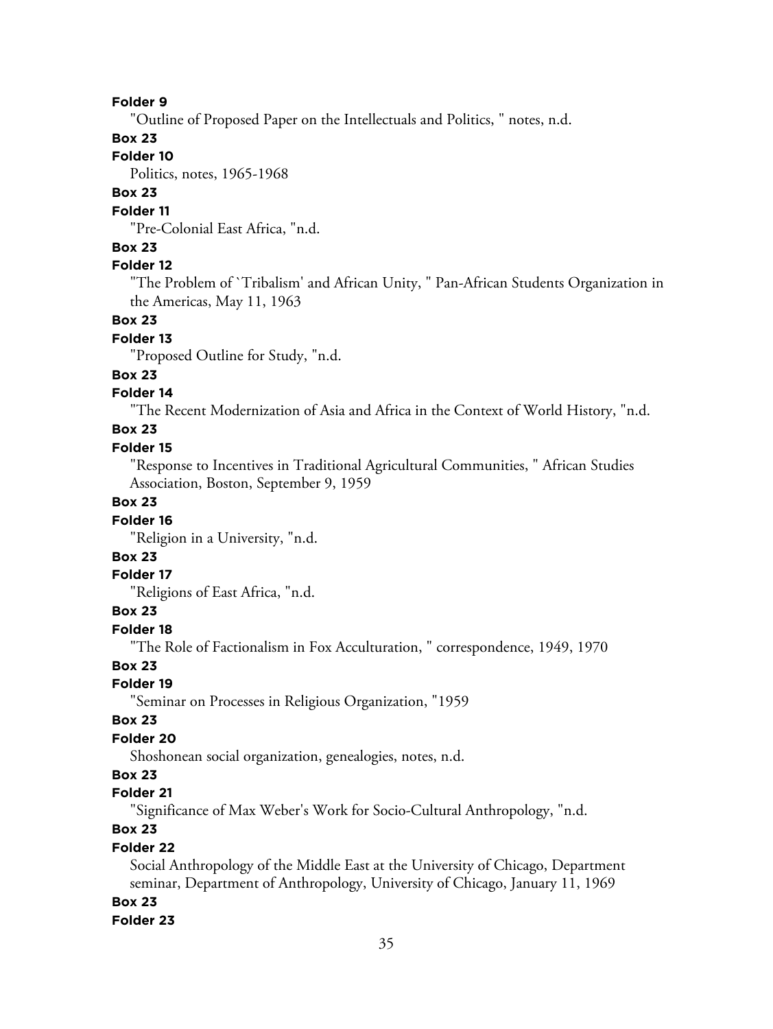**Folder 9**

"Outline of Proposed Paper on the Intellectuals and Politics, " notes, n.d.

**Box 23**

**Folder 10**

Politics, notes, 1965-1968

**Box 23**

**Folder 11**

"Pre-Colonial East Africa, "n.d.

**Box 23**

**Folder 12**

"The Problem of `Tribalism' and African Unity, " Pan-African Students Organization in the Americas, May 11, 1963

**Box 23**

**Folder 13**

"Proposed Outline for Study, "n.d.

**Box 23**

**Folder 14**

"The Recent Modernization of Asia and Africa in the Context of World History, "n.d.

**Box 23**

**Folder 15**

"Response to Incentives in Traditional Agricultural Communities, " African Studies Association, Boston, September 9, 1959

**Box 23**

**Folder 16**

"Religion in a University, "n.d.

**Box 23**

**Folder 17**

"Religions of East Africa, "n.d.

**Box 23**

**Folder 18**

"The Role of Factionalism in Fox Acculturation, " correspondence, 1949, 1970

**Box 23**

**Folder 19**

"Seminar on Processes in Religious Organization, "1959

**Box 23**

**Folder 20**

Shoshonean social organization, genealogies, notes, n.d.

**Box 23**

**Folder 21**

"Significance of Max Weber's Work for Socio-Cultural Anthropology, "n.d.

**Box 23**

**Folder 22**

Social Anthropology of the Middle East at the University of Chicago, Department seminar, Department of Anthropology, University of Chicago, January 11, 1969

**Box 23**

**Folder 23**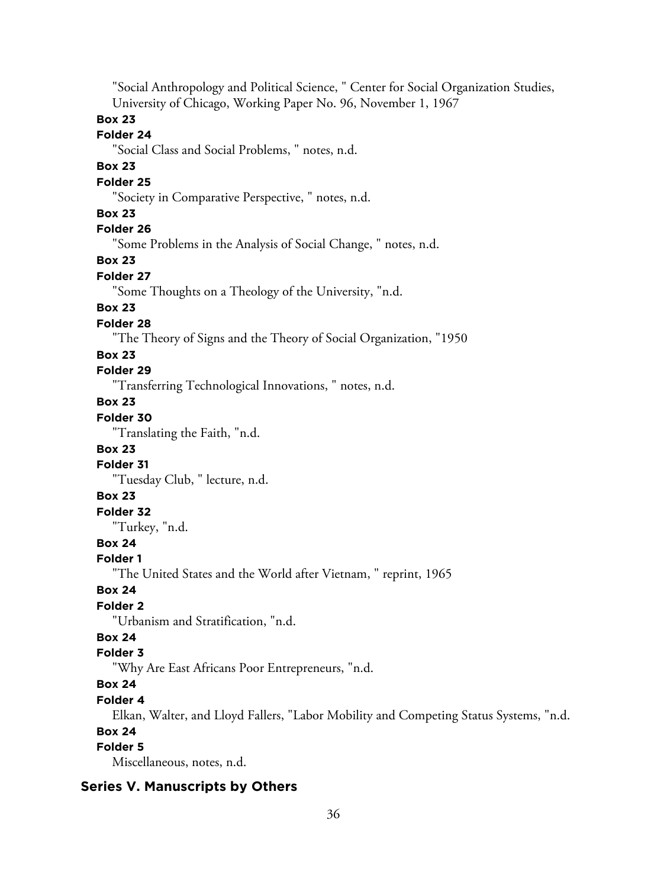"Social Anthropology and Political Science, " Center for Social Organization Studies, University of Chicago, Working Paper No. 96, November 1, 1967

**Box 23**

**Folder 24**

"Social Class and Social Problems, " notes, n.d.

**Box 23**

**Folder 25**

"Society in Comparative Perspective, " notes, n.d.

**Box 23**

**Folder 26**

"Some Problems in the Analysis of Social Change, " notes, n.d.

**Box 23**

**Folder 27**

"Some Thoughts on a Theology of the University, "n.d.

**Box 23**

**Folder 28**

"The Theory of Signs and the Theory of Social Organization, "1950

**Box 23**

**Folder 29**

"Transferring Technological Innovations, " notes, n.d.

**Box 23**

**Folder 30**

"Translating the Faith, "n.d.

**Box 23**

**Folder 31**

"Tuesday Club, " lecture, n.d.

**Box 23**

**Folder 32**

"Turkey, "n.d.

**Box 24**

**Folder 1**

"The United States and the World after Vietnam, " reprint, 1965

**Box 24**

**Folder 2**

"Urbanism and Stratification, "n.d.

**Box 24**

**Folder 3**

"Why Are East Africans Poor Entrepreneurs, "n.d.

**Box 24**

**Folder 4**

Elkan, Walter, and Lloyd Fallers, "Labor Mobility and Competing Status Systems, "n.d.

**Box 24**

**Folder 5**

Miscellaneous, notes, n.d.

## Series V. Manuscripts by Others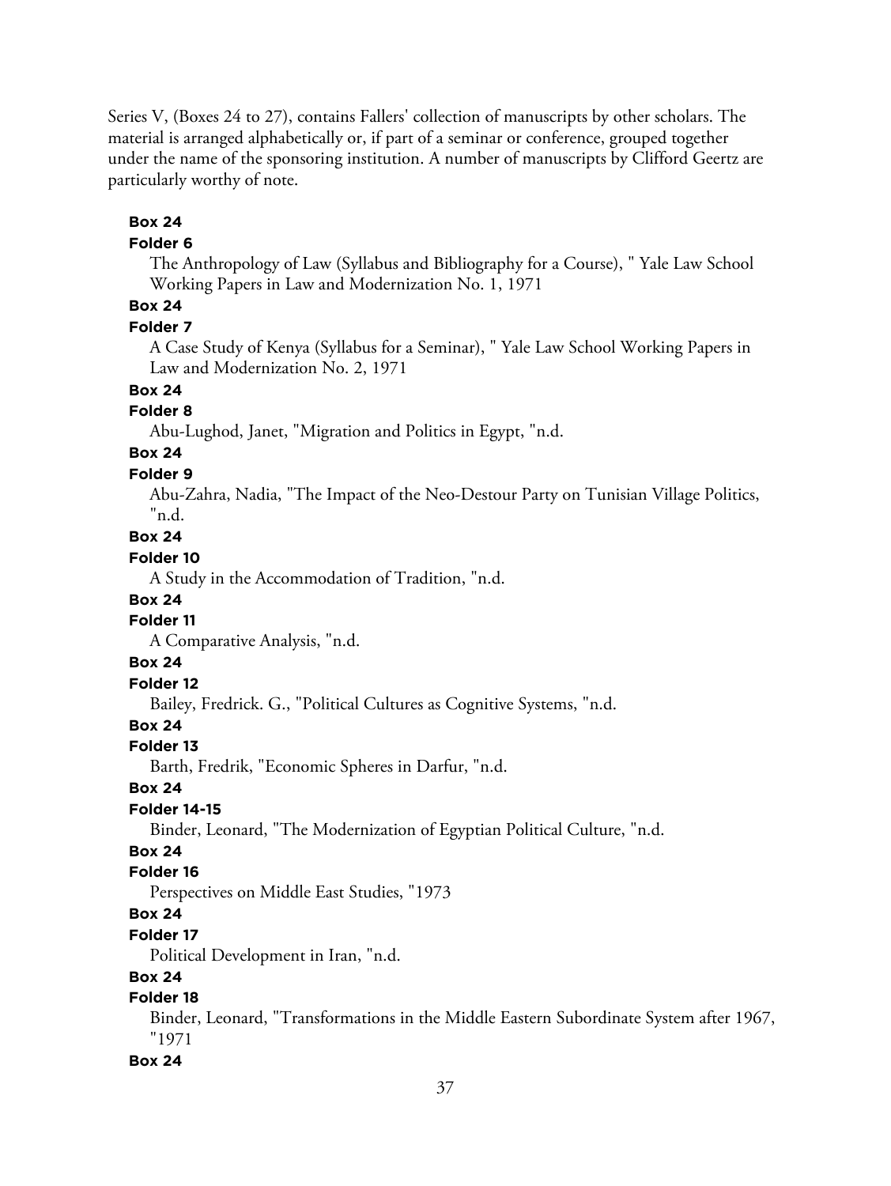Series V, (Boxes 24 to 27), contains Fallers' collection of manuscripts by other scholars. The material is arranged alphabetically or, if part of a seminar or conference, grouped together under the name of the sponsoring institution. A number of manuscripts by Clifford Geertz are particularly worthy of note.

**Box 24**
**Folder 6**
The Anthropology of Law (Syllabus and Bibliography for a Course), " Yale Law School Working Papers in Law and Modernization No. 1, 1971

**Box 24**
**Folder 7**
A Case Study of Kenya (Syllabus for a Seminar), " Yale Law School Working Papers in Law and Modernization No. 2, 1971

**Box 24**
**Folder 8**
Abu-Lughod, Janet, "Migration and Politics in Egypt, "n.d.

**Box 24**
**Folder 9**
Abu-Zahra, Nadia, "The Impact of the Neo-Destour Party on Tunisian Village Politics, "n.d.

**Box 24**
**Folder 10**
A Study in the Accommodation of Tradition, "n.d.

**Box 24**
**Folder 11**
A Comparative Analysis, "n.d.

**Box 24**
**Folder 12**
Bailey, Fredrick. G., "Political Cultures as Cognitive Systems, "n.d.

**Box 24**
**Folder 13**
Barth, Fredrik, "Economic Spheres in Darfur, "n.d.

**Box 24**
**Folder 14-15**
Binder, Leonard, "The Modernization of Egyptian Political Culture, "n.d.

**Box 24**
**Folder 16**
Perspectives on Middle East Studies, "1973

**Box 24**
**Folder 17**
Political Development in Iran, "n.d.

**Box 24**
**Folder 18**
Binder, Leonard, "Transformations in the Middle Eastern Subordinate System after 1967, "1971

**Box 24**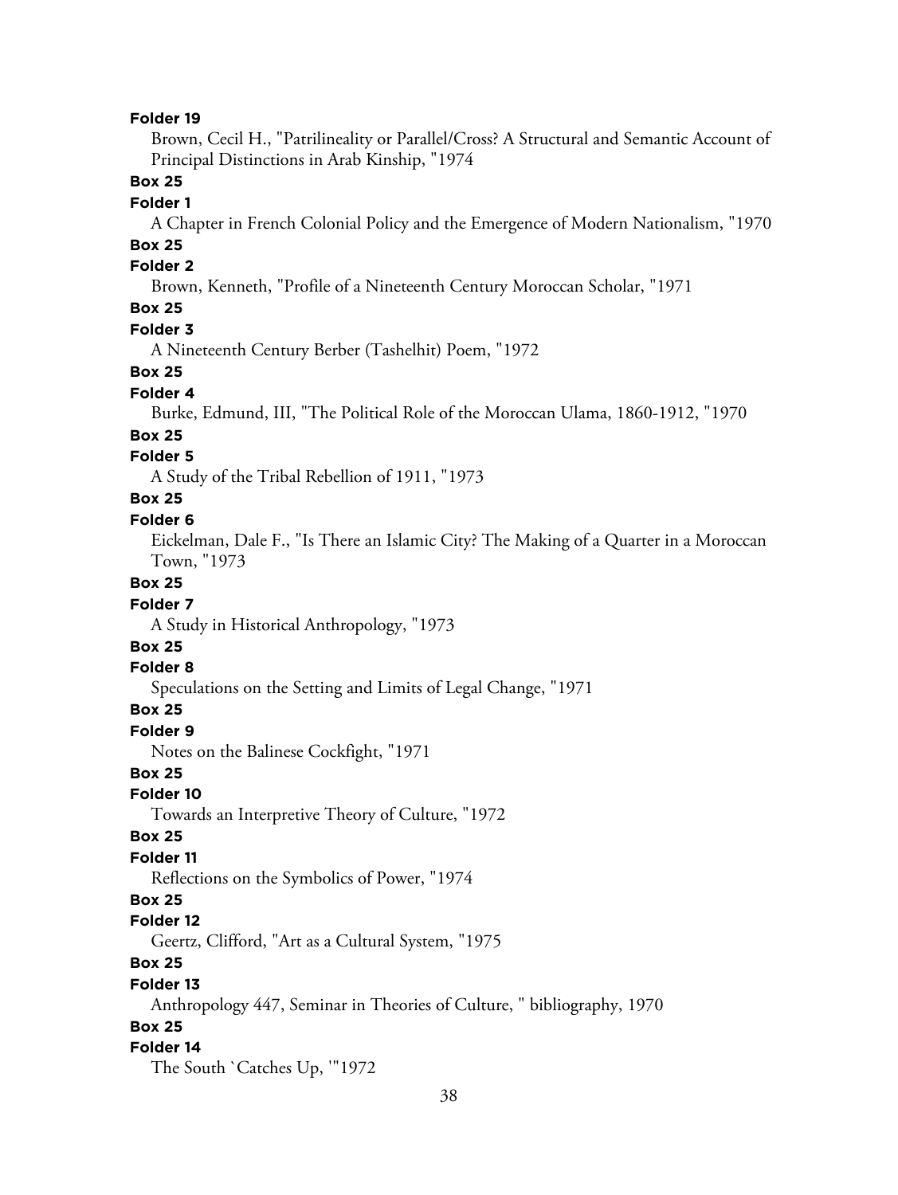**Folder 19**

Brown, Cecil H., "Patrilineality or Parallel/Cross? A Structural and Semantic Account of Principal Distinctions in Arab Kinship, "1974

**Box 25**

**Folder 1**

A Chapter in French Colonial Policy and the Emergence of Modern Nationalism, "1970

**Box 25**

**Folder 2**

Brown, Kenneth, "Profile of a Nineteenth Century Moroccan Scholar, "1971

**Box 25**

**Folder 3**

A Nineteenth Century Berber (Tashelhit) Poem, "1972

**Box 25**

**Folder 4**

Burke, Edmund, III, "The Political Role of the Moroccan Ulama, 1860-1912, "1970

**Box 25**

**Folder 5**

A Study of the Tribal Rebellion of 1911, "1973

**Box 25**

**Folder 6**

Eickelman, Dale F., "Is There an Islamic City? The Making of a Quarter in a Moroccan Town, "1973

**Box 25**

**Folder 7**

A Study in Historical Anthropology, "1973

**Box 25**

**Folder 8**

Speculations on the Setting and Limits of Legal Change, "1971

**Box 25**

**Folder 9**

Notes on the Balinese Cockfight, "1971

**Box 25**

**Folder 10**

Towards an Interpretive Theory of Culture, "1972

**Box 25**

**Folder 11**

Reflections on the Symbolics of Power, "1974

**Box 25**

**Folder 12**

Geertz, Clifford, "Art as a Cultural System, "1975

**Box 25**

**Folder 13**

Anthropology 447, Seminar in Theories of Culture, " bibliography, 1970

**Box 25**

**Folder 14**

The South `Catches Up, '"1972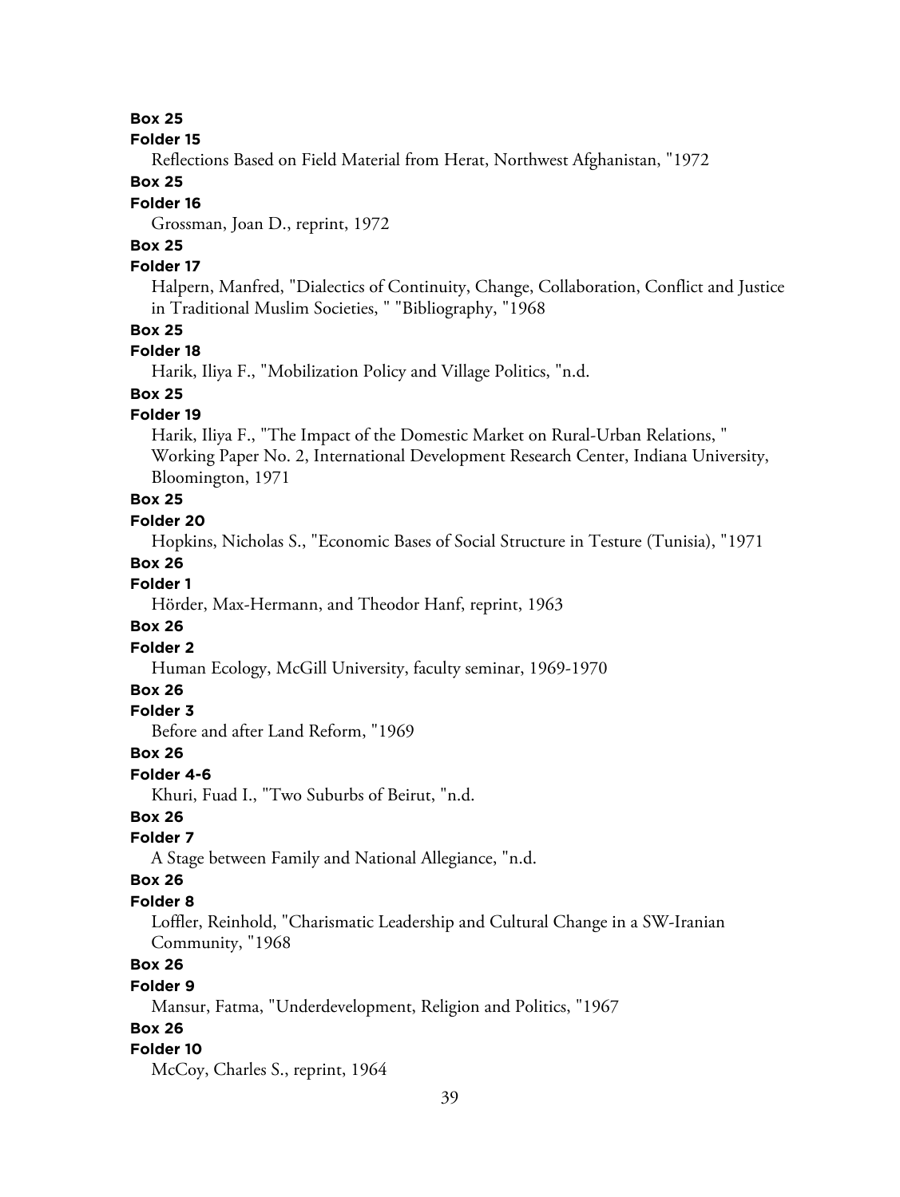**Box 25**

**Folder 15**

Reflections Based on Field Material from Herat, Northwest Afghanistan, "1972

**Box 25**

**Folder 16**

Grossman, Joan D., reprint, 1972

**Box 25**

**Folder 17**

Halpern, Manfred, "Dialectics of Continuity, Change, Collaboration, Conflict and Justice in Traditional Muslim Societies, " "Bibliography, "1968

**Box 25**

**Folder 18**

Harik, Iliya F., "Mobilization Policy and Village Politics, "n.d.

**Box 25**

**Folder 19**

Harik, Iliya F., "The Impact of the Domestic Market on Rural-Urban Relations, " Working Paper No. 2, International Development Research Center, Indiana University, Bloomington, 1971

**Box 25**

**Folder 20**

Hopkins, Nicholas S., "Economic Bases of Social Structure in Testure (Tunisia), "1971

**Box 26**

**Folder 1**

Hörder, Max-Hermann, and Theodor Hanf, reprint, 1963

**Box 26**

**Folder 2**

Human Ecology, McGill University, faculty seminar, 1969-1970

**Box 26**

**Folder 3**

Before and after Land Reform, "1969

**Box 26**

**Folder 4-6**

Khuri, Fuad I., "Two Suburbs of Beirut, "n.d.

**Box 26**

**Folder 7**

A Stage between Family and National Allegiance, "n.d.

**Box 26**

**Folder 8**

Loffler, Reinhold, "Charismatic Leadership and Cultural Change in a SW-Iranian Community, "1968

**Box 26**

**Folder 9**

Mansur, Fatma, "Underdevelopment, Religion and Politics, "1967

**Box 26**

**Folder 10**

McCoy, Charles S., reprint, 1964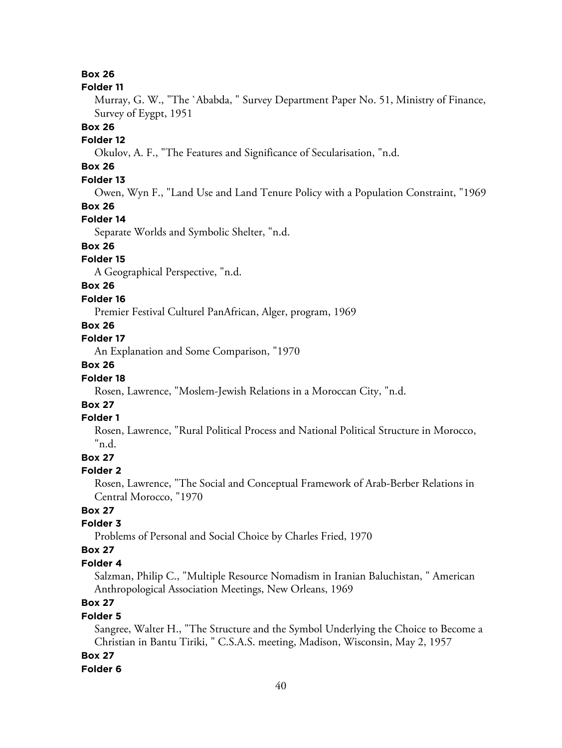**Box 26**

**Folder 11**

Murray, G. W., "The `Ababda, " Survey Department Paper No. 51, Ministry of Finance, Survey of Eygpt, 1951

**Box 26**

**Folder 12**

Okulov, A. F., "The Features and Significance of Secularisation, "n.d.

**Box 26**

**Folder 13**

Owen, Wyn F., "Land Use and Land Tenure Policy with a Population Constraint, "1969

**Box 26**

**Folder 14**

Separate Worlds and Symbolic Shelter, "n.d.

**Box 26**

**Folder 15**

A Geographical Perspective, "n.d.

**Box 26**

**Folder 16**

Premier Festival Culturel PanAfrican, Alger, program, 1969

**Box 26**

**Folder 17**

An Explanation and Some Comparison, "1970

**Box 26**

**Folder 18**

Rosen, Lawrence, "Moslem-Jewish Relations in a Moroccan City, "n.d.

**Box 27**

**Folder 1**

Rosen, Lawrence, "Rural Political Process and National Political Structure in Morocco, "n.d.

**Box 27**

**Folder 2**

Rosen, Lawrence, "The Social and Conceptual Framework of Arab-Berber Relations in Central Morocco, "1970

**Box 27**

**Folder 3**

Problems of Personal and Social Choice by Charles Fried, 1970

**Box 27**

**Folder 4**

Salzman, Philip C., "Multiple Resource Nomadism in Iranian Baluchistan, " American Anthropological Association Meetings, New Orleans, 1969

**Box 27**

**Folder 5**

Sangree, Walter H., "The Structure and the Symbol Underlying the Choice to Become a Christian in Bantu Tiriki, " C.S.A.S. meeting, Madison, Wisconsin, May 2, 1957

**Box 27**

**Folder 6**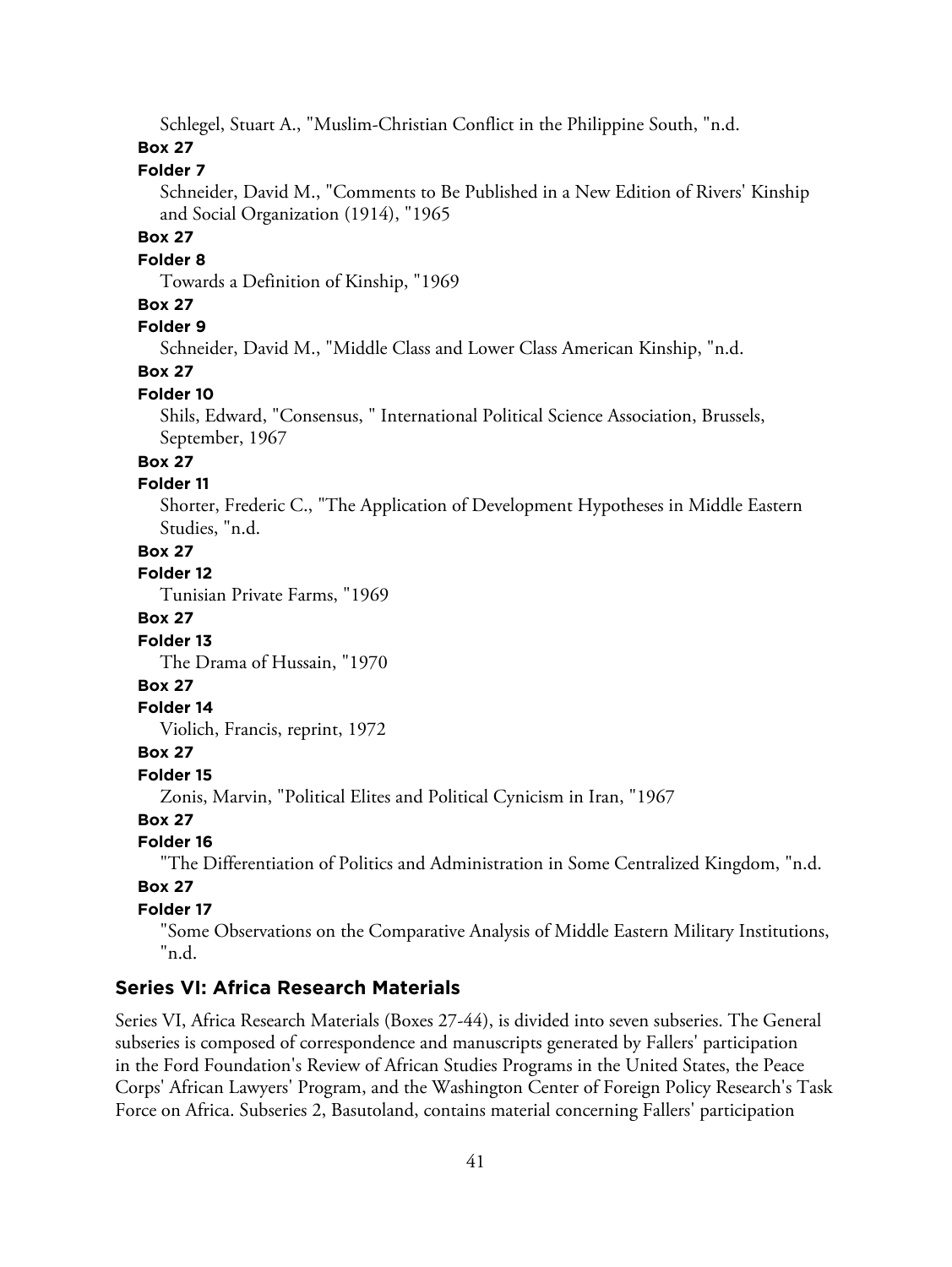Schlegel, Stuart A., "Muslim-Christian Conflict in the Philippine South, "n.d.

**Box 27**

**Folder 7**

Schneider, David M., "Comments to Be Published in a New Edition of Rivers' Kinship and Social Organization (1914), "1965

**Box 27**

**Folder 8**

Towards a Definition of Kinship, "1969

**Box 27**

**Folder 9**

Schneider, David M., "Middle Class and Lower Class American Kinship, "n.d.

**Box 27**

**Folder 10**

Shils, Edward, "Consensus, " International Political Science Association, Brussels, September, 1967

**Box 27**

**Folder 11**

Shorter, Frederic C., "The Application of Development Hypotheses in Middle Eastern Studies, "n.d.

**Box 27**

**Folder 12**

Tunisian Private Farms, "1969

**Box 27**

**Folder 13**

The Drama of Hussain, "1970

**Box 27**

**Folder 14**

Violich, Francis, reprint, 1972

**Box 27**

**Folder 15**

Zonis, Marvin, "Political Elites and Political Cynicism in Iran, "1967

**Box 27**

**Folder 16**

"The Differentiation of Politics and Administration in Some Centralized Kingdom, "n.d.

**Box 27**

**Folder 17**

"Some Observations on the Comparative Analysis of Middle Eastern Military Institutions, "n.d.

## Series VI: Africa Research Materials

Series VI, Africa Research Materials (Boxes 27-44), is divided into seven subseries. The General subseries is composed of correspondence and manuscripts generated by Fallers' participation in the Ford Foundation's Review of African Studies Programs in the United States, the Peace Corps' African Lawyers' Program, and the Washington Center of Foreign Policy Research's Task Force on Africa. Subseries 2, Basutoland, contains material concerning Fallers' participation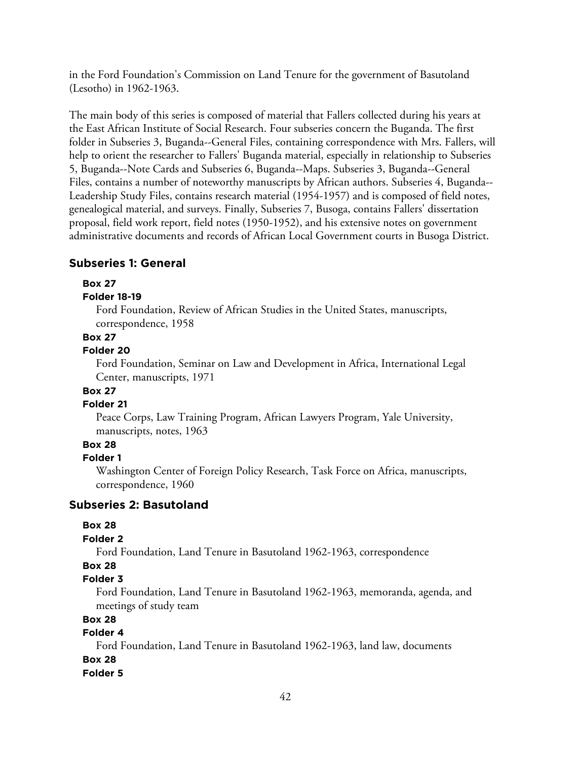in the Ford Foundation's Commission on Land Tenure for the government of Basutoland (Lesotho) in 1962-1963.

The main body of this series is composed of material that Fallers collected during his years at the East African Institute of Social Research. Four subseries concern the Buganda. The first folder in Subseries 3, Buganda--General Files, containing correspondence with Mrs. Fallers, will help to orient the researcher to Fallers' Buganda material, especially in relationship to Subseries 5, Buganda--Note Cards and Subseries 6, Buganda--Maps. Subseries 3, Buganda--General Files, contains a number of noteworthy manuscripts by African authors. Subseries 4, Buganda--Leadership Study Files, contains research material (1954-1957) and is composed of field notes, genealogical material, and surveys. Finally, Subseries 7, Busoga, contains Fallers' dissertation proposal, field work report, field notes (1950-1952), and his extensive notes on government administrative documents and records of African Local Government courts in Busoga District.

## Subseries 1: General

**Box 27**
**Folder 18-19**
Ford Foundation, Review of African Studies in the United States, manuscripts, correspondence, 1958

**Box 27**
**Folder 20**
Ford Foundation, Seminar on Law and Development in Africa, International Legal Center, manuscripts, 1971

**Box 27**
**Folder 21**
Peace Corps, Law Training Program, African Lawyers Program, Yale University, manuscripts, notes, 1963

**Box 28**
**Folder 1**
Washington Center of Foreign Policy Research, Task Force on Africa, manuscripts, correspondence, 1960

## Subseries 2: Basutoland

**Box 28**
**Folder 2**
Ford Foundation, Land Tenure in Basutoland 1962-1963, correspondence

**Box 28**
**Folder 3**
Ford Foundation, Land Tenure in Basutoland 1962-1963, memoranda, agenda, and meetings of study team

**Box 28**
**Folder 4**
Ford Foundation, Land Tenure in Basutoland 1962-1963, land law, documents

**Box 28**
**Folder 5**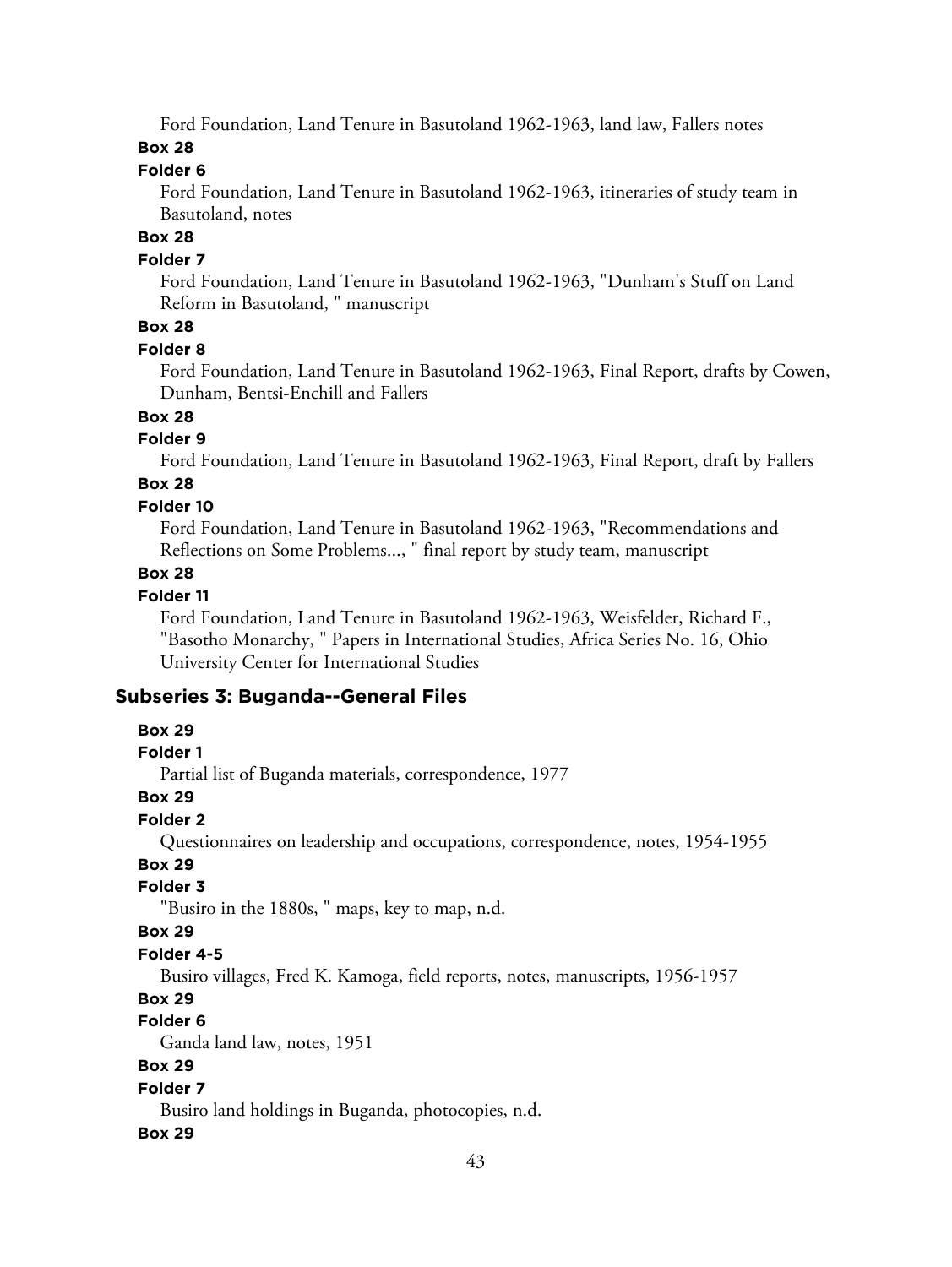Ford Foundation, Land Tenure in Basutoland 1962-1963, land law, Fallers notes

**Box 28**

**Folder 6**

Ford Foundation, Land Tenure in Basutoland 1962-1963, itineraries of study team in Basutoland, notes

**Box 28**

**Folder 7**

Ford Foundation, Land Tenure in Basutoland 1962-1963, "Dunham's Stuff on Land Reform in Basutoland, " manuscript

**Box 28**

**Folder 8**

Ford Foundation, Land Tenure in Basutoland 1962-1963, Final Report, drafts by Cowen, Dunham, Bentsi-Enchill and Fallers

**Box 28**

**Folder 9**

Ford Foundation, Land Tenure in Basutoland 1962-1963, Final Report, draft by Fallers

**Box 28**

**Folder 10**

Ford Foundation, Land Tenure in Basutoland 1962-1963, "Recommendations and Reflections on Some Problems..., " final report by study team, manuscript

**Box 28**

**Folder 11**

Ford Foundation, Land Tenure in Basutoland 1962-1963, Weisfelder, Richard F., "Basotho Monarchy, " Papers in International Studies, Africa Series No. 16, Ohio University Center for International Studies

### Subseries 3: Buganda--General Files

**Box 29**

**Folder 1**

Partial list of Buganda materials, correspondence, 1977

**Box 29**

**Folder 2**

Questionnaires on leadership and occupations, correspondence, notes, 1954-1955

**Box 29**

**Folder 3**

"Busiro in the 1880s, " maps, key to map, n.d.

**Box 29**

**Folder 4-5**

Busiro villages, Fred K. Kamoga, field reports, notes, manuscripts, 1956-1957

**Box 29**

**Folder 6**

Ganda land law, notes, 1951

**Box 29**

**Folder 7**

Busiro land holdings in Buganda, photocopies, n.d.

**Box 29**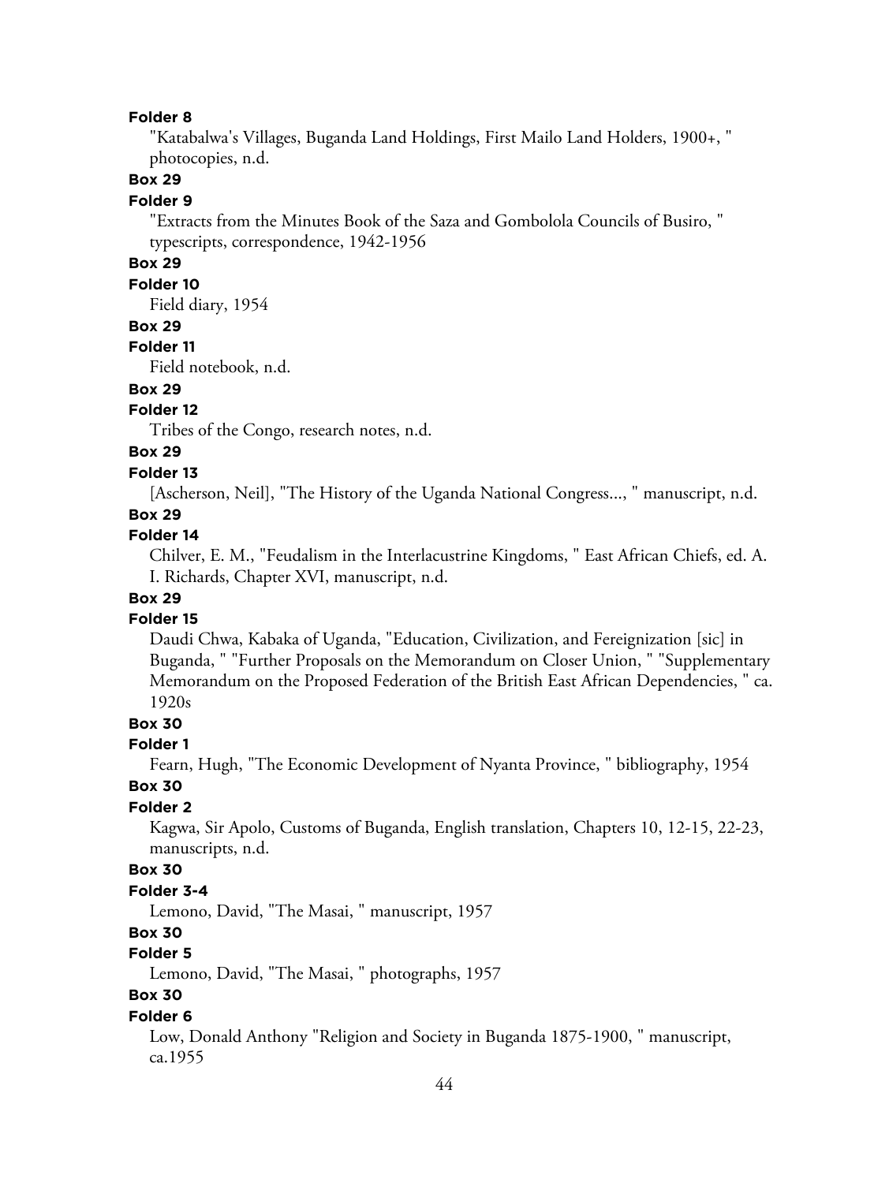**Folder 8**

"Katabalwa's Villages, Buganda Land Holdings, First Mailo Land Holders, 1900+, " photocopies, n.d.

**Box 29**

**Folder 9**

"Extracts from the Minutes Book of the Saza and Gombolola Councils of Busiro, " typescripts, correspondence, 1942-1956

**Box 29**

**Folder 10**

Field diary, 1954

**Box 29**

**Folder 11**

Field notebook, n.d.

**Box 29**

**Folder 12**

Tribes of the Congo, research notes, n.d.

**Box 29**

**Folder 13**

[Ascherson, Neil], "The History of the Uganda National Congress..., " manuscript, n.d.

**Box 29**

**Folder 14**

Chilver, E. M., "Feudalism in the Interlacustrine Kingdoms, " East African Chiefs, ed. A. I. Richards, Chapter XVI, manuscript, n.d.

**Box 29**

**Folder 15**

Daudi Chwa, Kabaka of Uganda, "Education, Civilization, and Fereignization [sic] in Buganda, " "Further Proposals on the Memorandum on Closer Union, " "Supplementary Memorandum on the Proposed Federation of the British East African Dependencies, " ca. 1920s

**Box 30**

**Folder 1**

Fearn, Hugh, "The Economic Development of Nyanta Province, " bibliography, 1954

**Box 30**

**Folder 2**

Kagwa, Sir Apolo, Customs of Buganda, English translation, Chapters 10, 12-15, 22-23, manuscripts, n.d.

**Box 30**

**Folder 3-4**

Lemono, David, "The Masai, " manuscript, 1957

**Box 30**

**Folder 5**

Lemono, David, "The Masai, " photographs, 1957

**Box 30**

**Folder 6**

Low, Donald Anthony "Religion and Society in Buganda 1875-1900, " manuscript, ca.1955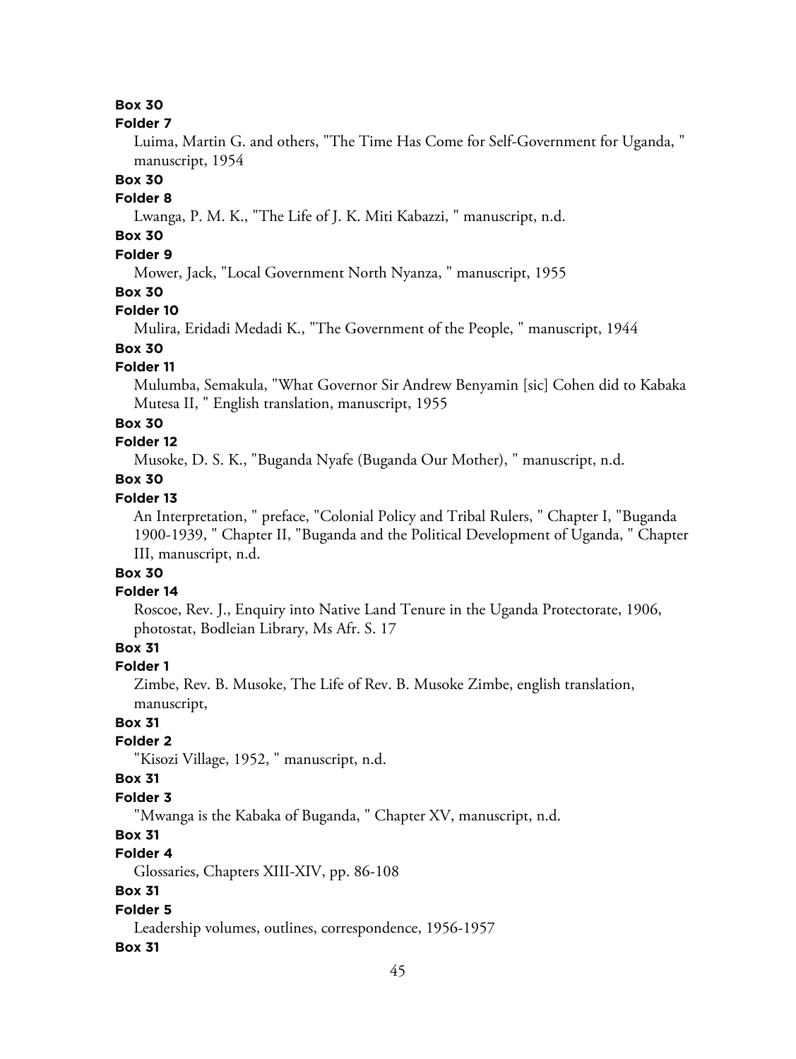**Box 30**

**Folder 7**

Luima, Martin G. and others, "The Time Has Come for Self-Government for Uganda, " manuscript, 1954

**Box 30**

**Folder 8**

Lwanga, P. M. K., "The Life of J. K. Miti Kabazzi, " manuscript, n.d.

**Box 30**

**Folder 9**

Mower, Jack, "Local Government North Nyanza, " manuscript, 1955

**Box 30**

**Folder 10**

Mulira, Eridadi Medadi K., "The Government of the People, " manuscript, 1944

**Box 30**

**Folder 11**

Mulumba, Semakula, "What Governor Sir Andrew Benyamin [sic] Cohen did to Kabaka Mutesa II, " English translation, manuscript, 1955

**Box 30**

**Folder 12**

Musoke, D. S. K., "Buganda Nyafe (Buganda Our Mother), " manuscript, n.d.

**Box 30**

**Folder 13**

An Interpretation, " preface, "Colonial Policy and Tribal Rulers, " Chapter I, "Buganda 1900-1939, " Chapter II, "Buganda and the Political Development of Uganda, " Chapter III, manuscript, n.d.

**Box 30**

**Folder 14**

Roscoe, Rev. J., Enquiry into Native Land Tenure in the Uganda Protectorate, 1906, photostat, Bodleian Library, Ms Afr. S. 17

**Box 31**

**Folder 1**

Zimbe, Rev. B. Musoke, The Life of Rev. B. Musoke Zimbe, english translation, manuscript,

**Box 31**

**Folder 2**

"Kisozi Village, 1952, " manuscript, n.d.

**Box 31**

**Folder 3**

"Mwanga is the Kabaka of Buganda, " Chapter XV, manuscript, n.d.

**Box 31**

**Folder 4**

Glossaries, Chapters XIII-XIV, pp. 86-108

**Box 31**

**Folder 5**

Leadership volumes, outlines, correspondence, 1956-1957

**Box 31**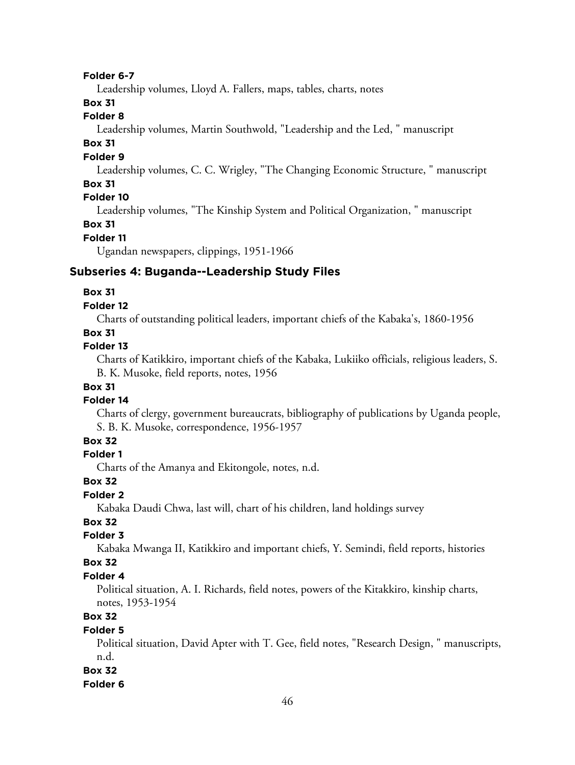**Folder 6-7**

Leadership volumes, Lloyd A. Fallers, maps, tables, charts, notes

**Box 31**

**Folder 8**

Leadership volumes, Martin Southwold, "Leadership and the Led, " manuscript

**Box 31**

**Folder 9**

Leadership volumes, C. C. Wrigley, "The Changing Economic Structure, " manuscript

**Box 31**

**Folder 10**

Leadership volumes, "The Kinship System and Political Organization, " manuscript

**Box 31**

**Folder 11**

Ugandan newspapers, clippings, 1951-1966

### Subseries 4: Buganda--Leadership Study Files

**Box 31**

**Folder 12**

Charts of outstanding political leaders, important chiefs of the Kabaka's, 1860-1956

**Box 31**

**Folder 13**

Charts of Katikkiro, important chiefs of the Kabaka, Lukiiko officials, religious leaders, S. B. K. Musoke, field reports, notes, 1956

**Box 31**

**Folder 14**

Charts of clergy, government bureaucrats, bibliography of publications by Uganda people, S. B. K. Musoke, correspondence, 1956-1957

**Box 32**

**Folder 1**

Charts of the Amanya and Ekitongole, notes, n.d.

**Box 32**

**Folder 2**

Kabaka Daudi Chwa, last will, chart of his children, land holdings survey

**Box 32**

**Folder 3**

Kabaka Mwanga II, Katikkiro and important chiefs, Y. Semindi, field reports, histories

**Box 32**

**Folder 4**

Political situation, A. I. Richards, field notes, powers of the Kitakkiro, kinship charts, notes, 1953-1954

**Box 32**

**Folder 5**

Political situation, David Apter with T. Gee, field notes, "Research Design, " manuscripts, n.d.

**Box 32**

**Folder 6**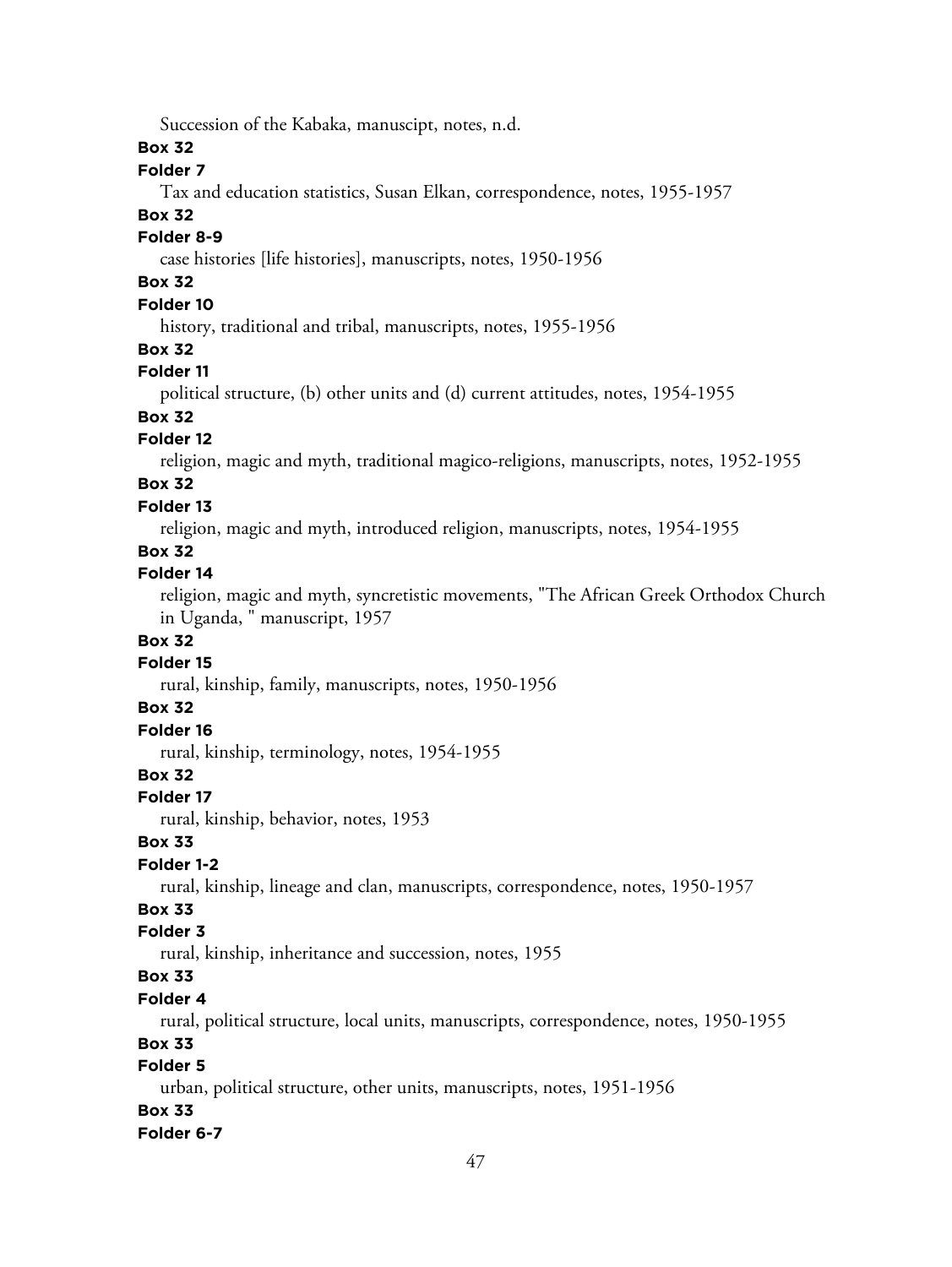Succession of the Kabaka, manuscipt, notes, n.d.

**Box 32**

**Folder 7**

Tax and education statistics, Susan Elkan, correspondence, notes, 1955-1957

**Box 32**

**Folder 8-9**

case histories [life histories], manuscripts, notes, 1950-1956

**Box 32**

**Folder 10**

history, traditional and tribal, manuscripts, notes, 1955-1956

**Box 32**

**Folder 11**

political structure, (b) other units and (d) current attitudes, notes, 1954-1955

**Box 32**

**Folder 12**

religion, magic and myth, traditional magico-religions, manuscripts, notes, 1952-1955

**Box 32**

**Folder 13**

religion, magic and myth, introduced religion, manuscripts, notes, 1954-1955

**Box 32**

**Folder 14**

religion, magic and myth, syncretistic movements, "The African Greek Orthodox Church in Uganda, " manuscript, 1957

**Box 32**

**Folder 15**

rural, kinship, family, manuscripts, notes, 1950-1956

**Box 32**

**Folder 16**

rural, kinship, terminology, notes, 1954-1955

**Box 32**

**Folder 17**

rural, kinship, behavior, notes, 1953

**Box 33**

**Folder 1-2**

rural, kinship, lineage and clan, manuscripts, correspondence, notes, 1950-1957

**Box 33**

**Folder 3**

rural, kinship, inheritance and succession, notes, 1955

**Box 33**

**Folder 4**

rural, political structure, local units, manuscripts, correspondence, notes, 1950-1955

**Box 33**

**Folder 5**

urban, political structure, other units, manuscripts, notes, 1951-1956

**Box 33**

**Folder 6-7**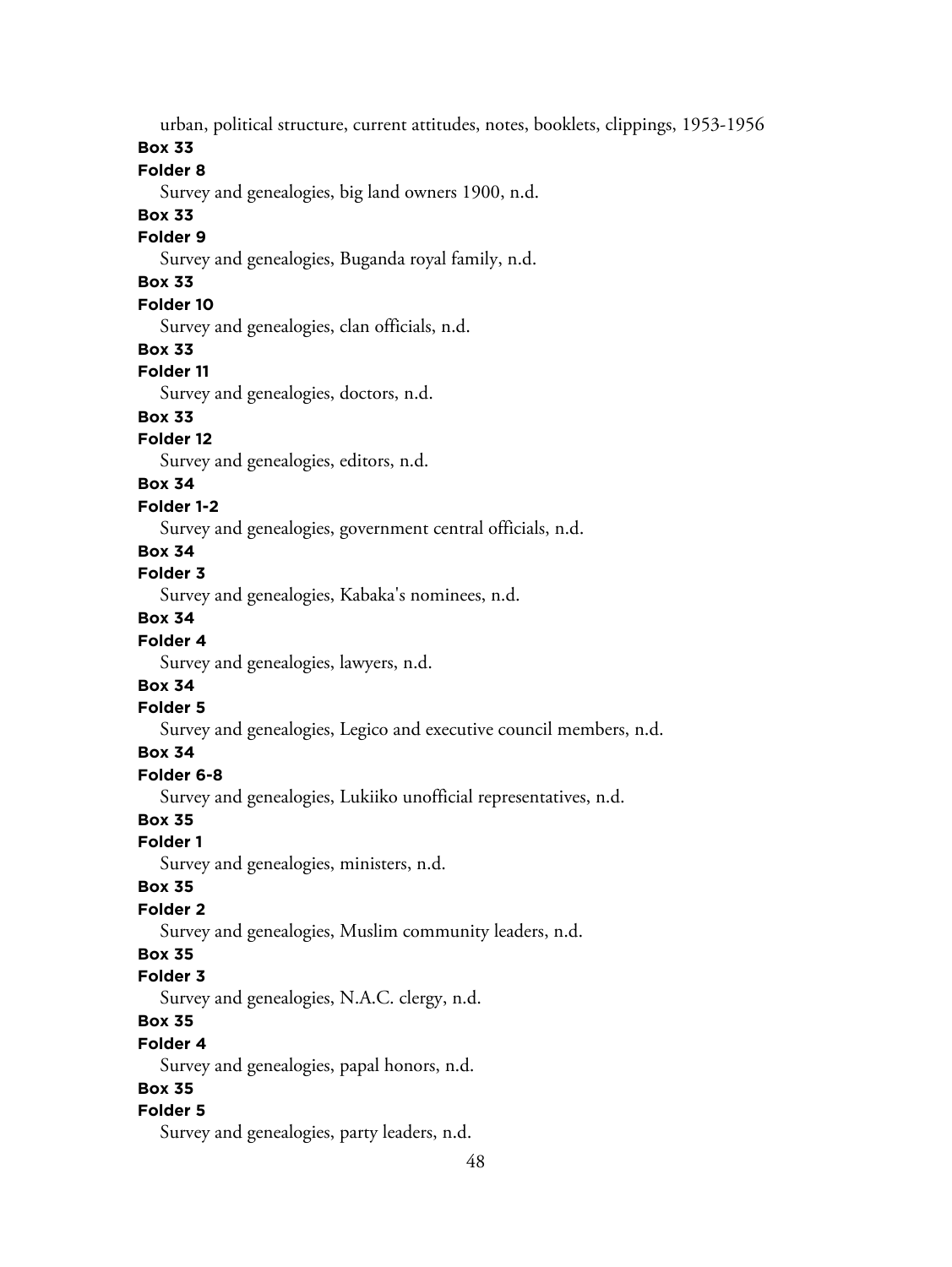urban, political structure, current attitudes, notes, booklets, clippings, 1953-1956

**Box 33**
**Folder 8**
Survey and genealogies, big land owners 1900, n.d.

**Box 33**
**Folder 9**
Survey and genealogies, Buganda royal family, n.d.

**Box 33**
**Folder 10**
Survey and genealogies, clan officials, n.d.

**Box 33**
**Folder 11**
Survey and genealogies, doctors, n.d.

**Box 33**
**Folder 12**
Survey and genealogies, editors, n.d.

**Box 34**
**Folder 1-2**
Survey and genealogies, government central officials, n.d.

**Box 34**
**Folder 3**
Survey and genealogies, Kabaka's nominees, n.d.

**Box 34**
**Folder 4**
Survey and genealogies, lawyers, n.d.

**Box 34**
**Folder 5**
Survey and genealogies, Legico and executive council members, n.d.

**Box 34**
**Folder 6-8**
Survey and genealogies, Lukiiko unofficial representatives, n.d.

**Box 35**
**Folder 1**
Survey and genealogies, ministers, n.d.

**Box 35**
**Folder 2**
Survey and genealogies, Muslim community leaders, n.d.

**Box 35**
**Folder 3**
Survey and genealogies, N.A.C. clergy, n.d.

**Box 35**
**Folder 4**
Survey and genealogies, papal honors, n.d.

**Box 35**
**Folder 5**
Survey and genealogies, party leaders, n.d.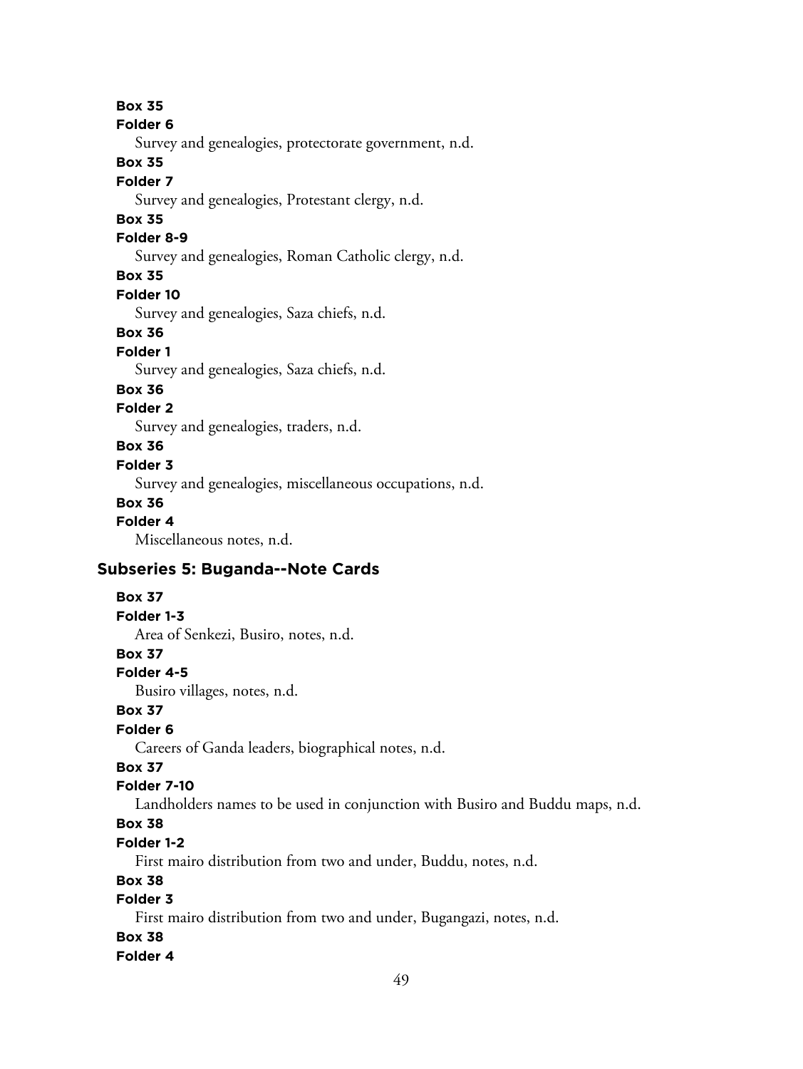**Box 35**
**Folder 6**
Survey and genealogies, protectorate government, n.d.
**Box 35**
**Folder 7**
Survey and genealogies, Protestant clergy, n.d.
**Box 35**
**Folder 8-9**
Survey and genealogies, Roman Catholic clergy, n.d.
**Box 35**
**Folder 10**
Survey and genealogies, Saza chiefs, n.d.
**Box 36**
**Folder 1**
Survey and genealogies, Saza chiefs, n.d.
**Box 36**
**Folder 2**
Survey and genealogies, traders, n.d.
**Box 36**
**Folder 3**
Survey and genealogies, miscellaneous occupations, n.d.
**Box 36**
**Folder 4**
Miscellaneous notes, n.d.

## Subseries 5: Buganda--Note Cards

**Box 37**
**Folder 1-3**
Area of Senkezi, Busiro, notes, n.d.
**Box 37**
**Folder 4-5**
Busiro villages, notes, n.d.
**Box 37**
**Folder 6**
Careers of Ganda leaders, biographical notes, n.d.
**Box 37**
**Folder 7-10**
Landholders names to be used in conjunction with Busiro and Buddu maps, n.d.
**Box 38**
**Folder 1-2**
First mairo distribution from two and under, Buddu, notes, n.d.
**Box 38**
**Folder 3**
First mairo distribution from two and under, Bugangazi, notes, n.d.
**Box 38**
**Folder 4**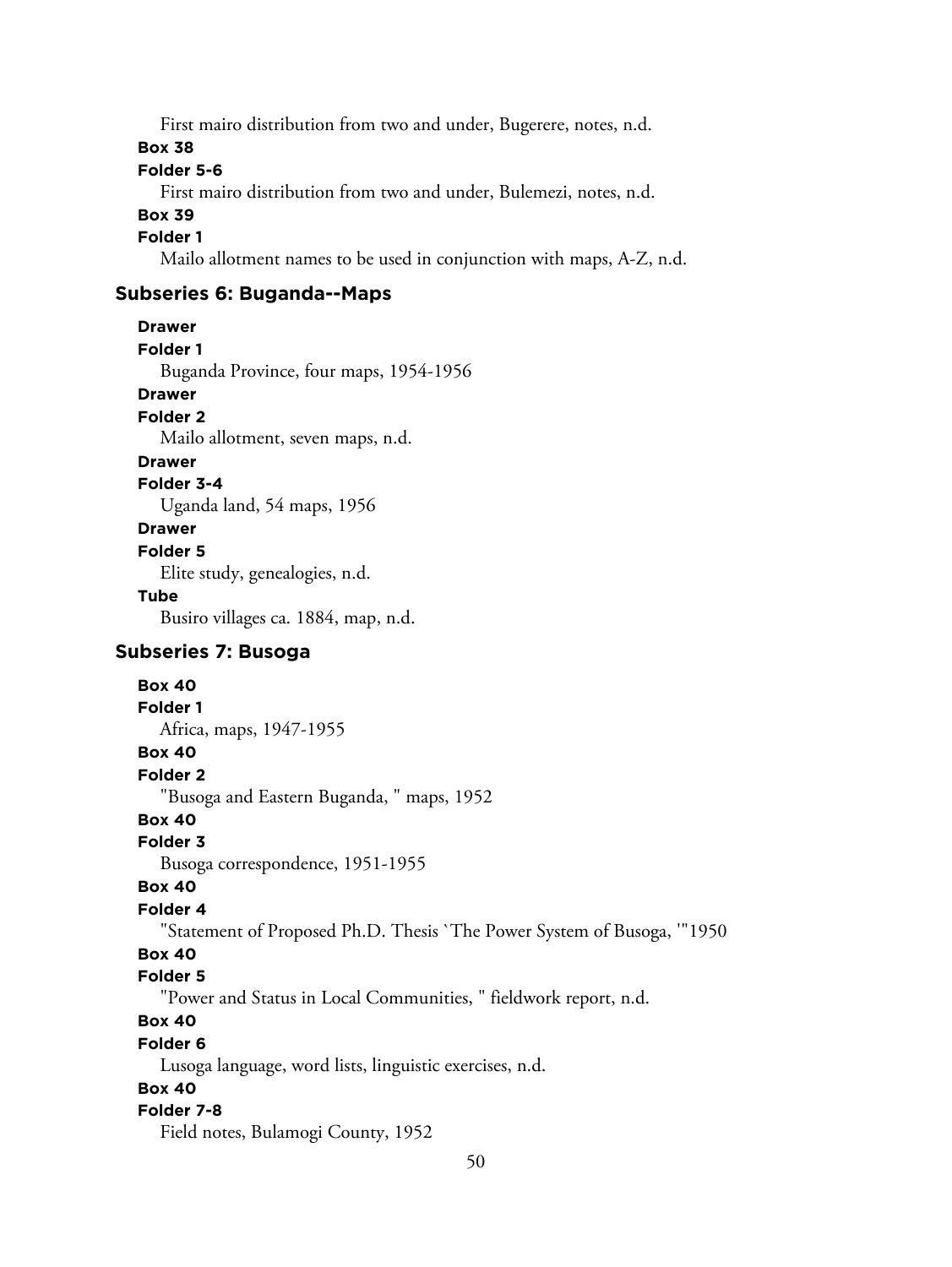First mairo distribution from two and under, Bugerere, notes, n.d.

**Box 38**

**Folder 5-6**

First mairo distribution from two and under, Bulemezi, notes, n.d.

**Box 39**

**Folder 1**

Mailo allotment names to be used in conjunction with maps, A-Z, n.d.

## Subseries 6: Buganda--Maps

**Drawer**

**Folder 1**

Buganda Province, four maps, 1954-1956

**Drawer**

**Folder 2**

Mailo allotment, seven maps, n.d.

**Drawer**

**Folder 3-4**

Uganda land, 54 maps, 1956

**Drawer**

**Folder 5**

Elite study, genealogies, n.d.

**Tube**

Busiro villages ca. 1884, map, n.d.

## Subseries 7: Busoga

**Box 40**

**Folder 1**

Africa, maps, 1947-1955

**Box 40**

**Folder 2**

"Busoga and Eastern Buganda, " maps, 1952

**Box 40**

**Folder 3**

Busoga correspondence, 1951-1955

**Box 40**

**Folder 4**

"Statement of Proposed Ph.D. Thesis `The Power System of Busoga, '"1950

**Box 40**

**Folder 5**

"Power and Status in Local Communities, " fieldwork report, n.d.

**Box 40**

**Folder 6**

Lusoga language, word lists, linguistic exercises, n.d.

**Box 40**

**Folder 7-8**

Field notes, Bulamogi County, 1952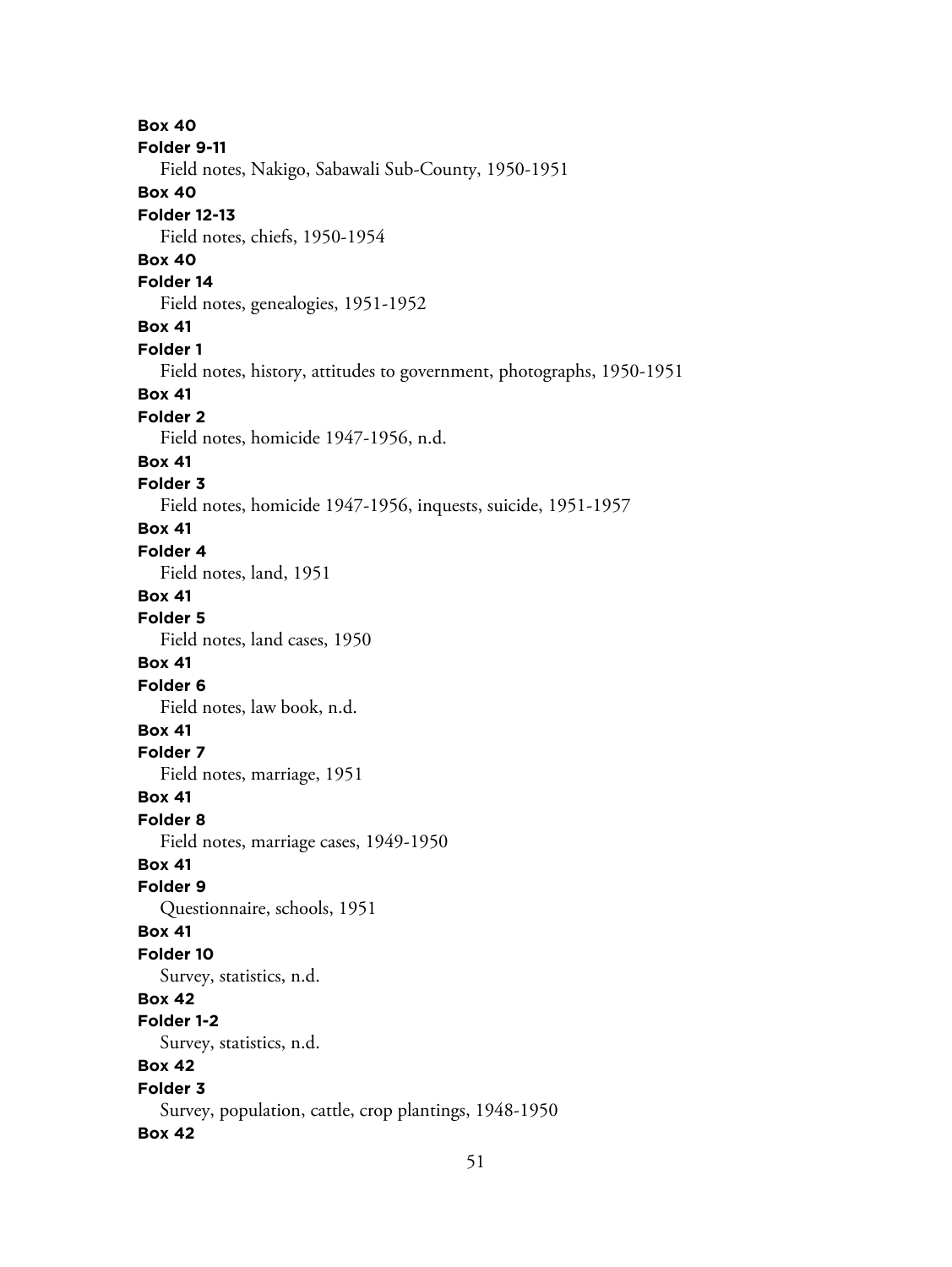**Box 40**
**Folder 9-11**
Field notes, Nakigo, Sabawali Sub-County, 1950-1951
**Box 40**
**Folder 12-13**
Field notes, chiefs, 1950-1954
**Box 40**
**Folder 14**
Field notes, genealogies, 1951-1952
**Box 41**
**Folder 1**
Field notes, history, attitudes to government, photographs, 1950-1951
**Box 41**
**Folder 2**
Field notes, homicide 1947-1956, n.d.
**Box 41**
**Folder 3**
Field notes, homicide 1947-1956, inquests, suicide, 1951-1957
**Box 41**
**Folder 4**
Field notes, land, 1951
**Box 41**
**Folder 5**
Field notes, land cases, 1950
**Box 41**
**Folder 6**
Field notes, law book, n.d.
**Box 41**
**Folder 7**
Field notes, marriage, 1951
**Box 41**
**Folder 8**
Field notes, marriage cases, 1949-1950
**Box 41**
**Folder 9**
Questionnaire, schools, 1951
**Box 41**
**Folder 10**
Survey, statistics, n.d.
**Box 42**
**Folder 1-2**
Survey, statistics, n.d.
**Box 42**
**Folder 3**
Survey, population, cattle, crop plantings, 1948-1950
**Box 42**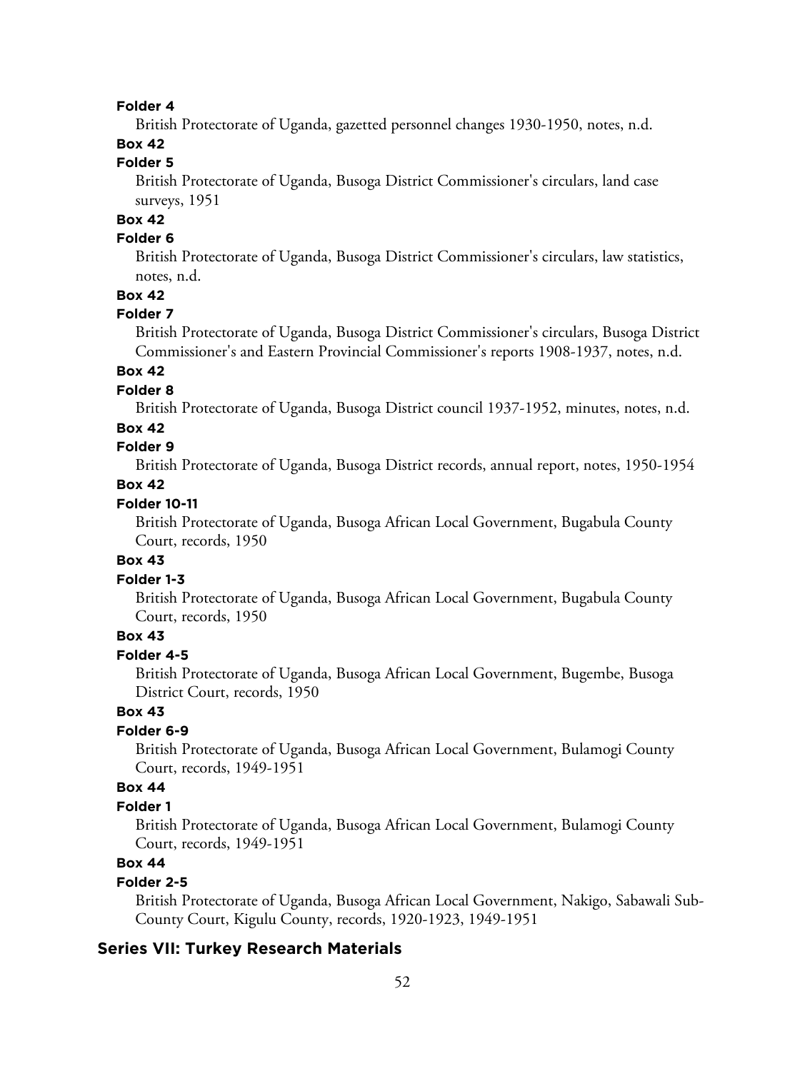**Folder 4**

British Protectorate of Uganda, gazetted personnel changes 1930-1950, notes, n.d.

**Box 42**

**Folder 5**

British Protectorate of Uganda, Busoga District Commissioner's circulars, land case surveys, 1951

**Box 42**

**Folder 6**

British Protectorate of Uganda, Busoga District Commissioner's circulars, law statistics, notes, n.d.

**Box 42**

**Folder 7**

British Protectorate of Uganda, Busoga District Commissioner's circulars, Busoga District Commissioner's and Eastern Provincial Commissioner's reports 1908-1937, notes, n.d.

**Box 42**

**Folder 8**

British Protectorate of Uganda, Busoga District council 1937-1952, minutes, notes, n.d.

**Box 42**

**Folder 9**

British Protectorate of Uganda, Busoga District records, annual report, notes, 1950-1954

**Box 42**

**Folder 10-11**

British Protectorate of Uganda, Busoga African Local Government, Bugabula County Court, records, 1950

**Box 43**

**Folder 1-3**

British Protectorate of Uganda, Busoga African Local Government, Bugabula County Court, records, 1950

**Box 43**

**Folder 4-5**

British Protectorate of Uganda, Busoga African Local Government, Bugembe, Busoga District Court, records, 1950

**Box 43**

**Folder 6-9**

British Protectorate of Uganda, Busoga African Local Government, Bulamogi County Court, records, 1949-1951

**Box 44**

**Folder 1**

British Protectorate of Uganda, Busoga African Local Government, Bulamogi County Court, records, 1949-1951

**Box 44**

**Folder 2-5**

British Protectorate of Uganda, Busoga African Local Government, Nakigo, Sabawali Sub-County Court, Kigulu County, records, 1920-1923, 1949-1951

## Series VII: Turkey Research Materials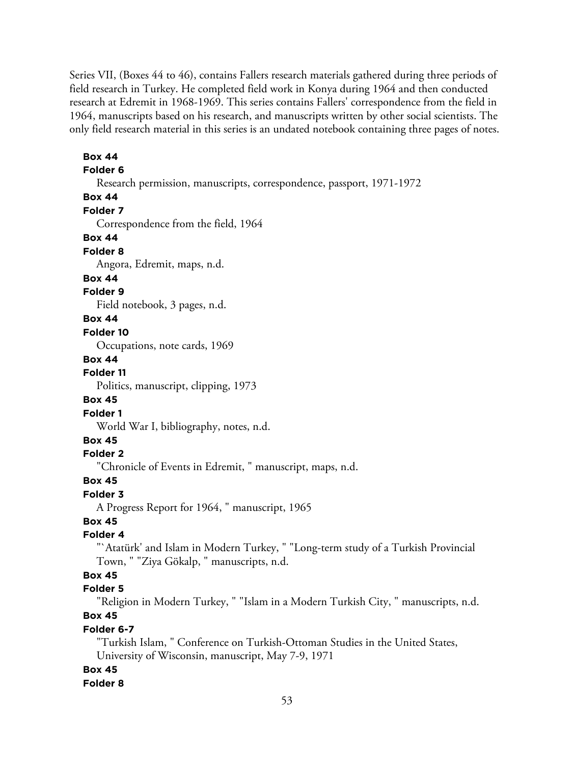Series VII, (Boxes 44 to 46), contains Fallers research materials gathered during three periods of field research in Turkey. He completed field work in Konya during 1964 and then conducted research at Edremit in 1968-1969. This series contains Fallers' correspondence from the field in 1964, manuscripts based on his research, and manuscripts written by other social scientists. The only field research material in this series is an undated notebook containing three pages of notes.

**Box 44**
**Folder 6**
Research permission, manuscripts, correspondence, passport, 1971-1972

**Box 44**
**Folder 7**
Correspondence from the field, 1964

**Box 44**
**Folder 8**
Angora, Edremit, maps, n.d.

**Box 44**
**Folder 9**
Field notebook, 3 pages, n.d.

**Box 44**
**Folder 10**
Occupations, note cards, 1969

**Box 44**
**Folder 11**
Politics, manuscript, clipping, 1973

**Box 45**
**Folder 1**
World War I, bibliography, notes, n.d.

**Box 45**
**Folder 2**
"Chronicle of Events in Edremit, " manuscript, maps, n.d.

**Box 45**
**Folder 3**
A Progress Report for 1964, " manuscript, 1965

**Box 45**
**Folder 4**
"`Atatürk' and Islam in Modern Turkey, " "Long-term study of a Turkish Provincial Town, " "Ziya Gökalp, " manuscripts, n.d.

**Box 45**
**Folder 5**
"Religion in Modern Turkey, " "Islam in a Modern Turkish City, " manuscripts, n.d.

**Box 45**
**Folder 6-7**
"Turkish Islam, " Conference on Turkish-Ottoman Studies in the United States, University of Wisconsin, manuscript, May 7-9, 1971

**Box 45**
**Folder 8**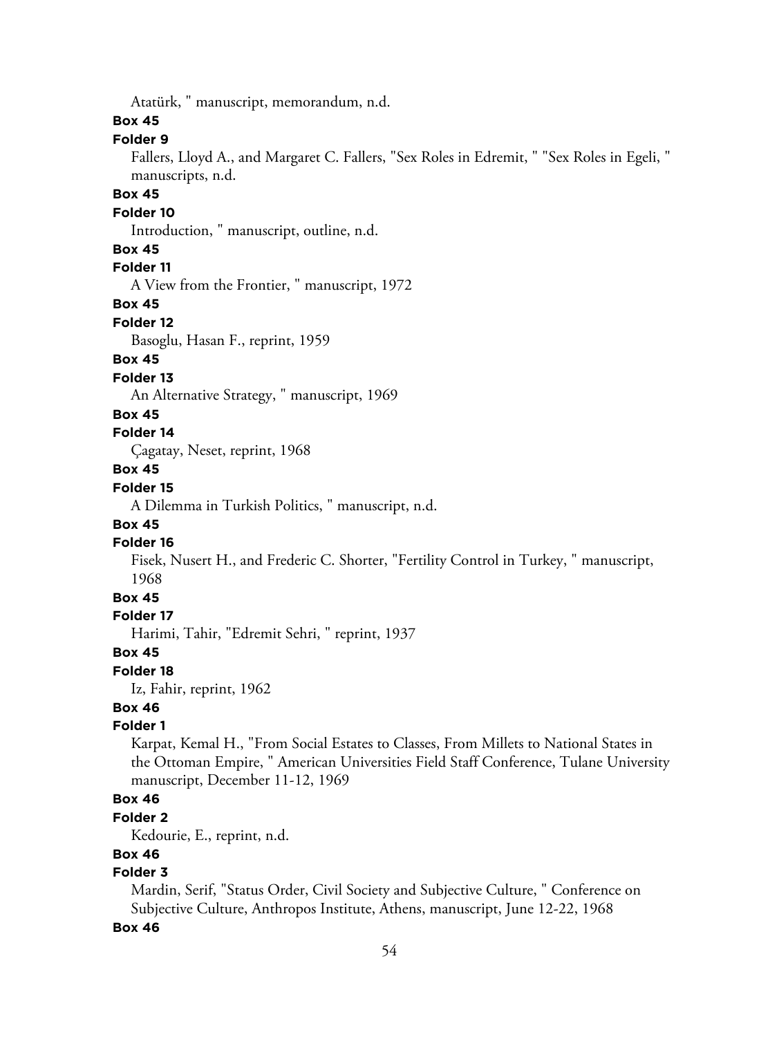Atatürk, " manuscript, memorandum, n.d.

**Box 45**

**Folder 9**

Fallers, Lloyd A., and Margaret C. Fallers, "Sex Roles in Edremit, " "Sex Roles in Egeli, " manuscripts, n.d.

**Box 45**

**Folder 10**

Introduction, " manuscript, outline, n.d.

**Box 45**

**Folder 11**

A View from the Frontier, " manuscript, 1972

**Box 45**

**Folder 12**

Basoglu, Hasan F., reprint, 1959

**Box 45**

**Folder 13**

An Alternative Strategy, " manuscript, 1969

**Box 45**

**Folder 14**

Çagatay, Neset, reprint, 1968

**Box 45**

**Folder 15**

A Dilemma in Turkish Politics, " manuscript, n.d.

**Box 45**

**Folder 16**

Fisek, Nusert H., and Frederic C. Shorter, "Fertility Control in Turkey, " manuscript, 1968

**Box 45**

**Folder 17**

Harimi, Tahir, "Edremit Sehri, " reprint, 1937

**Box 45**

**Folder 18**

Iz, Fahir, reprint, 1962

**Box 46**

**Folder 1**

Karpat, Kemal H., "From Social Estates to Classes, From Millets to National States in the Ottoman Empire, " American Universities Field Staff Conference, Tulane University manuscript, December 11-12, 1969

**Box 46**

**Folder 2**

Kedourie, E., reprint, n.d.

**Box 46**

**Folder 3**

Mardin, Serif, "Status Order, Civil Society and Subjective Culture, " Conference on Subjective Culture, Anthropos Institute, Athens, manuscript, June 12-22, 1968

**Box 46**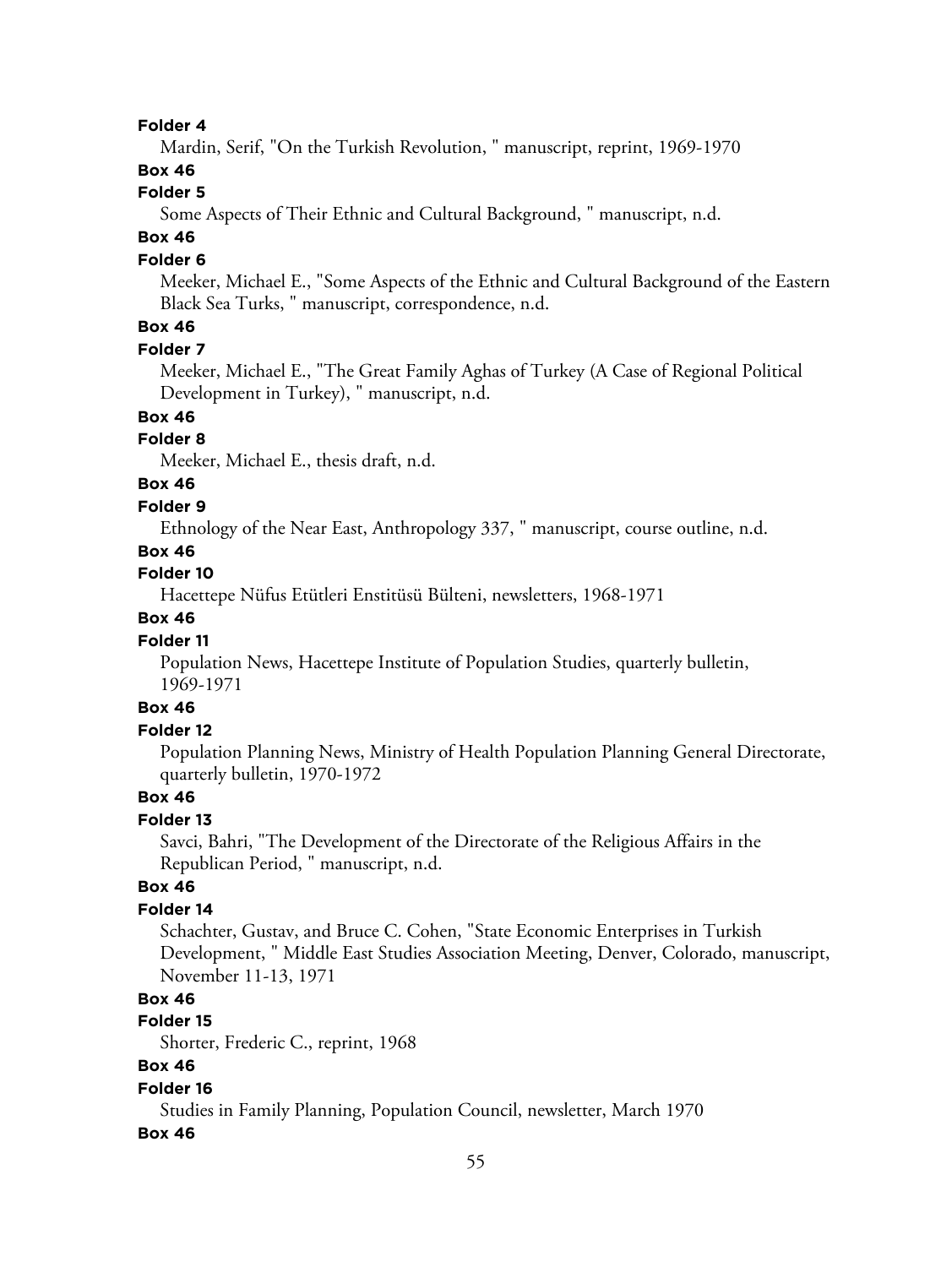**Folder 4**

Mardin, Serif, "On the Turkish Revolution, " manuscript, reprint, 1969-1970

**Box 46**

**Folder 5**

Some Aspects of Their Ethnic and Cultural Background, " manuscript, n.d.

**Box 46**

**Folder 6**

Meeker, Michael E., "Some Aspects of the Ethnic and Cultural Background of the Eastern Black Sea Turks, " manuscript, correspondence, n.d.

**Box 46**

**Folder 7**

Meeker, Michael E., "The Great Family Aghas of Turkey (A Case of Regional Political Development in Turkey), " manuscript, n.d.

**Box 46**

**Folder 8**

Meeker, Michael E., thesis draft, n.d.

**Box 46**

**Folder 9**

Ethnology of the Near East, Anthropology 337, " manuscript, course outline, n.d.

**Box 46**

**Folder 10**

Hacettepe Nüfus Etütleri Enstitüsü Bülteni, newsletters, 1968-1971

**Box 46**

**Folder 11**

Population News, Hacettepe Institute of Population Studies, quarterly bulletin, 1969-1971

**Box 46**

**Folder 12**

Population Planning News, Ministry of Health Population Planning General Directorate, quarterly bulletin, 1970-1972

**Box 46**

**Folder 13**

Savci, Bahri, "The Development of the Directorate of the Religious Affairs in the Republican Period, " manuscript, n.d.

**Box 46**

**Folder 14**

Schachter, Gustav, and Bruce C. Cohen, "State Economic Enterprises in Turkish Development, " Middle East Studies Association Meeting, Denver, Colorado, manuscript, November 11-13, 1971

**Box 46**

**Folder 15**

Shorter, Frederic C., reprint, 1968

**Box 46**

**Folder 16**

Studies in Family Planning, Population Council, newsletter, March 1970

**Box 46**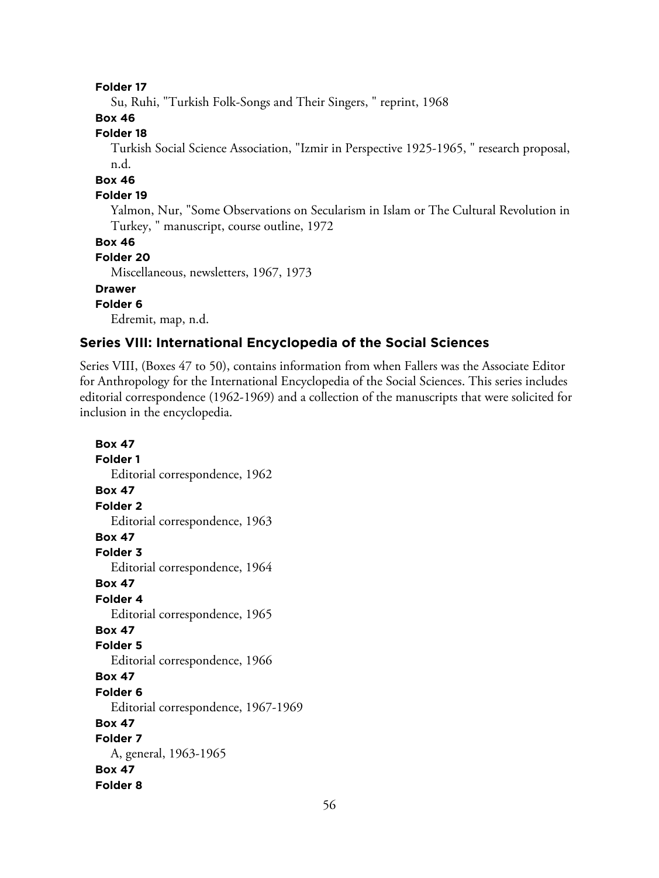**Folder 17**

Su, Ruhi, "Turkish Folk-Songs and Their Singers, " reprint, 1968

**Box 46**

**Folder 18**

Turkish Social Science Association, "Izmir in Perspective 1925-1965, " research proposal, n.d.

**Box 46**

**Folder 19**

Yalmon, Nur, "Some Observations on Secularism in Islam or The Cultural Revolution in Turkey, " manuscript, course outline, 1972

**Box 46**

**Folder 20**

Miscellaneous, newsletters, 1967, 1973

**Drawer**

**Folder 6**

Edremit, map, n.d.

## Series VIII: International Encyclopedia of the Social Sciences

Series VIII, (Boxes 47 to 50), contains information from when Fallers was the Associate Editor for Anthropology for the International Encyclopedia of the Social Sciences. This series includes editorial correspondence (1962-1969) and a collection of the manuscripts that were solicited for inclusion in the encyclopedia.

**Box 47**

**Folder 1**

Editorial correspondence, 1962

**Box 47**

**Folder 2**

Editorial correspondence, 1963

**Box 47**

**Folder 3**

Editorial correspondence, 1964

**Box 47**

**Folder 4**

Editorial correspondence, 1965

**Box 47**

**Folder 5**

Editorial correspondence, 1966

**Box 47**

**Folder 6**

Editorial correspondence, 1967-1969

**Box 47**

**Folder 7**

A, general, 1963-1965

**Box 47**

**Folder 8**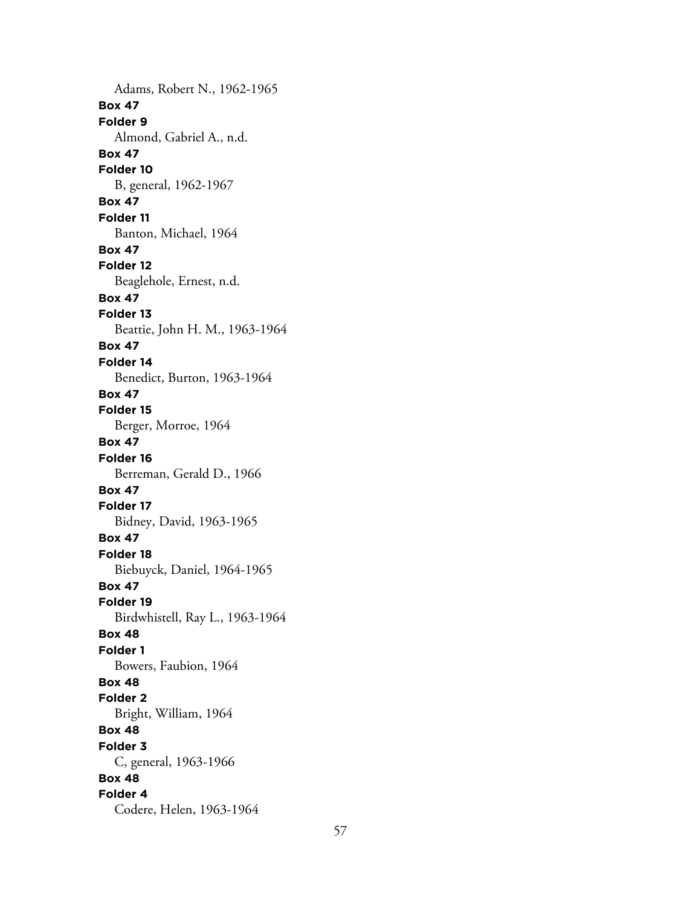Adams, Robert N., 1962-1965

**Box 47**
**Folder 9**
Almond, Gabriel A., n.d.

**Box 47**
**Folder 10**
B, general, 1962-1967

**Box 47**
**Folder 11**
Banton, Michael, 1964

**Box 47**
**Folder 12**
Beaglehole, Ernest, n.d.

**Box 47**
**Folder 13**
Beattie, John H. M., 1963-1964

**Box 47**
**Folder 14**
Benedict, Burton, 1963-1964

**Box 47**
**Folder 15**
Berger, Morroe, 1964

**Box 47**
**Folder 16**
Berreman, Gerald D., 1966

**Box 47**
**Folder 17**
Bidney, David, 1963-1965

**Box 47**
**Folder 18**
Biebuyck, Daniel, 1964-1965

**Box 47**
**Folder 19**
Birdwhistell, Ray L., 1963-1964

**Box 48**
**Folder 1**
Bowers, Faubion, 1964

**Box 48**
**Folder 2**
Bright, William, 1964

**Box 48**
**Folder 3**
C, general, 1963-1966

**Box 48**
**Folder 4**
Codere, Helen, 1963-1964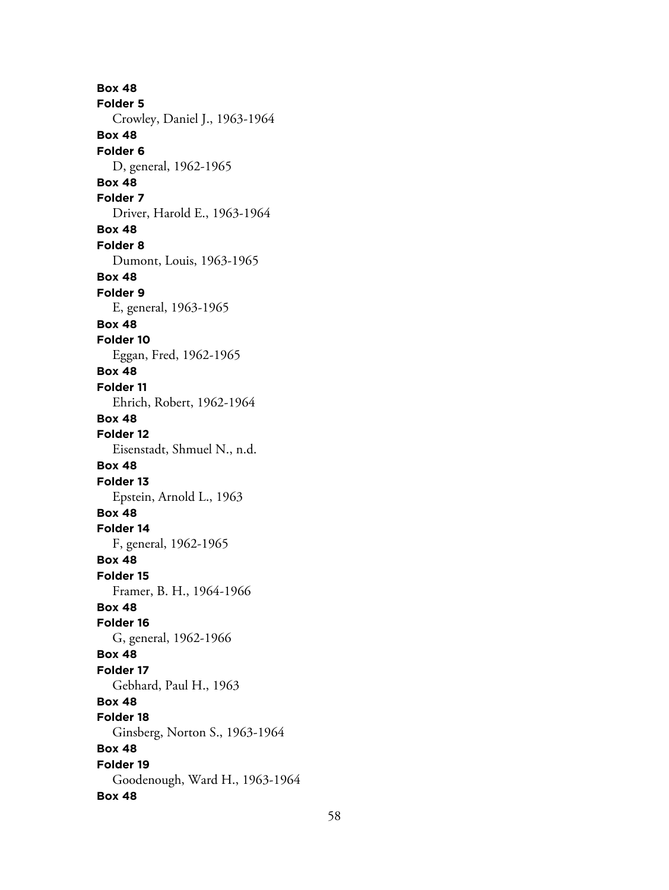**Box 48**
**Folder 5**
Crowley, Daniel J., 1963-1964
**Box 48**
**Folder 6**
D, general, 1962-1965
**Box 48**
**Folder 7**
Driver, Harold E., 1963-1964
**Box 48**
**Folder 8**
Dumont, Louis, 1963-1965
**Box 48**
**Folder 9**
E, general, 1963-1965
**Box 48**
**Folder 10**
Eggan, Fred, 1962-1965
**Box 48**
**Folder 11**
Ehrich, Robert, 1962-1964
**Box 48**
**Folder 12**
Eisenstadt, Shmuel N., n.d.
**Box 48**
**Folder 13**
Epstein, Arnold L., 1963
**Box 48**
**Folder 14**
F, general, 1962-1965
**Box 48**
**Folder 15**
Framer, B. H., 1964-1966
**Box 48**
**Folder 16**
G, general, 1962-1966
**Box 48**
**Folder 17**
Gebhard, Paul H., 1963
**Box 48**
**Folder 18**
Ginsberg, Norton S., 1963-1964
**Box 48**
**Folder 19**
Goodenough, Ward H., 1963-1964
**Box 48**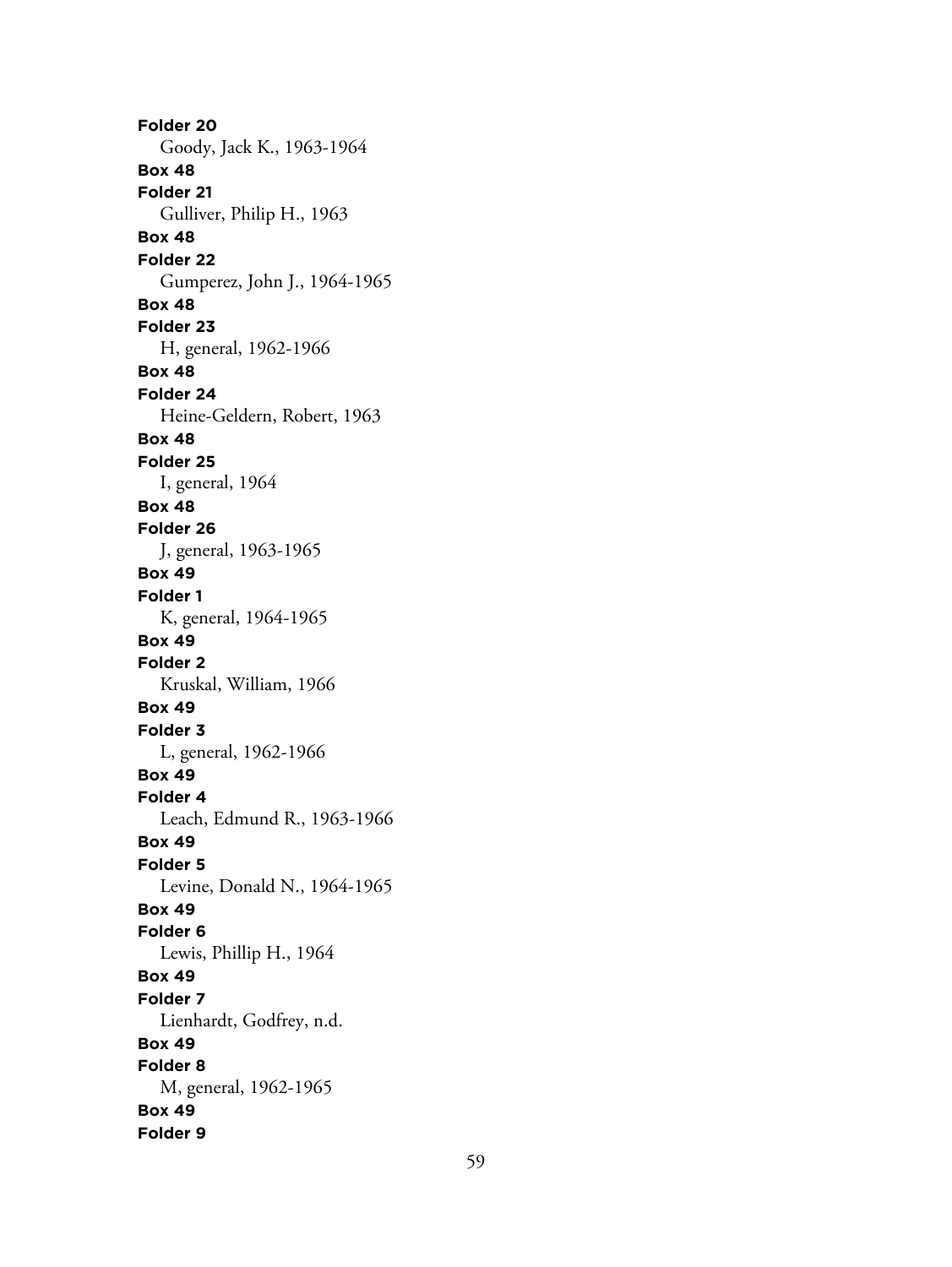**Folder 20**
Goody, Jack K., 1963-1964
**Box 48**
**Folder 21**
Gulliver, Philip H., 1963
**Box 48**
**Folder 22**
Gumperez, John J., 1964-1965
**Box 48**
**Folder 23**
H, general, 1962-1966
**Box 48**
**Folder 24**
Heine-Geldern, Robert, 1963
**Box 48**
**Folder 25**
I, general, 1964
**Box 48**
**Folder 26**
J, general, 1963-1965
**Box 49**
**Folder 1**
K, general, 1964-1965
**Box 49**
**Folder 2**
Kruskal, William, 1966
**Box 49**
**Folder 3**
L, general, 1962-1966
**Box 49**
**Folder 4**
Leach, Edmund R., 1963-1966
**Box 49**
**Folder 5**
Levine, Donald N., 1964-1965
**Box 49**
**Folder 6**
Lewis, Phillip H., 1964
**Box 49**
**Folder 7**
Lienhardt, Godfrey, n.d.
**Box 49**
**Folder 8**
M, general, 1962-1965
**Box 49**
**Folder 9**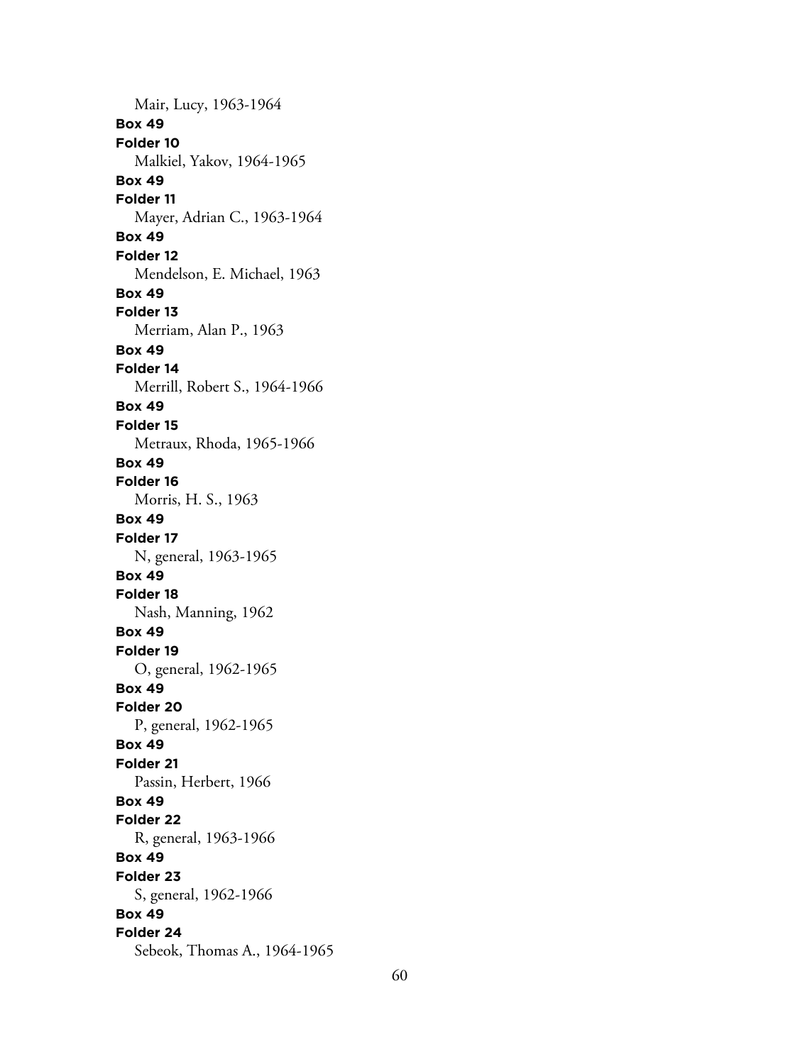Mair, Lucy, 1963-1964

**Box 49**
**Folder 10**
Malkiel, Yakov, 1964-1965

**Box 49**
**Folder 11**
Mayer, Adrian C., 1963-1964

**Box 49**
**Folder 12**
Mendelson, E. Michael, 1963

**Box 49**
**Folder 13**
Merriam, Alan P., 1963

**Box 49**
**Folder 14**
Merrill, Robert S., 1964-1966

**Box 49**
**Folder 15**
Metraux, Rhoda, 1965-1966

**Box 49**
**Folder 16**
Morris, H. S., 1963

**Box 49**
**Folder 17**
N, general, 1963-1965

**Box 49**
**Folder 18**
Nash, Manning, 1962

**Box 49**
**Folder 19**
O, general, 1962-1965

**Box 49**
**Folder 20**
P, general, 1962-1965

**Box 49**
**Folder 21**
Passin, Herbert, 1966

**Box 49**
**Folder 22**
R, general, 1963-1966

**Box 49**
**Folder 23**
S, general, 1962-1966

**Box 49**
**Folder 24**
Sebeok, Thomas A., 1964-1965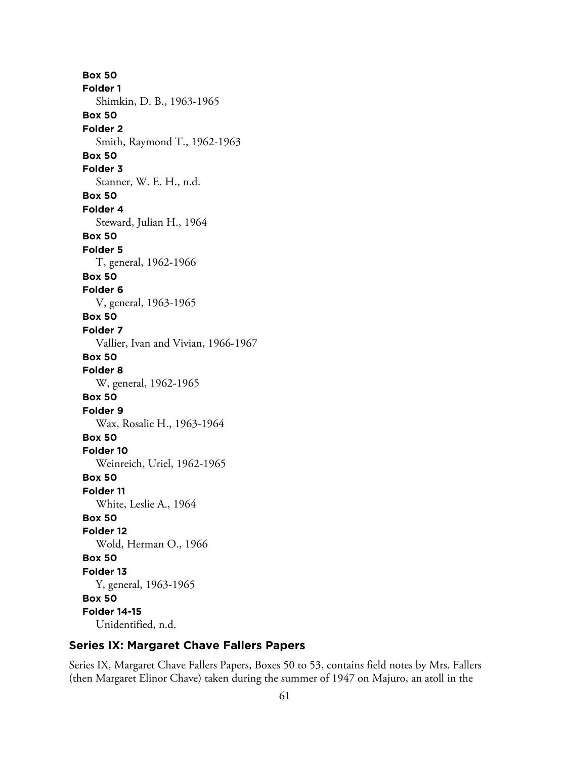**Box 50**
**Folder 1**
Shimkin, D. B., 1963-1965
**Box 50**
**Folder 2**
Smith, Raymond T., 1962-1963
**Box 50**
**Folder 3**
Stanner, W. E. H., n.d.
**Box 50**
**Folder 4**
Steward, Julian H., 1964
**Box 50**
**Folder 5**
T, general, 1962-1966
**Box 50**
**Folder 6**
V, general, 1963-1965
**Box 50**
**Folder 7**
Vallier, Ivan and Vivian, 1966-1967
**Box 50**
**Folder 8**
W, general, 1962-1965
**Box 50**
**Folder 9**
Wax, Rosalie H., 1963-1964
**Box 50**
**Folder 10**
Weinreich, Uriel, 1962-1965
**Box 50**
**Folder 11**
White, Leslie A., 1964
**Box 50**
**Folder 12**
Wold, Herman O., 1966
**Box 50**
**Folder 13**
Y, general, 1963-1965
**Box 50**
**Folder 14-15**
Unidentified, n.d.

## Series IX: Margaret Chave Fallers Papers

Series IX, Margaret Chave Fallers Papers, Boxes 50 to 53, contains field notes by Mrs. Fallers (then Margaret Elinor Chave) taken during the summer of 1947 on Majuro, an atoll in the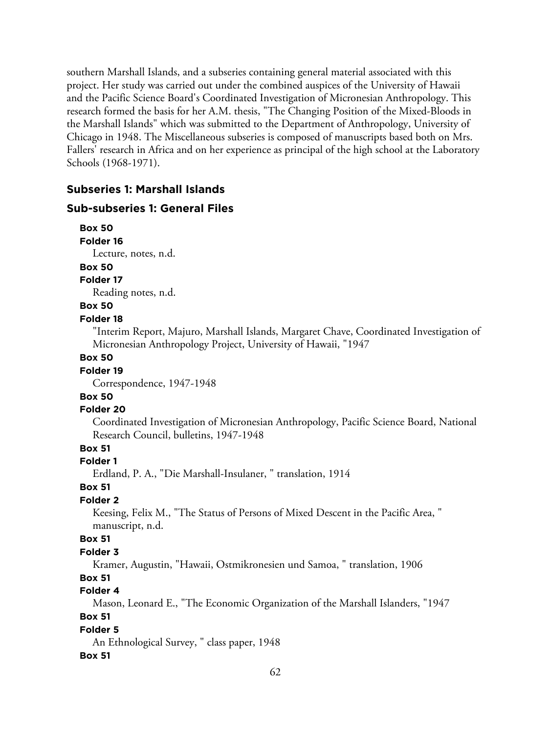southern Marshall Islands, and a subseries containing general material associated with this project. Her study was carried out under the combined auspices of the University of Hawaii and the Pacific Science Board's Coordinated Investigation of Micronesian Anthropology. This research formed the basis for her A.M. thesis, "The Changing Position of the Mixed-Bloods in the Marshall Islands" which was submitted to the Department of Anthropology, University of Chicago in 1948. The Miscellaneous subseries is composed of manuscripts based both on Mrs. Fallers' research in Africa and on her experience as principal of the high school at the Laboratory Schools (1968-1971).

### Subseries 1: Marshall Islands

### Sub-subseries 1: General Files

**Box 50**
**Folder 16**
Lecture, notes, n.d.

**Box 50**
**Folder 17**
Reading notes, n.d.

**Box 50**
**Folder 18**
"Interim Report, Majuro, Marshall Islands, Margaret Chave, Coordinated Investigation of Micronesian Anthropology Project, University of Hawaii, "1947

**Box 50**
**Folder 19**
Correspondence, 1947-1948

**Box 50**
**Folder 20**
Coordinated Investigation of Micronesian Anthropology, Pacific Science Board, National Research Council, bulletins, 1947-1948

**Box 51**
**Folder 1**
Erdland, P. A., "Die Marshall-Insulaner, " translation, 1914

**Box 51**
**Folder 2**
Keesing, Felix M., "The Status of Persons of Mixed Descent in the Pacific Area, " manuscript, n.d.

**Box 51**
**Folder 3**
Kramer, Augustin, "Hawaii, Ostmikronesien und Samoa, " translation, 1906

**Box 51**
**Folder 4**
Mason, Leonard E., "The Economic Organization of the Marshall Islanders, "1947

**Box 51**
**Folder 5**
An Ethnological Survey, " class paper, 1948

**Box 51**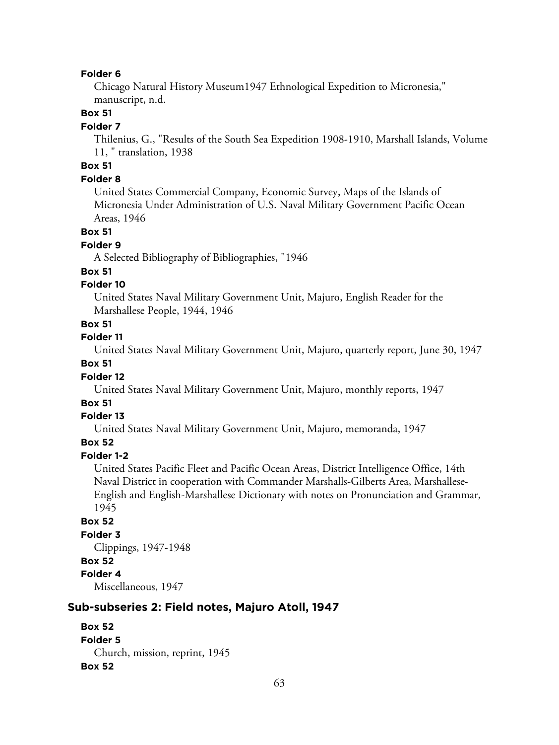**Folder 6**

Chicago Natural History Museum1947 Ethnological Expedition to Micronesia," manuscript, n.d.

**Box 51**

**Folder 7**

Thilenius, G., "Results of the South Sea Expedition 1908-1910, Marshall Islands, Volume 11, " translation, 1938

**Box 51**

**Folder 8**

United States Commercial Company, Economic Survey, Maps of the Islands of Micronesia Under Administration of U.S. Naval Military Government Pacific Ocean Areas, 1946

**Box 51**

**Folder 9**

A Selected Bibliography of Bibliographies, "1946

**Box 51**

**Folder 10**

United States Naval Military Government Unit, Majuro, English Reader for the Marshallese People, 1944, 1946

**Box 51**

**Folder 11**

United States Naval Military Government Unit, Majuro, quarterly report, June 30, 1947

**Box 51**

**Folder 12**

United States Naval Military Government Unit, Majuro, monthly reports, 1947

**Box 51**

**Folder 13**

United States Naval Military Government Unit, Majuro, memoranda, 1947

**Box 52**

**Folder 1-2**

United States Pacific Fleet and Pacific Ocean Areas, District Intelligence Office, 14th Naval District in cooperation with Commander Marshalls-Gilberts Area, Marshallese-English and English-Marshallese Dictionary with notes on Pronunciation and Grammar, 1945

**Box 52**

**Folder 3**

Clippings, 1947-1948

**Box 52**

**Folder 4**

Miscellaneous, 1947

### Sub-subseries 2: Field notes, Majuro Atoll, 1947

**Box 52**

**Folder 5**

Church, mission, reprint, 1945

**Box 52**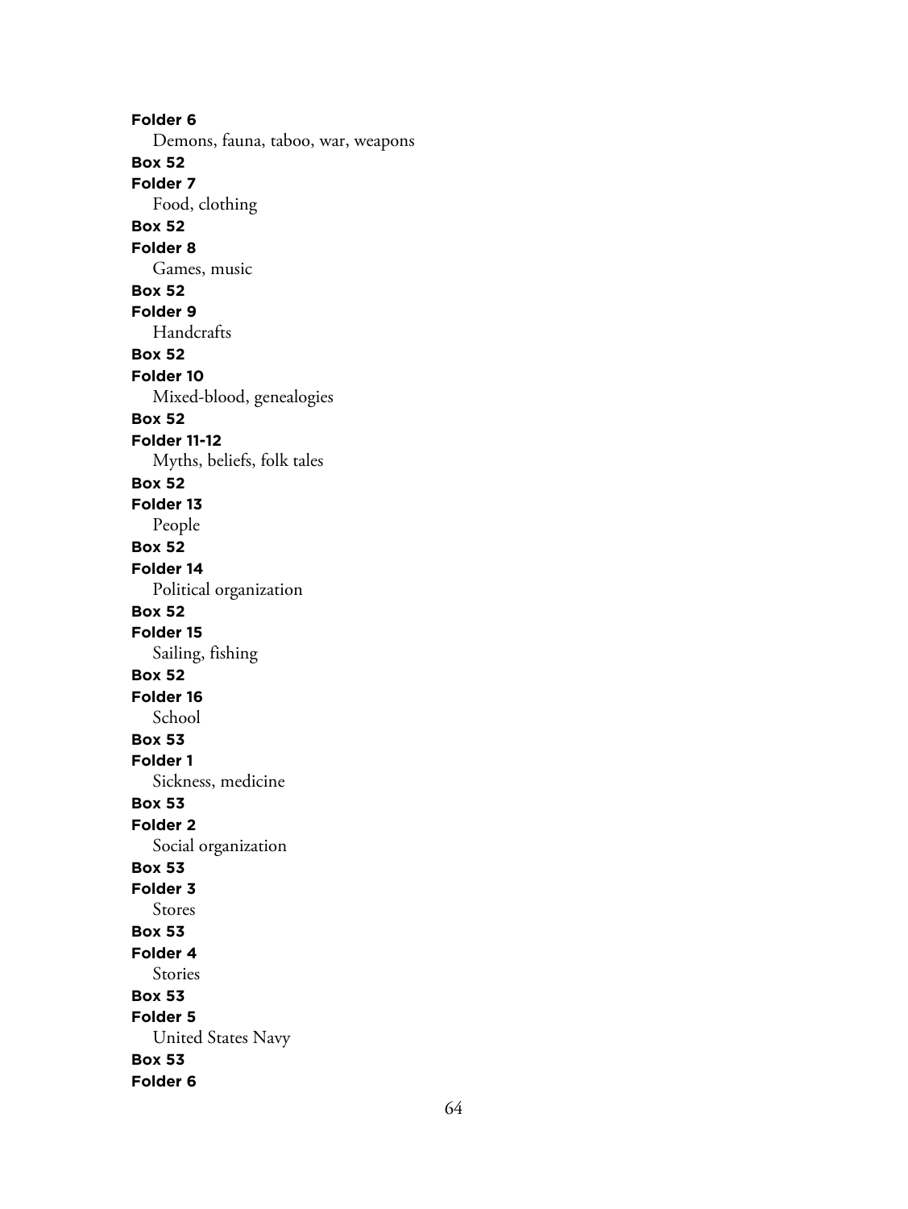**Folder 6**
Demons, fauna, taboo, war, weapons

**Box 52**
**Folder 7**
Food, clothing

**Box 52**
**Folder 8**
Games, music

**Box 52**
**Folder 9**
Handcrafts

**Box 52**
**Folder 10**
Mixed-blood, genealogies

**Box 52**
**Folder 11-12**
Myths, beliefs, folk tales

**Box 52**
**Folder 13**
People

**Box 52**
**Folder 14**
Political organization

**Box 52**
**Folder 15**
Sailing, fishing

**Box 52**
**Folder 16**
School

**Box 53**
**Folder 1**
Sickness, medicine

**Box 53**
**Folder 2**
Social organization

**Box 53**
**Folder 3**
Stores

**Box 53**
**Folder 4**
Stories

**Box 53**
**Folder 5**
United States Navy

**Box 53**
**Folder 6**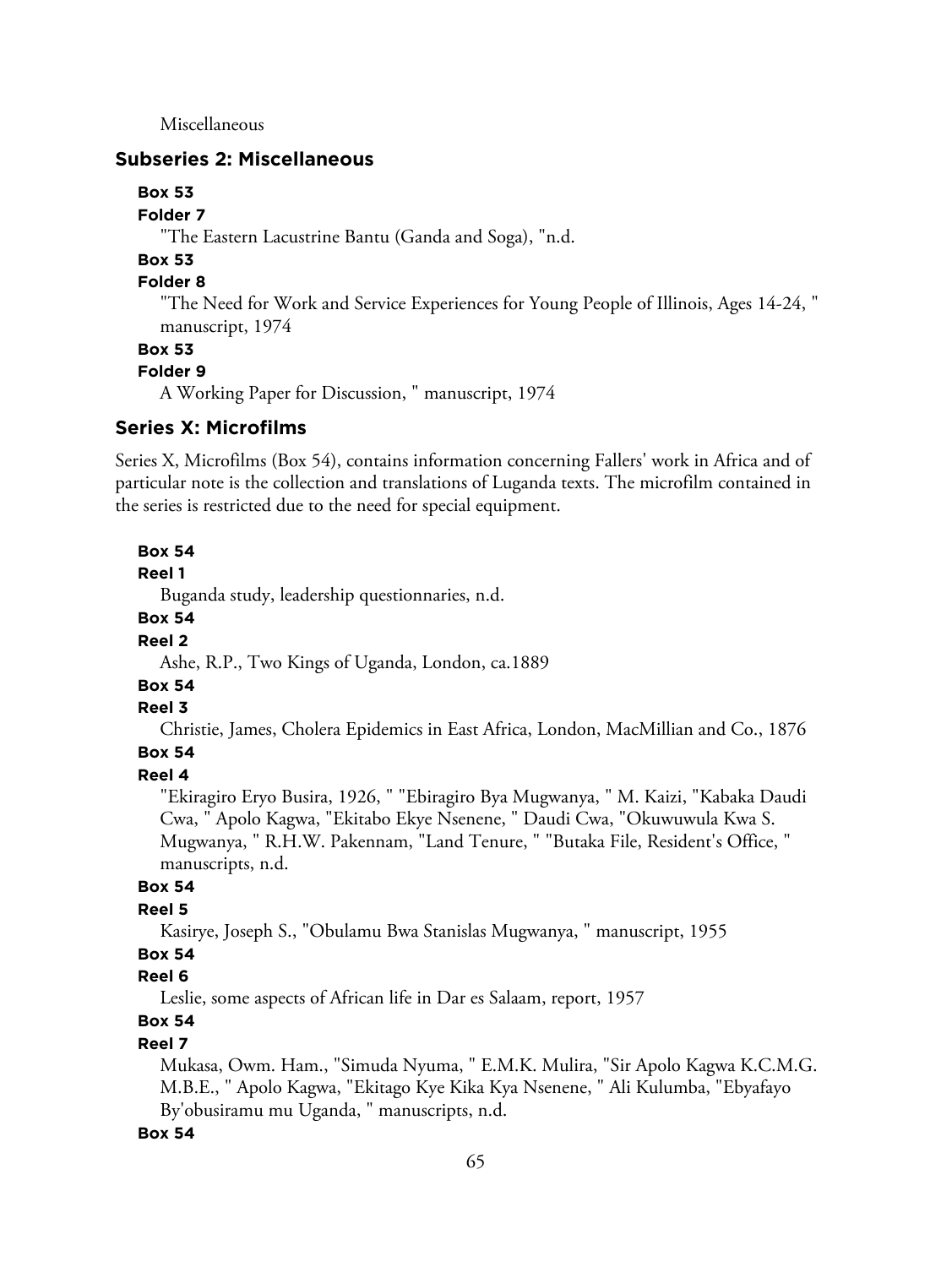Miscellaneous

### Subseries 2: Miscellaneous

**Box 53**

**Folder 7**

"The Eastern Lacustrine Bantu (Ganda and Soga), "n.d.

**Box 53**

**Folder 8**

"The Need for Work and Service Experiences for Young People of Illinois, Ages 14-24, " manuscript, 1974

**Box 53**

**Folder 9**

A Working Paper for Discussion, " manuscript, 1974

## Series X: Microfilms

Series X, Microfilms (Box 54), contains information concerning Fallers' work in Africa and of particular note is the collection and translations of Luganda texts. The microfilm contained in the series is restricted due to the need for special equipment.

**Box 54**

**Reel 1**

Buganda study, leadership questionnaries, n.d.

**Box 54**

**Reel 2**

Ashe, R.P., Two Kings of Uganda, London, ca.1889

**Box 54**

**Reel 3**

Christie, James, Cholera Epidemics in East Africa, London, MacMillian and Co., 1876

**Box 54**

**Reel 4**

"Ekiragiro Eryo Busira, 1926, " "Ebiragiro Bya Mugwanya, " M. Kaizi, "Kabaka Daudi Cwa, " Apolo Kagwa, "Ekitabo Ekye Nsenene, " Daudi Cwa, "Okuwuwula Kwa S. Mugwanya, " R.H.W. Pakennam, "Land Tenure, " "Butaka File, Resident's Office, " manuscripts, n.d.

**Box 54**

**Reel 5**

Kasirye, Joseph S., "Obulamu Bwa Stanislas Mugwanya, " manuscript, 1955

**Box 54**

**Reel 6**

Leslie, some aspects of African life in Dar es Salaam, report, 1957

**Box 54**

**Reel 7**

Mukasa, Owm. Ham., "Simuda Nyuma, " E.M.K. Mulira, "Sir Apolo Kagwa K.C.M.G. M.B.E., " Apolo Kagwa, "Ekitago Kye Kika Kya Nsenene, " Ali Kulumba, "Ebyafayo By'obusiramu mu Uganda, " manuscripts, n.d.

**Box 54**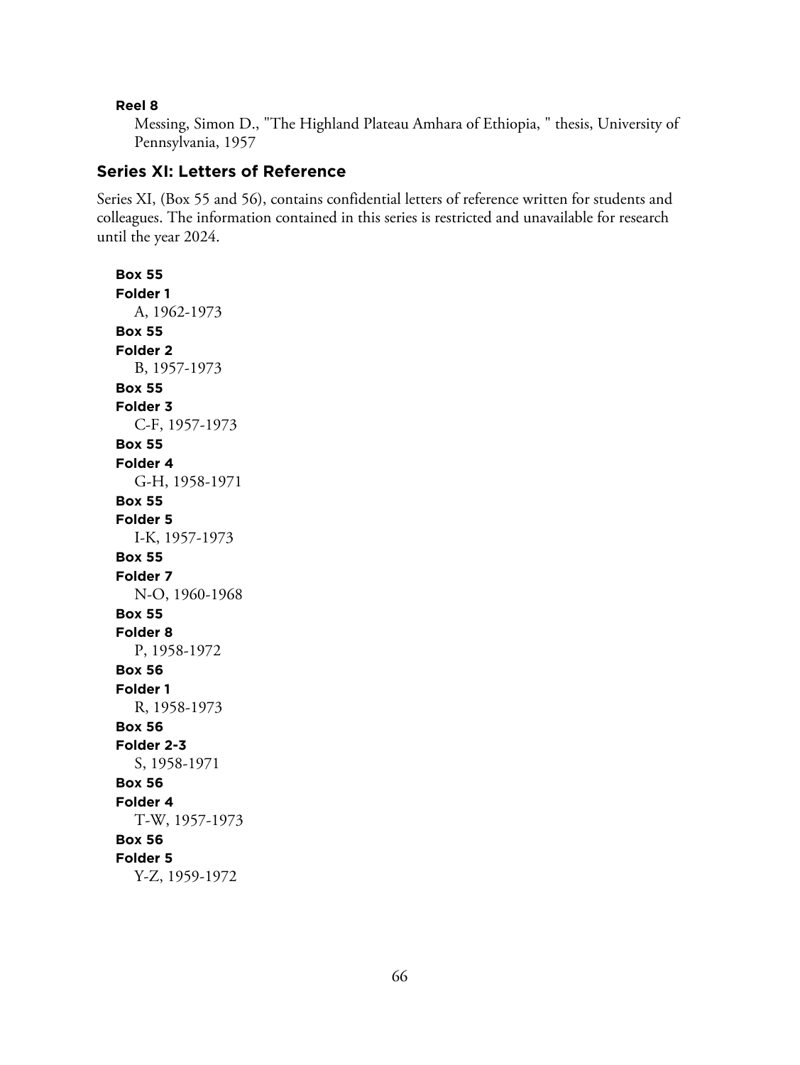**Reel 8**

Messing, Simon D., "The Highland Plateau Amhara of Ethiopia, " thesis, University of Pennsylvania, 1957

## Series XI: Letters of Reference

Series XI, (Box 55 and 56), contains confidential letters of reference written for students and colleagues. The information contained in this series is restricted and unavailable for research until the year 2024.

**Box 55**
**Folder 1**
A, 1962-1973

**Box 55**
**Folder 2**
B, 1957-1973

**Box 55**
**Folder 3**
C-F, 1957-1973

**Box 55**
**Folder 4**
G-H, 1958-1971

**Box 55**
**Folder 5**
I-K, 1957-1973

**Box 55**
**Folder 7**
N-O, 1960-1968

**Box 55**
**Folder 8**
P, 1958-1972

**Box 56**
**Folder 1**
R, 1958-1973

**Box 56**
**Folder 2-3**
S, 1958-1971

**Box 56**
**Folder 4**
T-W, 1957-1973

**Box 56**
**Folder 5**
Y-Z, 1959-1972